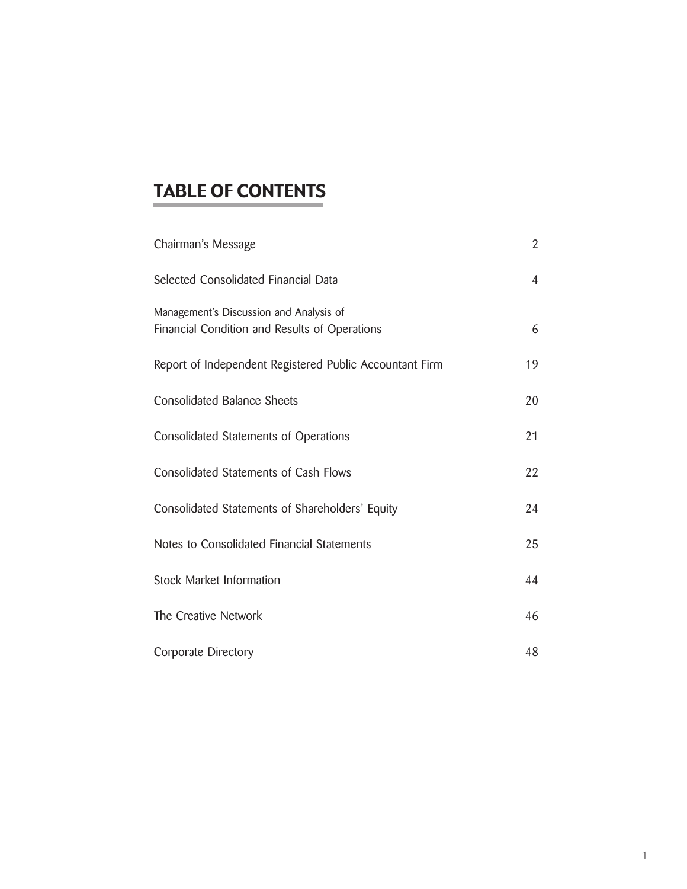# TABLE OF CONTENTS

| | |
|---|---|
| Chairman's Message | 2 |
| Selected Consolidated Financial Data | 4 |
| Management's Discussion and Analysis of Financial Condition and Results of Operations | 6 |
| Report of Independent Registered Public Accountant Firm | 19 |
| Consolidated Balance Sheets | 20 |
| Consolidated Statements of Operations | 21 |
| Consolidated Statements of Cash Flows | 22 |
| Consolidated Statements of Shareholders' Equity | 24 |
| Notes to Consolidated Financial Statements | 25 |
| Stock Market Information | 44 |
| The Creative Network | 46 |
| Corporate Directory | 48 |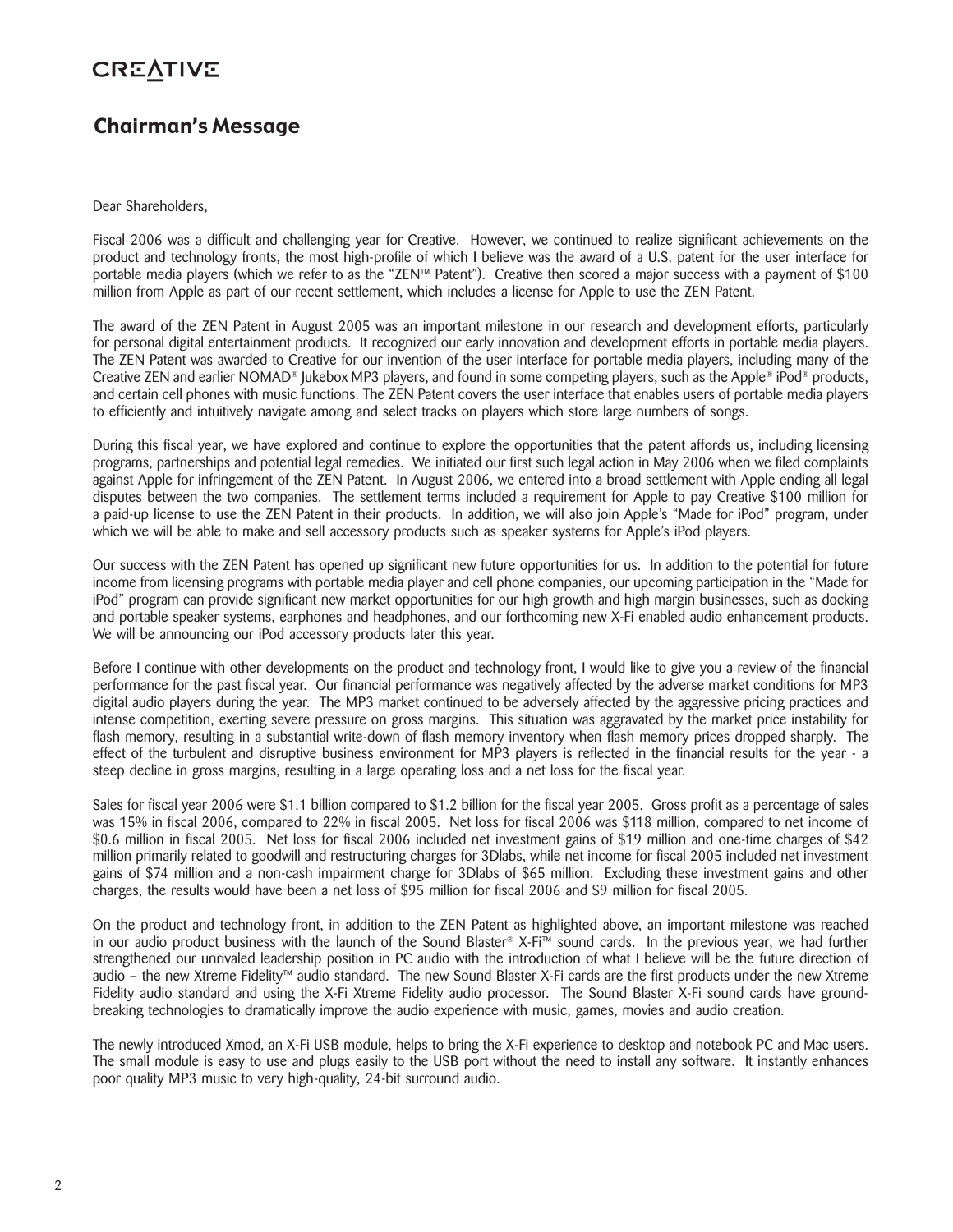CREATIVE

## Chairman's Message

Dear Shareholders,

Fiscal 2006 was a difficult and challenging year for Creative. However, we continued to realize significant achievements on the product and technology fronts, the most high-profile of which I believe was the award of a U.S. patent for the user interface for portable media players (which we refer to as the "ZEN™ Patent"). Creative then scored a major success with a payment of $100 million from Apple as part of our recent settlement, which includes a license for Apple to use the ZEN Patent.

The award of the ZEN Patent in August 2005 was an important milestone in our research and development efforts, particularly for personal digital entertainment products. It recognized our early innovation and development efforts in portable media players. The ZEN Patent was awarded to Creative for our invention of the user interface for portable media players, including many of the Creative ZEN and earlier NOMAD® Jukebox MP3 players, and found in some competing players, such as the Apple® iPod® products, and certain cell phones with music functions. The ZEN Patent covers the user interface that enables users of portable media players to efficiently and intuitively navigate among and select tracks on players which store large numbers of songs.

During this fiscal year, we have explored and continue to explore the opportunities that the patent affords us, including licensing programs, partnerships and potential legal remedies. We initiated our first such legal action in May 2006 when we filed complaints against Apple for infringement of the ZEN Patent. In August 2006, we entered into a broad settlement with Apple ending all legal disputes between the two companies. The settlement terms included a requirement for Apple to pay Creative $100 million for a paid-up license to use the ZEN Patent in their products. In addition, we will also join Apple's "Made for iPod" program, under which we will be able to make and sell accessory products such as speaker systems for Apple's iPod players.

Our success with the ZEN Patent has opened up significant new future opportunities for us. In addition to the potential for future income from licensing programs with portable media player and cell phone companies, our upcoming participation in the "Made for iPod" program can provide significant new market opportunities for our high growth and high margin businesses, such as docking and portable speaker systems, earphones and headphones, and our forthcoming new X-Fi enabled audio enhancement products. We will be announcing our iPod accessory products later this year.

Before I continue with other developments on the product and technology front, I would like to give you a review of the financial performance for the past fiscal year. Our financial performance was negatively affected by the adverse market conditions for MP3 digital audio players during the year. The MP3 market continued to be adversely affected by the aggressive pricing practices and intense competition, exerting severe pressure on gross margins. This situation was aggravated by the market price instability for flash memory, resulting in a substantial write-down of flash memory inventory when flash memory prices dropped sharply. The effect of the turbulent and disruptive business environment for MP3 players is reflected in the financial results for the year - a steep decline in gross margins, resulting in a large operating loss and a net loss for the fiscal year.

Sales for fiscal year 2006 were $1.1 billion compared to $1.2 billion for the fiscal year 2005. Gross profit as a percentage of sales was 15% in fiscal 2006, compared to 22% in fiscal 2005. Net loss for fiscal 2006 was $118 million, compared to net income of $0.6 million in fiscal 2005. Net loss for fiscal 2006 included net investment gains of $19 million and one-time charges of $42 million primarily related to goodwill and restructuring charges for 3Dlabs, while net income for fiscal 2005 included net investment gains of $74 million and a non-cash impairment charge for 3Dlabs of $65 million. Excluding these investment gains and other charges, the results would have been a net loss of $95 million for fiscal 2006 and $9 million for fiscal 2005.

On the product and technology front, in addition to the ZEN Patent as highlighted above, an important milestone was reached in our audio product business with the launch of the Sound Blaster® X-Fi™ sound cards. In the previous year, we had further strengthened our unrivaled leadership position in PC audio with the introduction of what I believe will be the future direction of audio – the new Xtreme Fidelity™ audio standard. The new Sound Blaster X-Fi cards are the first products under the new Xtreme Fidelity audio standard and using the X-Fi Xtreme Fidelity audio processor. The Sound Blaster X-Fi sound cards have ground-breaking technologies to dramatically improve the audio experience with music, games, movies and audio creation.

The newly introduced Xmod, an X-Fi USB module, helps to bring the X-Fi experience to desktop and notebook PC and Mac users. The small module is easy to use and plugs easily to the USB port without the need to install any software. It instantly enhances poor quality MP3 music to very high-quality, 24-bit surround audio.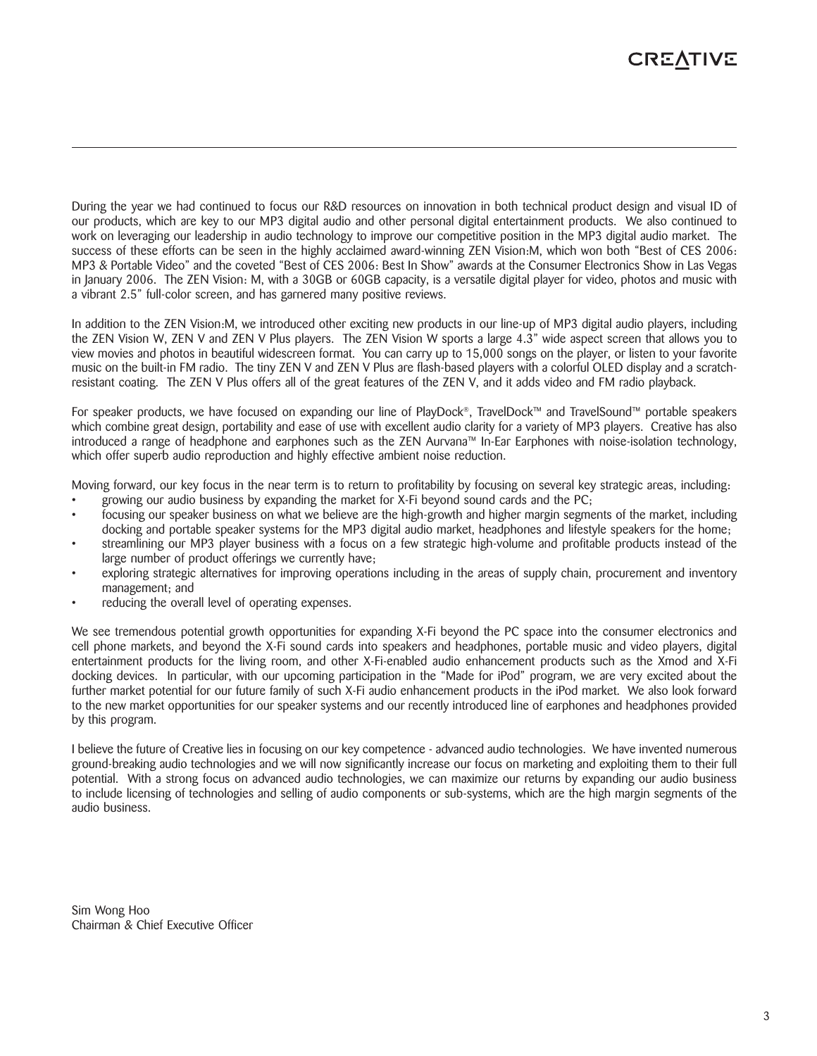During the year we had continued to focus our R&D resources on innovation in both technical product design and visual ID of our products, which are key to our MP3 digital audio and other personal digital entertainment products. We also continued to work on leveraging our leadership in audio technology to improve our competitive position in the MP3 digital audio market. The success of these efforts can be seen in the highly acclaimed award-winning ZEN Vision:M, which won both "Best of CES 2006: MP3 & Portable Video" and the coveted "Best of CES 2006: Best In Show" awards at the Consumer Electronics Show in Las Vegas in January 2006. The ZEN Vision: M, with a 30GB or 60GB capacity, is a versatile digital player for video, photos and music with a vibrant 2.5" full-color screen, and has garnered many positive reviews.

In addition to the ZEN Vision:M, we introduced other exciting new products in our line-up of MP3 digital audio players, including the ZEN Vision W, ZEN V and ZEN V Plus players. The ZEN Vision W sports a large 4.3" wide aspect screen that allows you to view movies and photos in beautiful widescreen format. You can carry up to 15,000 songs on the player, or listen to your favorite music on the built-in FM radio. The tiny ZEN V and ZEN V Plus are flash-based players with a colorful OLED display and a scratch-resistant coating. The ZEN V Plus offers all of the great features of the ZEN V, and it adds video and FM radio playback.

For speaker products, we have focused on expanding our line of PlayDock®, TravelDock™ and TravelSound™ portable speakers which combine great design, portability and ease of use with excellent audio clarity for a variety of MP3 players. Creative has also introduced a range of headphone and earphones such as the ZEN Aurvana™ In-Ear Earphones with noise-isolation technology, which offer superb audio reproduction and highly effective ambient noise reduction.

Moving forward, our key focus in the near term is to return to profitability by focusing on several key strategic areas, including:

- growing our audio business by expanding the market for X-Fi beyond sound cards and the PC;
- focusing our speaker business on what we believe are the high-growth and higher margin segments of the market, including docking and portable speaker systems for the MP3 digital audio market, headphones and lifestyle speakers for the home;
- streamlining our MP3 player business with a focus on a few strategic high-volume and profitable products instead of the large number of product offerings we currently have;
- exploring strategic alternatives for improving operations including in the areas of supply chain, procurement and inventory management; and
- reducing the overall level of operating expenses.

We see tremendous potential growth opportunities for expanding X-Fi beyond the PC space into the consumer electronics and cell phone markets, and beyond the X-Fi sound cards into speakers and headphones, portable music and video players, digital entertainment products for the living room, and other X-Fi-enabled audio enhancement products such as the Xmod and X-Fi docking devices. In particular, with our upcoming participation in the "Made for iPod" program, we are very excited about the further market potential for our future family of such X-Fi audio enhancement products in the iPod market. We also look forward to the new market opportunities for our speaker systems and our recently introduced line of earphones and headphones provided by this program.

I believe the future of Creative lies in focusing on our key competence - advanced audio technologies. We have invented numerous ground-breaking audio technologies and we will now significantly increase our focus on marketing and exploiting them to their full potential. With a strong focus on advanced audio technologies, we can maximize our returns by expanding our audio business to include licensing of technologies and selling of audio components or sub-systems, which are the high margin segments of the audio business.

Sim Wong Hoo
Chairman & Chief Executive Officer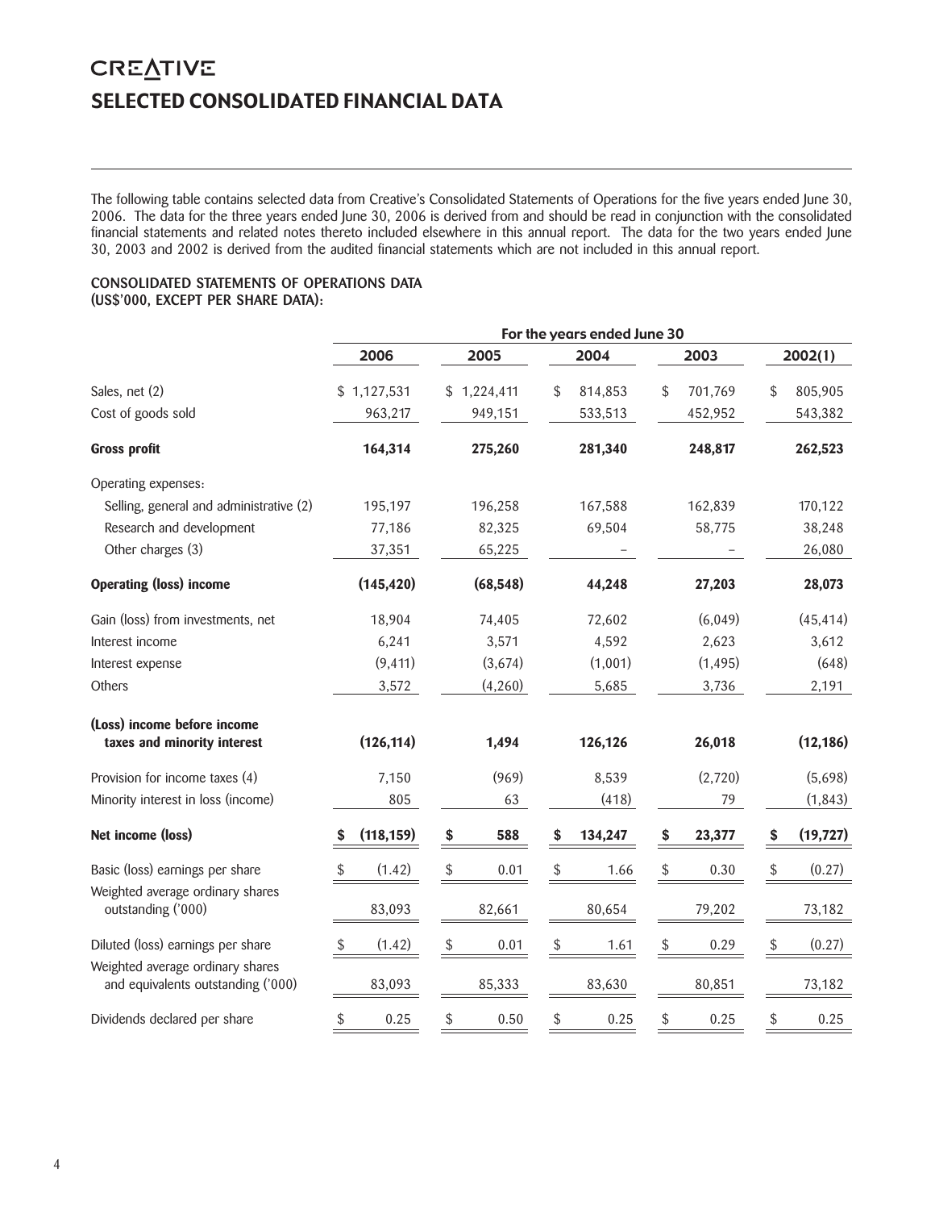# CREATIVE

# SELECTED CONSOLIDATED FINANCIAL DATA

The following table contains selected data from Creative's Consolidated Statements of Operations for the five years ended June 30, 2006. The data for the three years ended June 30, 2006 is derived from and should be read in conjunction with the consolidated financial statements and related notes thereto included elsewhere in this annual report. The data for the two years ended June 30, 2003 and 2002 is derived from the audited financial statements which are not included in this annual report.

**CONSOLIDATED STATEMENTS OF OPERATIONS DATA (US$'000, EXCEPT PER SHARE DATA):**

| | For the years ended June 30 | | | | |
|---|---|---|---|---|---|
| | 2006 | 2005 | 2004 | 2003 | 2002(1) |
| Sales, net (2) | $ 1,127,531 | $ 1,224,411 | $ 814,853 | $ 701,769 | $ 805,905 |
| Cost of goods sold | 963,217 | 949,151 | 533,513 | 452,952 | 543,382 |
| **Gross profit** | **164,314** | **275,260** | **281,340** | **248,817** | **262,523** |
| Operating expenses: | | | | | |
| Selling, general and administrative (2) | 195,197 | 196,258 | 167,588 | 162,839 | 170,122 |
| Research and development | 77,186 | 82,325 | 69,504 | 58,775 | 38,248 |
| Other charges (3) | 37,351 | 65,225 | – | – | 26,080 |
| **Operating (loss) income** | **(145,420)** | **(68,548)** | **44,248** | **27,203** | **28,073** |
| Gain (loss) from investments, net | 18,904 | 74,405 | 72,602 | (6,049) | (45,414) |
| Interest income | 6,241 | 3,571 | 4,592 | 2,623 | 3,612 |
| Interest expense | (9,411) | (3,674) | (1,001) | (1,495) | (648) |
| Others | 3,572 | (4,260) | 5,685 | 3,736 | 2,191 |
| **(Loss) income before income taxes and minority interest** | **(126,114)** | **1,494** | **126,126** | **26,018** | **(12,186)** |
| Provision for income taxes (4) | 7,150 | (969) | 8,539 | (2,720) | (5,698) |
| Minority interest in loss (income) | 805 | 63 | (418) | 79 | (1,843) |
| **Net income (loss)** | **$ (118,159)** | **$ 588** | **$ 134,247** | **$ 23,377** | **$ (19,727)** |
| Basic (loss) earnings per share | $ (1.42) | $ 0.01 | $ 1.66 | $ 0.30 | $ (0.27) |
| Weighted average ordinary shares outstanding ('000) | 83,093 | 82,661 | 80,654 | 79,202 | 73,182 |
| Diluted (loss) earnings per share | $ (1.42) | $ 0.01 | $ 1.61 | $ 0.29 | $ (0.27) |
| Weighted average ordinary shares and equivalents outstanding ('000) | 83,093 | 85,333 | 83,630 | 80,851 | 73,182 |
| Dividends declared per share | $ 0.25 | $ 0.50 | $ 0.25 | $ 0.25 | $ 0.25 |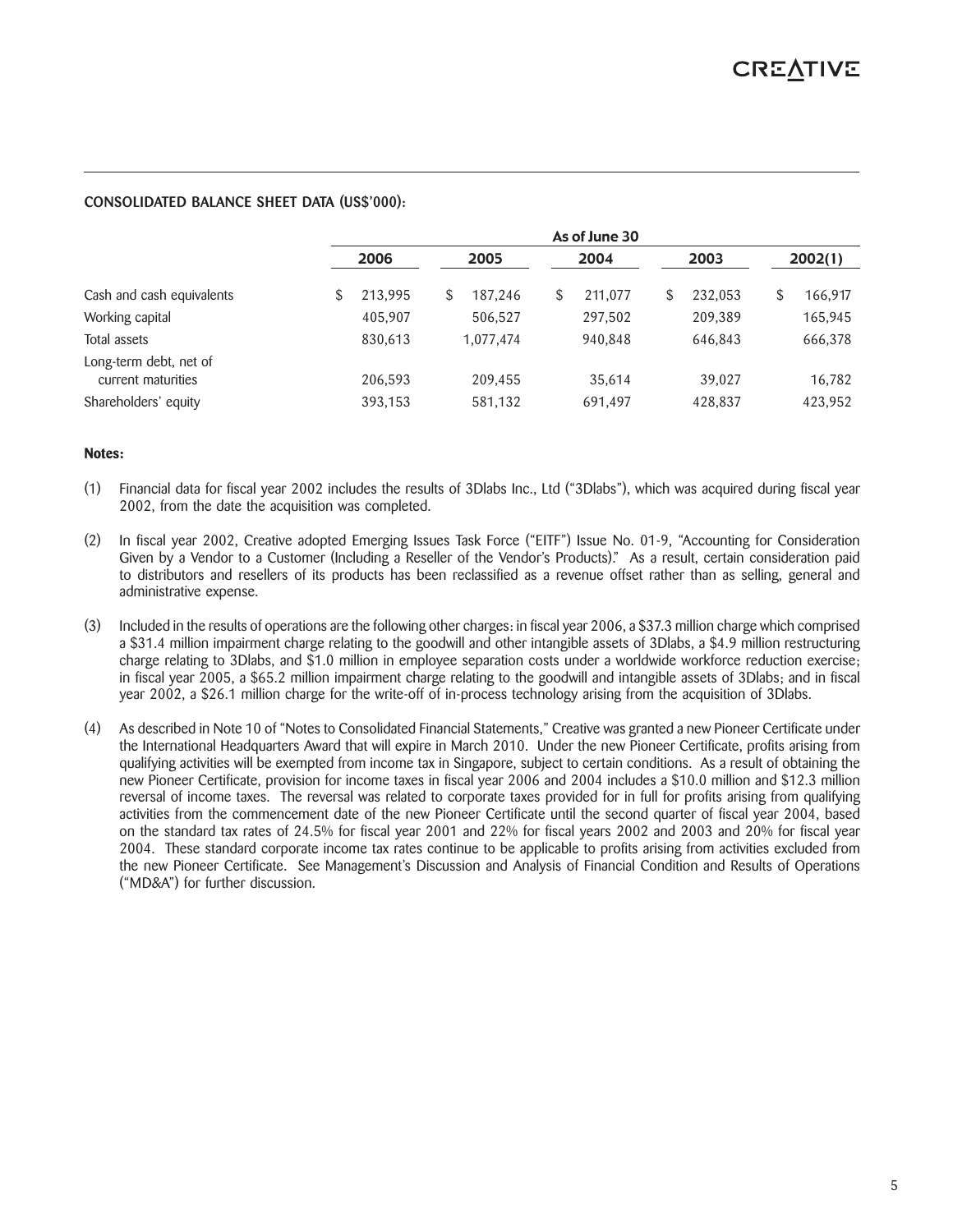**CONSOLIDATED BALANCE SHEET DATA (US$'000):**

| | As of June 30 | | | | |
|---|---|---|---|---|---|
| | 2006 | 2005 | 2004 | 2003 | 2002(1) |
| Cash and cash equivalents | $ 213,995 | $ 187,246 | $ 211,077 | $ 232,053 | $ 166,917 |
| Working capital | 405,907 | 506,527 | 297,502 | 209,389 | 165,945 |
| Total assets | 830,613 | 1,077,474 | 940,848 | 646,843 | 666,378 |
| Long-term debt, net of current maturities | 206,593 | 209,455 | 35,614 | 39,027 | 16,782 |
| Shareholders' equity | 393,153 | 581,132 | 691,497 | 428,837 | 423,952 |

**Notes:**

(1) Financial data for fiscal year 2002 includes the results of 3Dlabs Inc., Ltd ("3Dlabs"), which was acquired during fiscal year 2002, from the date the acquisition was completed.

(2) In fiscal year 2002, Creative adopted Emerging Issues Task Force ("EITF") Issue No. 01-9, "Accounting for Consideration Given by a Vendor to a Customer (Including a Reseller of the Vendor's Products)." As a result, certain consideration paid to distributors and resellers of its products has been reclassified as a revenue offset rather than as selling, general and administrative expense.

(3) Included in the results of operations are the following other charges: in fiscal year 2006, a $37.3 million charge which comprised a $31.4 million impairment charge relating to the goodwill and other intangible assets of 3Dlabs, a $4.9 million restructuring charge relating to 3Dlabs, and $1.0 million in employee separation costs under a worldwide workforce reduction exercise; in fiscal year 2005, a $65.2 million impairment charge relating to the goodwill and intangible assets of 3Dlabs; and in fiscal year 2002, a $26.1 million charge for the write-off of in-process technology arising from the acquisition of 3Dlabs.

(4) As described in Note 10 of "Notes to Consolidated Financial Statements," Creative was granted a new Pioneer Certificate under the International Headquarters Award that will expire in March 2010. Under the new Pioneer Certificate, profits arising from qualifying activities will be exempted from income tax in Singapore, subject to certain conditions. As a result of obtaining the new Pioneer Certificate, provision for income taxes in fiscal year 2006 and 2004 includes a $10.0 million and $12.3 million reversal of income taxes. The reversal was related to corporate taxes provided for in full for profits arising from qualifying activities from the commencement date of the new Pioneer Certificate until the second quarter of fiscal year 2004, based on the standard tax rates of 24.5% for fiscal year 2001 and 22% for fiscal years 2002 and 2003 and 20% for fiscal year 2004. These standard corporate income tax rates continue to be applicable to profits arising from activities excluded from the new Pioneer Certificate. See Management's Discussion and Analysis of Financial Condition and Results of Operations ("MD&A") for further discussion.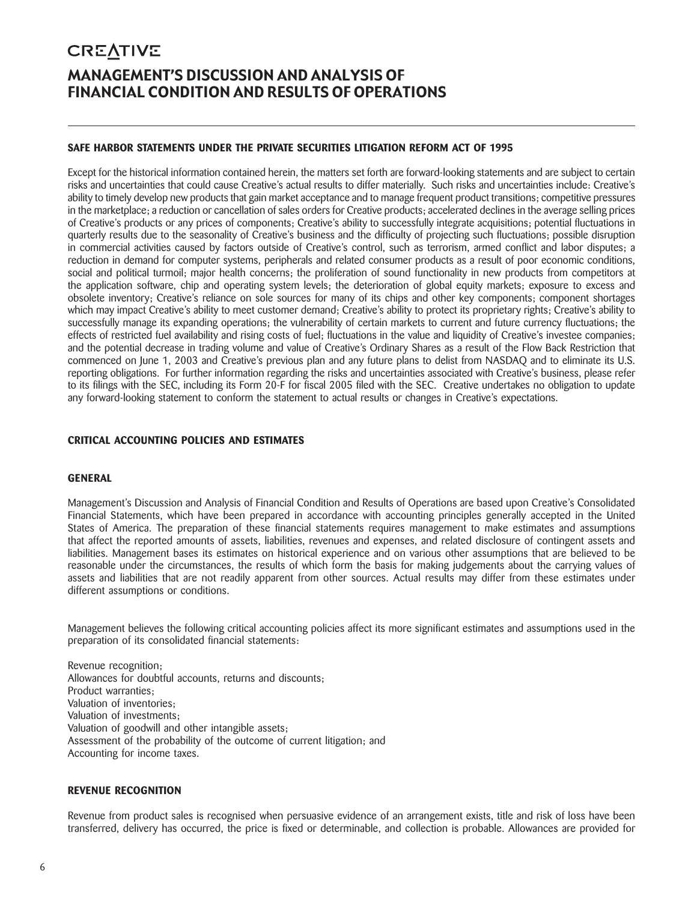# MANAGEMENT'S DISCUSSION AND ANALYSIS OF FINANCIAL CONDITION AND RESULTS OF OPERATIONS

### SAFE HARBOR STATEMENTS UNDER THE PRIVATE SECURITIES LITIGATION REFORM ACT OF 1995

Except for the historical information contained herein, the matters set forth are forward-looking statements and are subject to certain risks and uncertainties that could cause Creative's actual results to differ materially. Such risks and uncertainties include: Creative's ability to timely develop new products that gain market acceptance and to manage frequent product transitions; competitive pressures in the marketplace; a reduction or cancellation of sales orders for Creative products; accelerated declines in the average selling prices of Creative's products or any prices of components; Creative's ability to successfully integrate acquisitions; potential fluctuations in quarterly results due to the seasonality of Creative's business and the difficulty of projecting such fluctuations; possible disruption in commercial activities caused by factors outside of Creative's control, such as terrorism, armed conflict and labor disputes; a reduction in demand for computer systems, peripherals and related consumer products as a result of poor economic conditions, social and political turmoil; major health concerns; the proliferation of sound functionality in new products from competitors at the application software, chip and operating system levels; the deterioration of global equity markets; exposure to excess and obsolete inventory; Creative's reliance on sole sources for many of its chips and other key components; component shortages which may impact Creative's ability to meet customer demand; Creative's ability to protect its proprietary rights; Creative's ability to successfully manage its expanding operations; the vulnerability of certain markets to current and future currency fluctuations; the effects of restricted fuel availability and rising costs of fuel; fluctuations in the value and liquidity of Creative's investee companies; and the potential decrease in trading volume and value of Creative's Ordinary Shares as a result of the Flow Back Restriction that commenced on June 1, 2003 and Creative's previous plan and any future plans to delist from NASDAQ and to eliminate its U.S. reporting obligations. For further information regarding the risks and uncertainties associated with Creative's business, please refer to its filings with the SEC, including its Form 20-F for fiscal 2005 filed with the SEC. Creative undertakes no obligation to update any forward-looking statement to conform the statement to actual results or changes in Creative's expectations.

### CRITICAL ACCOUNTING POLICIES AND ESTIMATES

#### GENERAL

Management's Discussion and Analysis of Financial Condition and Results of Operations are based upon Creative's Consolidated Financial Statements, which have been prepared in accordance with accounting principles generally accepted in the United States of America. The preparation of these financial statements requires management to make estimates and assumptions that affect the reported amounts of assets, liabilities, revenues and expenses, and related disclosure of contingent assets and liabilities. Management bases its estimates on historical experience and on various other assumptions that are believed to be reasonable under the circumstances, the results of which form the basis for making judgements about the carrying values of assets and liabilities that are not readily apparent from other sources. Actual results may differ from these estimates under different assumptions or conditions.

Management believes the following critical accounting policies affect its more significant estimates and assumptions used in the preparation of its consolidated financial statements:

Revenue recognition;
Allowances for doubtful accounts, returns and discounts;
Product warranties;
Valuation of inventories;
Valuation of investments;
Valuation of goodwill and other intangible assets;
Assessment of the probability of the outcome of current litigation; and
Accounting for income taxes.

#### REVENUE RECOGNITION

Revenue from product sales is recognised when persuasive evidence of an arrangement exists, title and risk of loss have been transferred, delivery has occurred, the price is fixed or determinable, and collection is probable. Allowances are provided for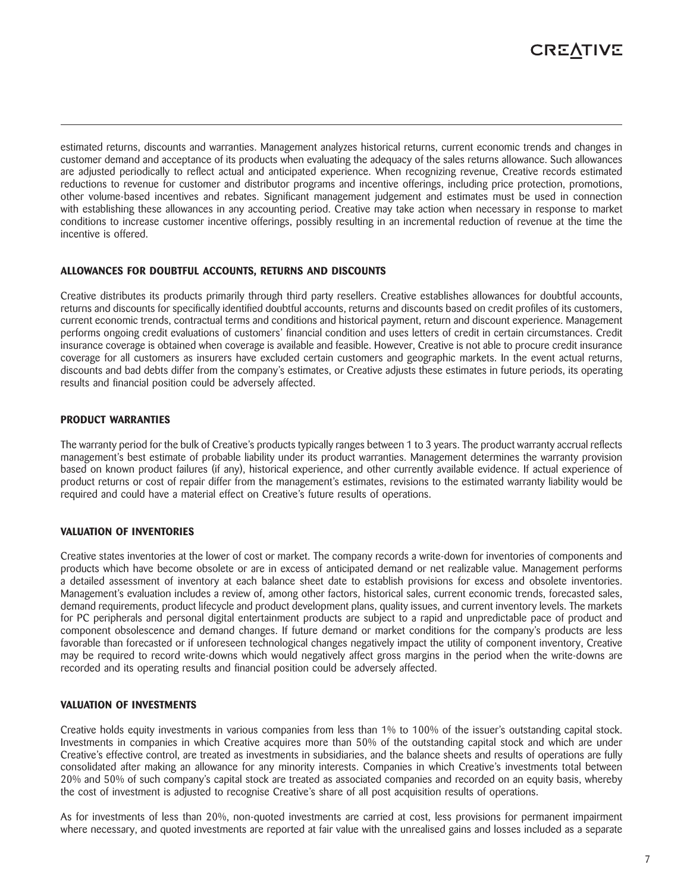estimated returns, discounts and warranties. Management analyzes historical returns, current economic trends and changes in customer demand and acceptance of its products when evaluating the adequacy of the sales returns allowance. Such allowances are adjusted periodically to reflect actual and anticipated experience. When recognizing revenue, Creative records estimated reductions to revenue for customer and distributor programs and incentive offerings, including price protection, promotions, other volume-based incentives and rebates. Significant management judgement and estimates must be used in connection with establishing these allowances in any accounting period. Creative may take action when necessary in response to market conditions to increase customer incentive offerings, possibly resulting in an incremental reduction of revenue at the time the incentive is offered.

## ALLOWANCES FOR DOUBTFUL ACCOUNTS, RETURNS AND DISCOUNTS

Creative distributes its products primarily through third party resellers. Creative establishes allowances for doubtful accounts, returns and discounts for specifically identified doubtful accounts, returns and discounts based on credit profiles of its customers, current economic trends, contractual terms and conditions and historical payment, return and discount experience. Management performs ongoing credit evaluations of customers' financial condition and uses letters of credit in certain circumstances. Credit insurance coverage is obtained when coverage is available and feasible. However, Creative is not able to procure credit insurance coverage for all customers as insurers have excluded certain customers and geographic markets. In the event actual returns, discounts and bad debts differ from the company's estimates, or Creative adjusts these estimates in future periods, its operating results and financial position could be adversely affected.

## PRODUCT WARRANTIES

The warranty period for the bulk of Creative's products typically ranges between 1 to 3 years. The product warranty accrual reflects management's best estimate of probable liability under its product warranties. Management determines the warranty provision based on known product failures (if any), historical experience, and other currently available evidence. If actual experience of product returns or cost of repair differ from the management's estimates, revisions to the estimated warranty liability would be required and could have a material effect on Creative's future results of operations.

## VALUATION OF INVENTORIES

Creative states inventories at the lower of cost or market. The company records a write-down for inventories of components and products which have become obsolete or are in excess of anticipated demand or net realizable value. Management performs a detailed assessment of inventory at each balance sheet date to establish provisions for excess and obsolete inventories. Management's evaluation includes a review of, among other factors, historical sales, current economic trends, forecasted sales, demand requirements, product lifecycle and product development plans, quality issues, and current inventory levels. The markets for PC peripherals and personal digital entertainment products are subject to a rapid and unpredictable pace of product and component obsolescence and demand changes. If future demand or market conditions for the company's products are less favorable than forecasted or if unforeseen technological changes negatively impact the utility of component inventory, Creative may be required to record write-downs which would negatively affect gross margins in the period when the write-downs are recorded and its operating results and financial position could be adversely affected.

## VALUATION OF INVESTMENTS

Creative holds equity investments in various companies from less than 1% to 100% of the issuer's outstanding capital stock. Investments in companies in which Creative acquires more than 50% of the outstanding capital stock and which are under Creative's effective control, are treated as investments in subsidiaries, and the balance sheets and results of operations are fully consolidated after making an allowance for any minority interests. Companies in which Creative's investments total between 20% and 50% of such company's capital stock are treated as associated companies and recorded on an equity basis, whereby the cost of investment is adjusted to recognise Creative's share of all post acquisition results of operations.

As for investments of less than 20%, non-quoted investments are carried at cost, less provisions for permanent impairment where necessary, and quoted investments are reported at fair value with the unrealised gains and losses included as a separate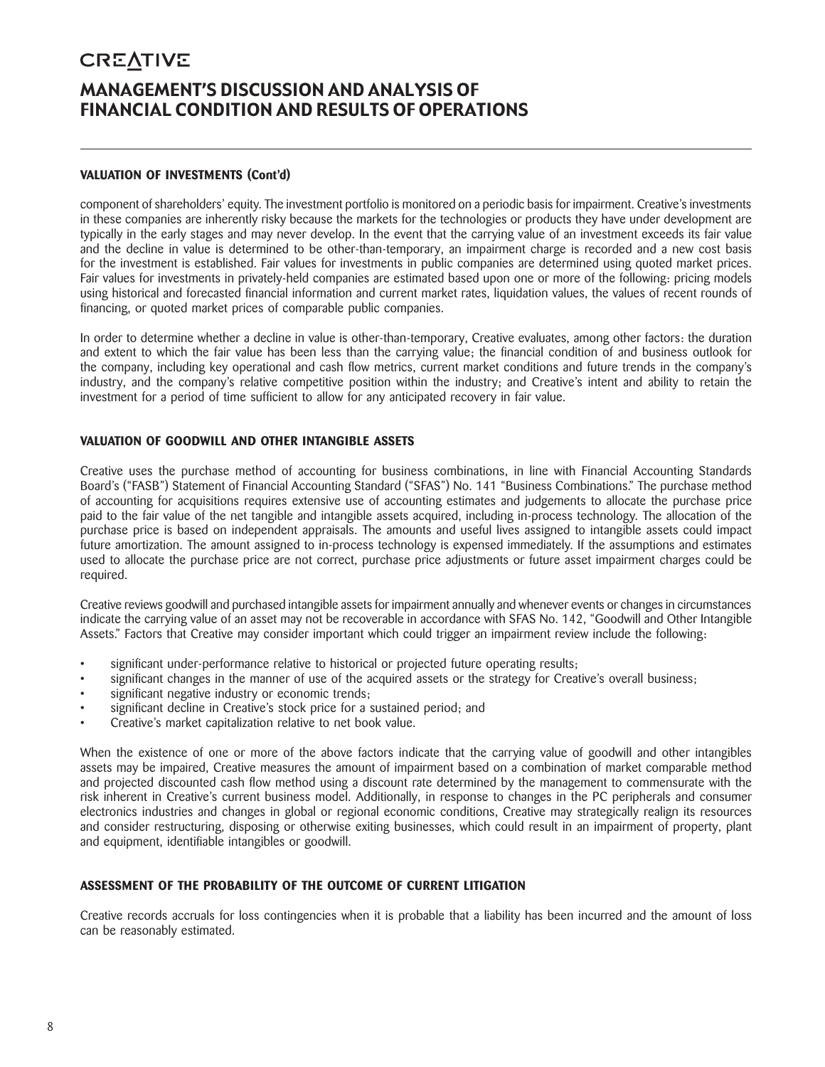# MANAGEMENT'S DISCUSSION AND ANALYSIS OF FINANCIAL CONDITION AND RESULTS OF OPERATIONS

### VALUATION OF INVESTMENTS (Cont'd)

component of shareholders' equity. The investment portfolio is monitored on a periodic basis for impairment. Creative's investments in these companies are inherently risky because the markets for the technologies or products they have under development are typically in the early stages and may never develop. In the event that the carrying value of an investment exceeds its fair value and the decline in value is determined to be other-than-temporary, an impairment charge is recorded and a new cost basis for the investment is established. Fair values for investments in public companies are determined using quoted market prices. Fair values for investments in privately-held companies are estimated based upon one or more of the following: pricing models using historical and forecasted financial information and current market rates, liquidation values, the values of recent rounds of financing, or quoted market prices of comparable public companies.

In order to determine whether a decline in value is other-than-temporary, Creative evaluates, among other factors: the duration and extent to which the fair value has been less than the carrying value; the financial condition of and business outlook for the company, including key operational and cash flow metrics, current market conditions and future trends in the company's industry, and the company's relative competitive position within the industry; and Creative's intent and ability to retain the investment for a period of time sufficient to allow for any anticipated recovery in fair value.

### VALUATION OF GOODWILL AND OTHER INTANGIBLE ASSETS

Creative uses the purchase method of accounting for business combinations, in line with Financial Accounting Standards Board's ("FASB") Statement of Financial Accounting Standard ("SFAS") No. 141 "Business Combinations." The purchase method of accounting for acquisitions requires extensive use of accounting estimates and judgements to allocate the purchase price paid to the fair value of the net tangible and intangible assets acquired, including in-process technology. The allocation of the purchase price is based on independent appraisals. The amounts and useful lives assigned to intangible assets could impact future amortization. The amount assigned to in-process technology is expensed immediately. If the assumptions and estimates used to allocate the purchase price are not correct, purchase price adjustments or future asset impairment charges could be required.

Creative reviews goodwill and purchased intangible assets for impairment annually and whenever events or changes in circumstances indicate the carrying value of an asset may not be recoverable in accordance with SFAS No. 142, "Goodwill and Other Intangible Assets." Factors that Creative may consider important which could trigger an impairment review include the following:

- significant under-performance relative to historical or projected future operating results;
- significant changes in the manner of use of the acquired assets or the strategy for Creative's overall business;
- significant negative industry or economic trends;
- significant decline in Creative's stock price for a sustained period; and
- Creative's market capitalization relative to net book value.

When the existence of one or more of the above factors indicate that the carrying value of goodwill and other intangibles assets may be impaired, Creative measures the amount of impairment based on a combination of market comparable method and projected discounted cash flow method using a discount rate determined by the management to commensurate with the risk inherent in Creative's current business model. Additionally, in response to changes in the PC peripherals and consumer electronics industries and changes in global or regional economic conditions, Creative may strategically realign its resources and consider restructuring, disposing or otherwise exiting businesses, which could result in an impairment of property, plant and equipment, identifiable intangibles or goodwill.

### ASSESSMENT OF THE PROBABILITY OF THE OUTCOME OF CURRENT LITIGATION

Creative records accruals for loss contingencies when it is probable that a liability has been incurred and the amount of loss can be reasonably estimated.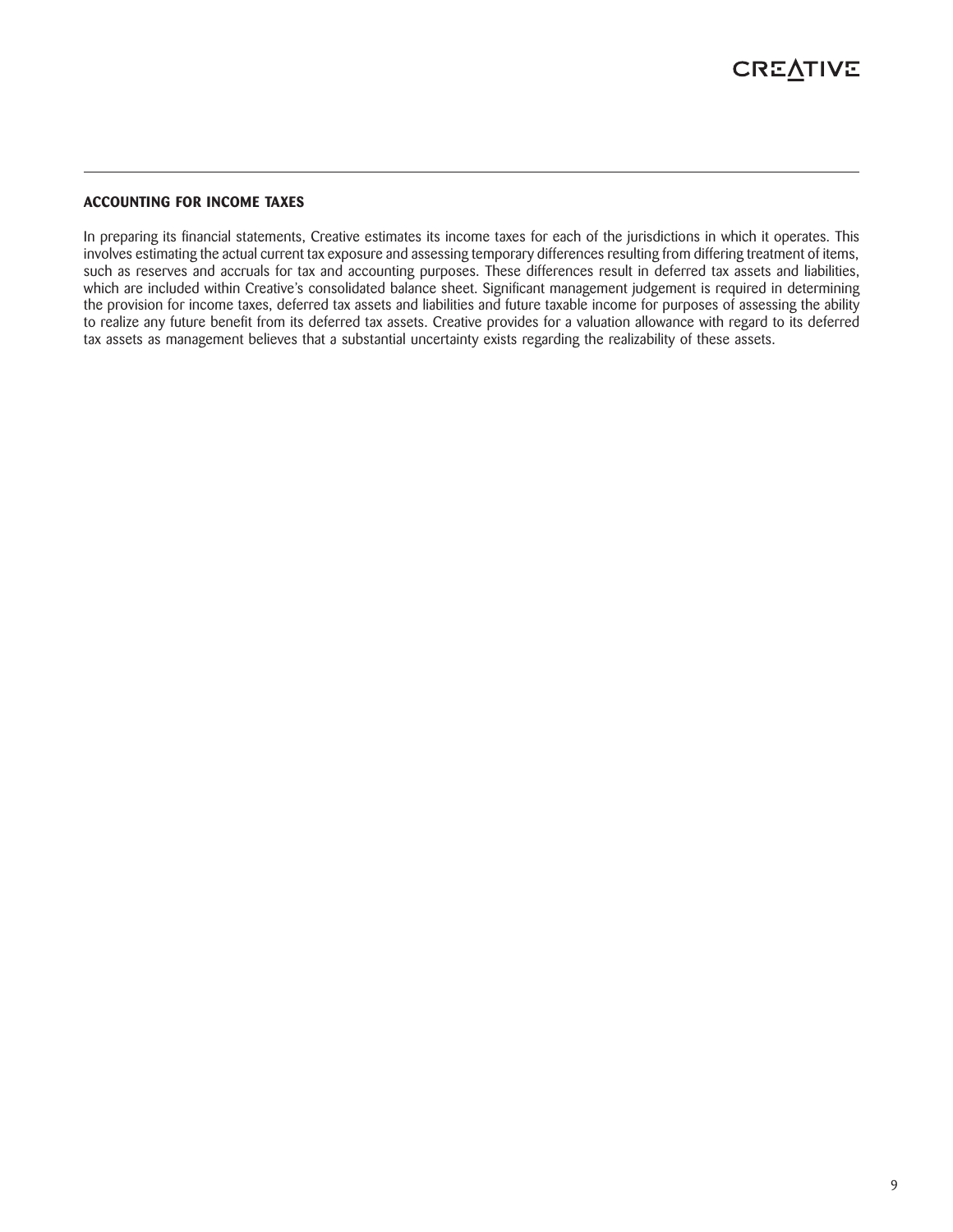### ACCOUNTING FOR INCOME TAXES

In preparing its financial statements, Creative estimates its income taxes for each of the jurisdictions in which it operates. This involves estimating the actual current tax exposure and assessing temporary differences resulting from differing treatment of items, such as reserves and accruals for tax and accounting purposes. These differences result in deferred tax assets and liabilities, which are included within Creative's consolidated balance sheet. Significant management judgement is required in determining the provision for income taxes, deferred tax assets and liabilities and future taxable income for purposes of assessing the ability to realize any future benefit from its deferred tax assets. Creative provides for a valuation allowance with regard to its deferred tax assets as management believes that a substantial uncertainty exists regarding the realizability of these assets.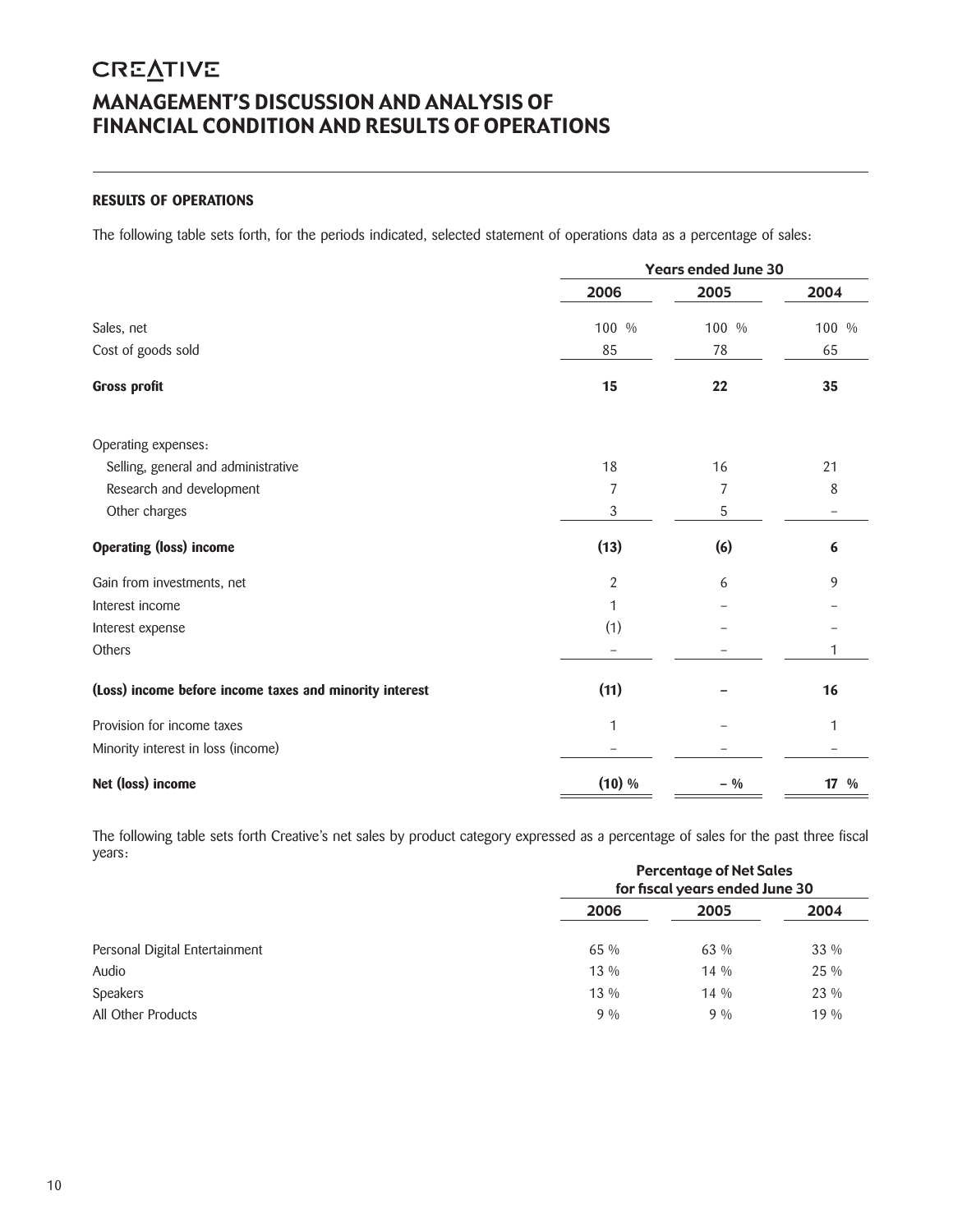# CREATIVE

# MANAGEMENT'S DISCUSSION AND ANALYSIS OF FINANCIAL CONDITION AND RESULTS OF OPERATIONS

### RESULTS OF OPERATIONS

The following table sets forth, for the periods indicated, selected statement of operations data as a percentage of sales:

| | Years ended June 30 | | |
|---|---|---|---|
| | 2006 | 2005 | 2004 |
| Sales, net | 100 % | 100 % | 100 % |
| Cost of goods sold | 85 | 78 | 65 |
| **Gross profit** | **15** | **22** | **35** |
| Operating expenses: | | | |
| Selling, general and administrative | 18 | 16 | 21 |
| Research and development | 7 | 7 | 8 |
| Other charges | 3 | 5 | – |
| **Operating (loss) income** | **(13)** | **(6)** | **6** |
| Gain from investments, net | 2 | 6 | 9 |
| Interest income | 1 | – | – |
| Interest expense | (1) | – | – |
| Others | – | – | 1 |
| **(Loss) income before income taxes and minority interest** | **(11)** | **–** | **16** |
| Provision for income taxes | 1 | – | 1 |
| Minority interest in loss (income) | – | – | – |
| **Net (loss) income** | **(10) %** | **– %** | **17 %** |

The following table sets forth Creative's net sales by product category expressed as a percentage of sales for the past three fiscal years:

| | Percentage of Net Sales for fiscal years ended June 30 | | |
|---|---|---|---|
| | 2006 | 2005 | 2004 |
| Personal Digital Entertainment | 65 % | 63 % | 33 % |
| Audio | 13 % | 14 % | 25 % |
| Speakers | 13 % | 14 % | 23 % |
| All Other Products | 9 % | 9 % | 19 % |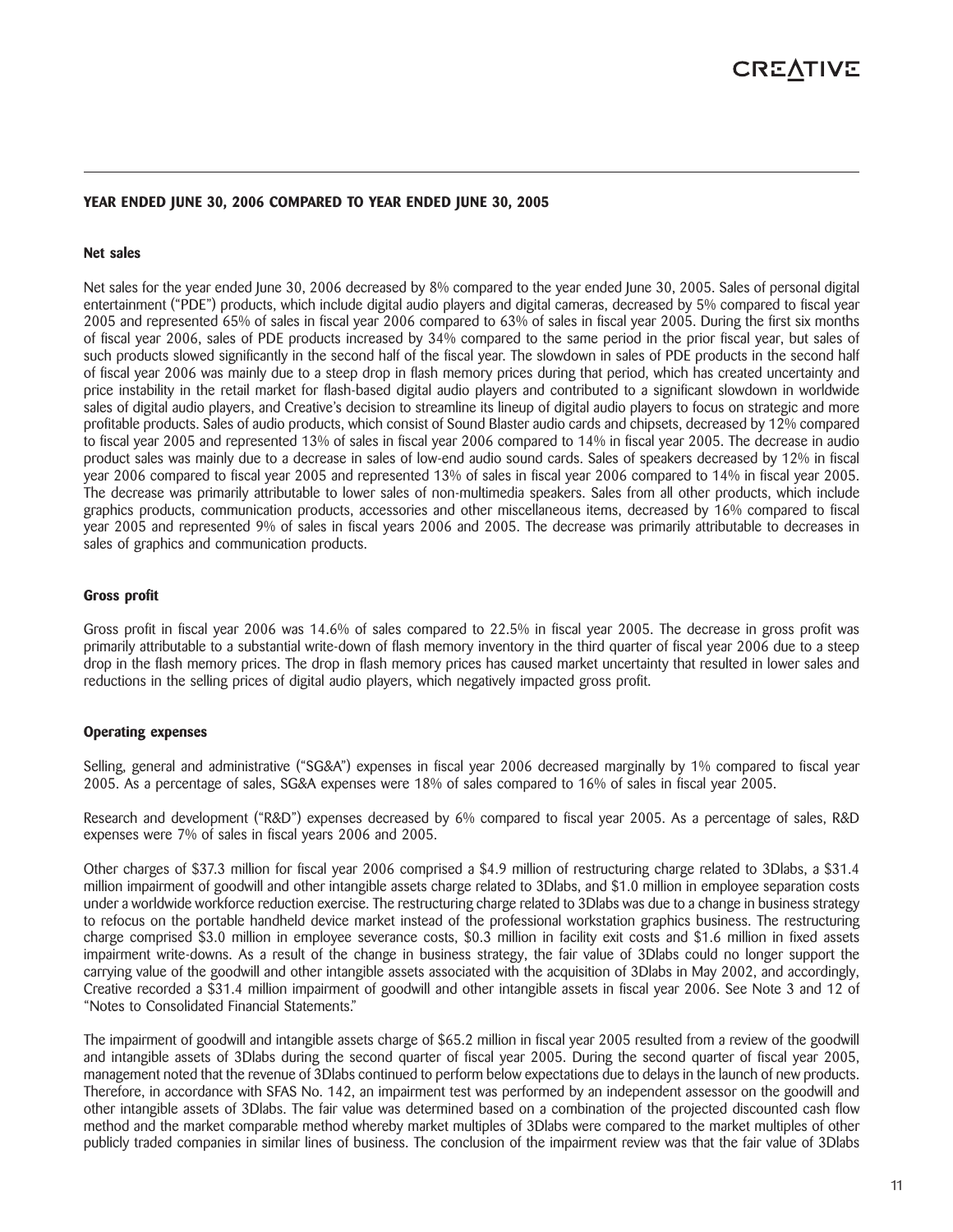## YEAR ENDED JUNE 30, 2006 COMPARED TO YEAR ENDED JUNE 30, 2005

### Net sales

Net sales for the year ended June 30, 2006 decreased by 8% compared to the year ended June 30, 2005. Sales of personal digital entertainment ("PDE") products, which include digital audio players and digital cameras, decreased by 5% compared to fiscal year 2005 and represented 65% of sales in fiscal year 2006 compared to 63% of sales in fiscal year 2005. During the first six months of fiscal year 2006, sales of PDE products increased by 34% compared to the same period in the prior fiscal year, but sales of such products slowed significantly in the second half of the fiscal year. The slowdown in sales of PDE products in the second half of fiscal year 2006 was mainly due to a steep drop in flash memory prices during that period, which has created uncertainty and price instability in the retail market for flash-based digital audio players and contributed to a significant slowdown in worldwide sales of digital audio players, and Creative's decision to streamline its lineup of digital audio players to focus on strategic and more profitable products. Sales of audio products, which consist of Sound Blaster audio cards and chipsets, decreased by 12% compared to fiscal year 2005 and represented 13% of sales in fiscal year 2006 compared to 14% in fiscal year 2005. The decrease in audio product sales was mainly due to a decrease in sales of low-end audio sound cards. Sales of speakers decreased by 12% in fiscal year 2006 compared to fiscal year 2005 and represented 13% of sales in fiscal year 2006 compared to 14% in fiscal year 2005. The decrease was primarily attributable to lower sales of non-multimedia speakers. Sales from all other products, which include graphics products, communication products, accessories and other miscellaneous items, decreased by 16% compared to fiscal year 2005 and represented 9% of sales in fiscal years 2006 and 2005. The decrease was primarily attributable to decreases in sales of graphics and communication products.

### Gross profit

Gross profit in fiscal year 2006 was 14.6% of sales compared to 22.5% in fiscal year 2005. The decrease in gross profit was primarily attributable to a substantial write-down of flash memory inventory in the third quarter of fiscal year 2006 due to a steep drop in the flash memory prices. The drop in flash memory prices has caused market uncertainty that resulted in lower sales and reductions in the selling prices of digital audio players, which negatively impacted gross profit.

### Operating expenses

Selling, general and administrative ("SG&A") expenses in fiscal year 2006 decreased marginally by 1% compared to fiscal year 2005. As a percentage of sales, SG&A expenses were 18% of sales compared to 16% of sales in fiscal year 2005.

Research and development ("R&D") expenses decreased by 6% compared to fiscal year 2005. As a percentage of sales, R&D expenses were 7% of sales in fiscal years 2006 and 2005.

Other charges of $37.3 million for fiscal year 2006 comprised a $4.9 million of restructuring charge related to 3Dlabs, a $31.4 million impairment of goodwill and other intangible assets charge related to 3Dlabs, and $1.0 million in employee separation costs under a worldwide workforce reduction exercise. The restructuring charge related to 3Dlabs was due to a change in business strategy to refocus on the portable handheld device market instead of the professional workstation graphics business. The restructuring charge comprised $3.0 million in employee severance costs, $0.3 million in facility exit costs and $1.6 million in fixed assets impairment write-downs. As a result of the change in business strategy, the fair value of 3Dlabs could no longer support the carrying value of the goodwill and other intangible assets associated with the acquisition of 3Dlabs in May 2002, and accordingly, Creative recorded a $31.4 million impairment of goodwill and other intangible assets in fiscal year 2006. See Note 3 and 12 of "Notes to Consolidated Financial Statements."

The impairment of goodwill and intangible assets charge of $65.2 million in fiscal year 2005 resulted from a review of the goodwill and intangible assets of 3Dlabs during the second quarter of fiscal year 2005. During the second quarter of fiscal year 2005, management noted that the revenue of 3Dlabs continued to perform below expectations due to delays in the launch of new products. Therefore, in accordance with SFAS No. 142, an impairment test was performed by an independent assessor on the goodwill and other intangible assets of 3Dlabs. The fair value was determined based on a combination of the projected discounted cash flow method and the market comparable method whereby market multiples of 3Dlabs were compared to the market multiples of other publicly traded companies in similar lines of business. The conclusion of the impairment review was that the fair value of 3Dlabs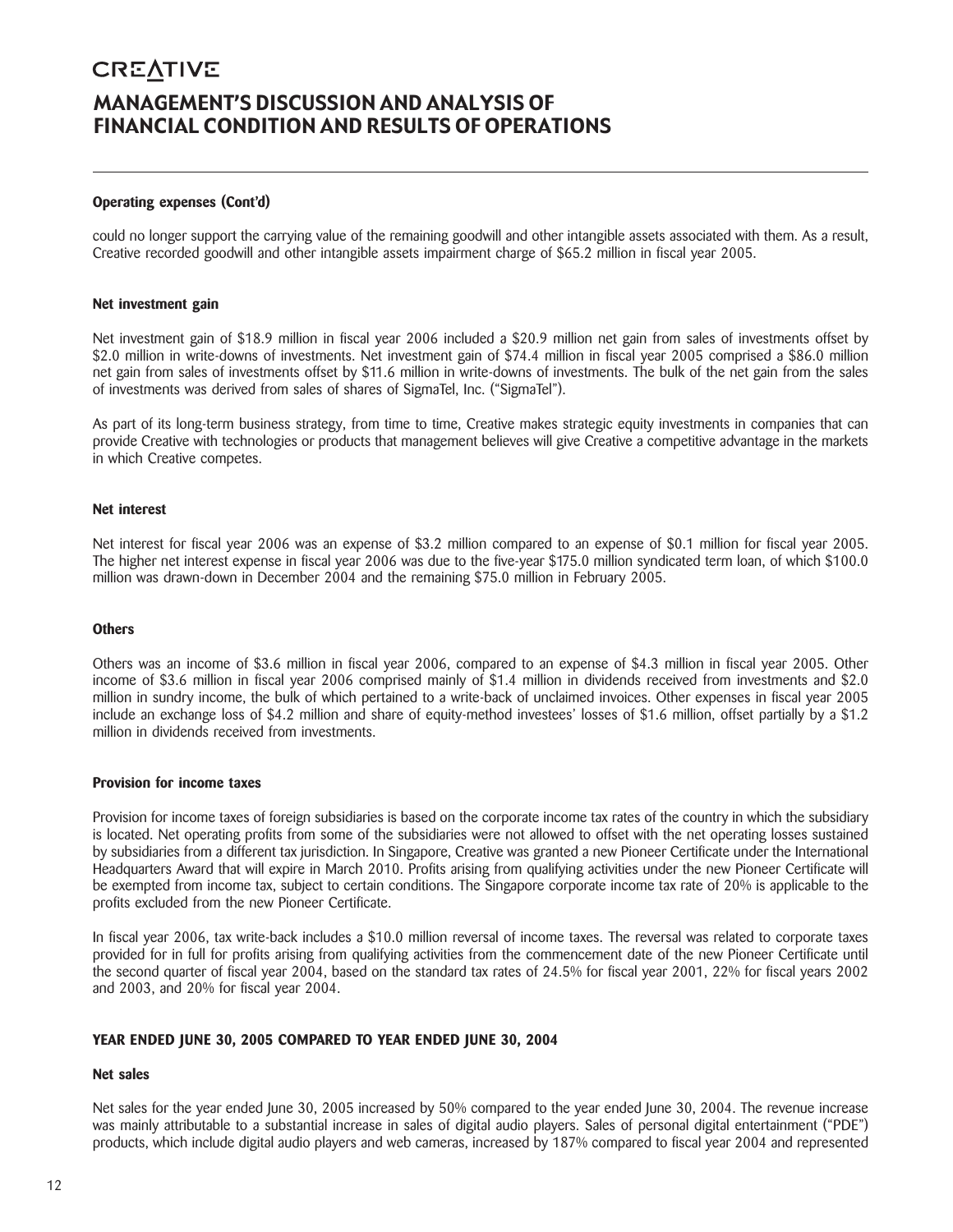### Operating expenses (Cont'd)

could no longer support the carrying value of the remaining goodwill and other intangible assets associated with them. As a result, Creative recorded goodwill and other intangible assets impairment charge of $65.2 million in fiscal year 2005.

#### Net investment gain

Net investment gain of $18.9 million in fiscal year 2006 included a $20.9 million net gain from sales of investments offset by $2.0 million in write-downs of investments. Net investment gain of $74.4 million in fiscal year 2005 comprised a $86.0 million net gain from sales of investments offset by $11.6 million in write-downs of investments. The bulk of the net gain from the sales of investments was derived from sales of shares of SigmaTel, Inc. ("SigmaTel").

As part of its long-term business strategy, from time to time, Creative makes strategic equity investments in companies that can provide Creative with technologies or products that management believes will give Creative a competitive advantage in the markets in which Creative competes.

#### Net interest

Net interest for fiscal year 2006 was an expense of $3.2 million compared to an expense of $0.1 million for fiscal year 2005. The higher net interest expense in fiscal year 2006 was due to the five-year $175.0 million syndicated term loan, of which $100.0 million was drawn-down in December 2004 and the remaining $75.0 million in February 2005.

#### Others

Others was an income of $3.6 million in fiscal year 2006, compared to an expense of $4.3 million in fiscal year 2005. Other income of $3.6 million in fiscal year 2006 comprised mainly of $1.4 million in dividends received from investments and $2.0 million in sundry income, the bulk of which pertained to a write-back of unclaimed invoices. Other expenses in fiscal year 2005 include an exchange loss of $4.2 million and share of equity-method investees' losses of $1.6 million, offset partially by a $1.2 million in dividends received from investments.

#### Provision for income taxes

Provision for income taxes of foreign subsidiaries is based on the corporate income tax rates of the country in which the subsidiary is located. Net operating profits from some of the subsidiaries were not allowed to offset with the net operating losses sustained by subsidiaries from a different tax jurisdiction. In Singapore, Creative was granted a new Pioneer Certificate under the International Headquarters Award that will expire in March 2010. Profits arising from qualifying activities under the new Pioneer Certificate will be exempted from income tax, subject to certain conditions. The Singapore corporate income tax rate of 20% is applicable to the profits excluded from the new Pioneer Certificate.

In fiscal year 2006, tax write-back includes a $10.0 million reversal of income taxes. The reversal was related to corporate taxes provided for in full for profits arising from qualifying activities from the commencement date of the new Pioneer Certificate until the second quarter of fiscal year 2004, based on the standard tax rates of 24.5% for fiscal year 2001, 22% for fiscal years 2002 and 2003, and 20% for fiscal year 2004.

### YEAR ENDED JUNE 30, 2005 COMPARED TO YEAR ENDED JUNE 30, 2004

#### Net sales

Net sales for the year ended June 30, 2005 increased by 50% compared to the year ended June 30, 2004. The revenue increase was mainly attributable to a substantial increase in sales of digital audio players. Sales of personal digital entertainment ("PDE") products, which include digital audio players and web cameras, increased by 187% compared to fiscal year 2004 and represented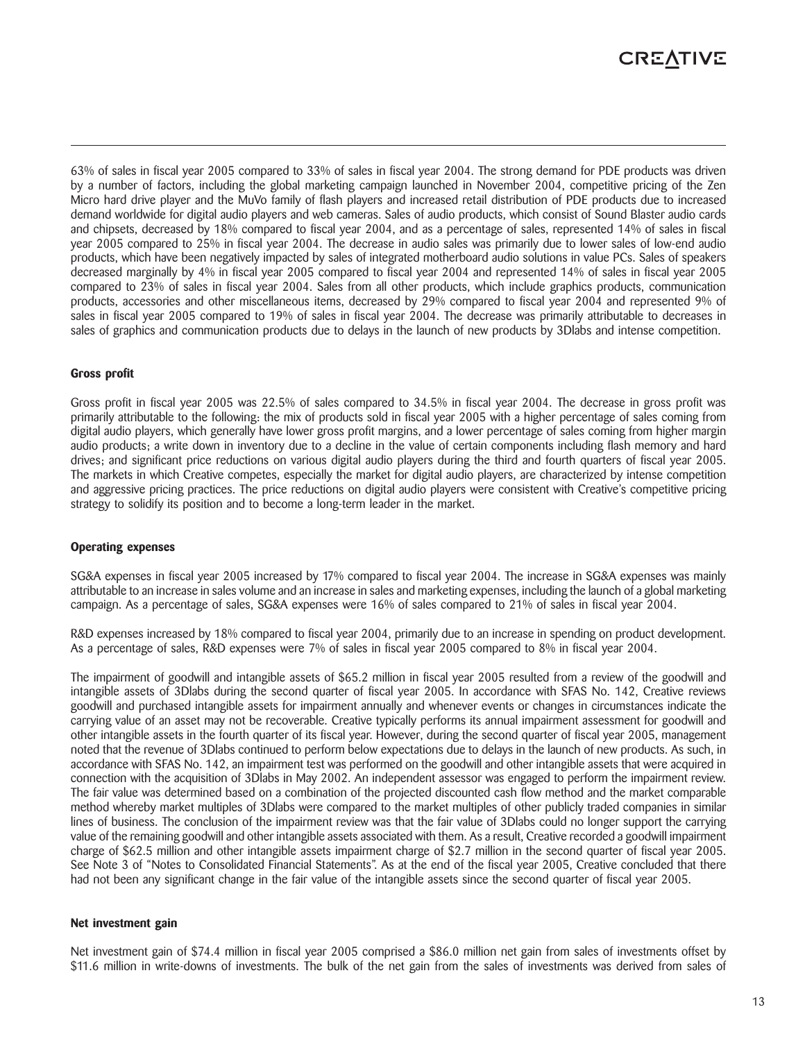63% of sales in fiscal year 2005 compared to 33% of sales in fiscal year 2004. The strong demand for PDE products was driven by a number of factors, including the global marketing campaign launched in November 2004, competitive pricing of the Zen Micro hard drive player and the MuVo family of flash players and increased retail distribution of PDE products due to increased demand worldwide for digital audio players and web cameras. Sales of audio products, which consist of Sound Blaster audio cards and chipsets, decreased by 18% compared to fiscal year 2004, and as a percentage of sales, represented 14% of sales in fiscal year 2005 compared to 25% in fiscal year 2004. The decrease in audio sales was primarily due to lower sales of low-end audio products, which have been negatively impacted by sales of integrated motherboard audio solutions in value PCs. Sales of speakers decreased marginally by 4% in fiscal year 2005 compared to fiscal year 2004 and represented 14% of sales in fiscal year 2005 compared to 23% of sales in fiscal year 2004. Sales from all other products, which include graphics products, communication products, accessories and other miscellaneous items, decreased by 29% compared to fiscal year 2004 and represented 9% of sales in fiscal year 2005 compared to 19% of sales in fiscal year 2004. The decrease was primarily attributable to decreases in sales of graphics and communication products due to delays in the launch of new products by 3Dlabs and intense competition.

**Gross profit**

Gross profit in fiscal year 2005 was 22.5% of sales compared to 34.5% in fiscal year 2004. The decrease in gross profit was primarily attributable to the following: the mix of products sold in fiscal year 2005 with a higher percentage of sales coming from digital audio players, which generally have lower gross profit margins, and a lower percentage of sales coming from higher margin audio products; a write down in inventory due to a decline in the value of certain components including flash memory and hard drives; and significant price reductions on various digital audio players during the third and fourth quarters of fiscal year 2005. The markets in which Creative competes, especially the market for digital audio players, are characterized by intense competition and aggressive pricing practices. The price reductions on digital audio players were consistent with Creative's competitive pricing strategy to solidify its position and to become a long-term leader in the market.

**Operating expenses**

SG&A expenses in fiscal year 2005 increased by 17% compared to fiscal year 2004. The increase in SG&A expenses was mainly attributable to an increase in sales volume and an increase in sales and marketing expenses, including the launch of a global marketing campaign. As a percentage of sales, SG&A expenses were 16% of sales compared to 21% of sales in fiscal year 2004.

R&D expenses increased by 18% compared to fiscal year 2004, primarily due to an increase in spending on product development. As a percentage of sales, R&D expenses were 7% of sales in fiscal year 2005 compared to 8% in fiscal year 2004.

The impairment of goodwill and intangible assets of $65.2 million in fiscal year 2005 resulted from a review of the goodwill and intangible assets of 3Dlabs during the second quarter of fiscal year 2005. In accordance with SFAS No. 142, Creative reviews goodwill and purchased intangible assets for impairment annually and whenever events or changes in circumstances indicate the carrying value of an asset may not be recoverable. Creative typically performs its annual impairment assessment for goodwill and other intangible assets in the fourth quarter of its fiscal year. However, during the second quarter of fiscal year 2005, management noted that the revenue of 3Dlabs continued to perform below expectations due to delays in the launch of new products. As such, in accordance with SFAS No. 142, an impairment test was performed on the goodwill and other intangible assets that were acquired in connection with the acquisition of 3Dlabs in May 2002. An independent assessor was engaged to perform the impairment review. The fair value was determined based on a combination of the projected discounted cash flow method and the market comparable method whereby market multiples of 3Dlabs were compared to the market multiples of other publicly traded companies in similar lines of business. The conclusion of the impairment review was that the fair value of 3Dlabs could no longer support the carrying value of the remaining goodwill and other intangible assets associated with them. As a result, Creative recorded a goodwill impairment charge of $62.5 million and other intangible assets impairment charge of $2.7 million in the second quarter of fiscal year 2005. See Note 3 of "Notes to Consolidated Financial Statements". As at the end of the fiscal year 2005, Creative concluded that there had not been any significant change in the fair value of the intangible assets since the second quarter of fiscal year 2005.

**Net investment gain**

Net investment gain of $74.4 million in fiscal year 2005 comprised a $86.0 million net gain from sales of investments offset by $11.6 million in write-downs of investments. The bulk of the net gain from the sales of investments was derived from sales of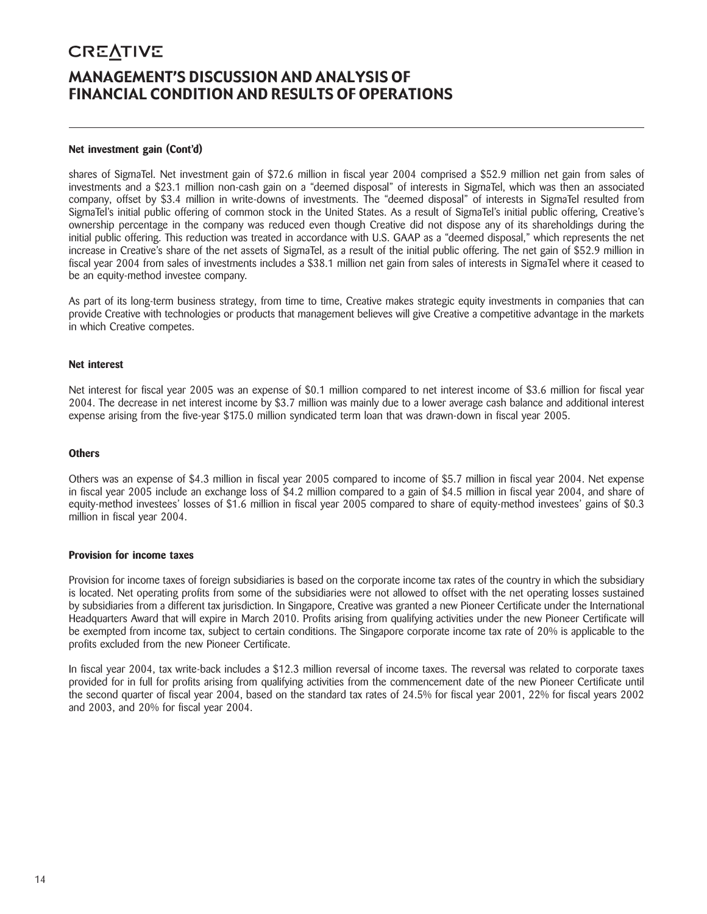#### Net investment gain (Cont'd)

shares of SigmaTel. Net investment gain of $72.6 million in fiscal year 2004 comprised a $52.9 million net gain from sales of investments and a $23.1 million non-cash gain on a "deemed disposal" of interests in SigmaTel, which was then an associated company, offset by $3.4 million in write-downs of investments. The "deemed disposal" of interests in SigmaTel resulted from SigmaTel's initial public offering of common stock in the United States. As a result of SigmaTel's initial public offering, Creative's ownership percentage in the company was reduced even though Creative did not dispose any of its shareholdings during the initial public offering. This reduction was treated in accordance with U.S. GAAP as a "deemed disposal," which represents the net increase in Creative's share of the net assets of SigmaTel, as a result of the initial public offering. The net gain of $52.9 million in fiscal year 2004 from sales of investments includes a $38.1 million net gain from sales of interests in SigmaTel where it ceased to be an equity-method investee company.

As part of its long-term business strategy, from time to time, Creative makes strategic equity investments in companies that can provide Creative with technologies or products that management believes will give Creative a competitive advantage in the markets in which Creative competes.

#### Net interest

Net interest for fiscal year 2005 was an expense of $0.1 million compared to net interest income of $3.6 million for fiscal year 2004. The decrease in net interest income by $3.7 million was mainly due to a lower average cash balance and additional interest expense arising from the five-year $175.0 million syndicated term loan that was drawn-down in fiscal year 2005.

#### Others

Others was an expense of $4.3 million in fiscal year 2005 compared to income of $5.7 million in fiscal year 2004. Net expense in fiscal year 2005 include an exchange loss of $4.2 million compared to a gain of $4.5 million in fiscal year 2004, and share of equity-method investees' losses of $1.6 million in fiscal year 2005 compared to share of equity-method investees' gains of $0.3 million in fiscal year 2004.

#### Provision for income taxes

Provision for income taxes of foreign subsidiaries is based on the corporate income tax rates of the country in which the subsidiary is located. Net operating profits from some of the subsidiaries were not allowed to offset with the net operating losses sustained by subsidiaries from a different tax jurisdiction. In Singapore, Creative was granted a new Pioneer Certificate under the International Headquarters Award that will expire in March 2010. Profits arising from qualifying activities under the new Pioneer Certificate will be exempted from income tax, subject to certain conditions. The Singapore corporate income tax rate of 20% is applicable to the profits excluded from the new Pioneer Certificate.

In fiscal year 2004, tax write-back includes a $12.3 million reversal of income taxes. The reversal was related to corporate taxes provided for in full for profits arising from qualifying activities from the commencement date of the new Pioneer Certificate until the second quarter of fiscal year 2004, based on the standard tax rates of 24.5% for fiscal year 2001, 22% for fiscal years 2002 and 2003, and 20% for fiscal year 2004.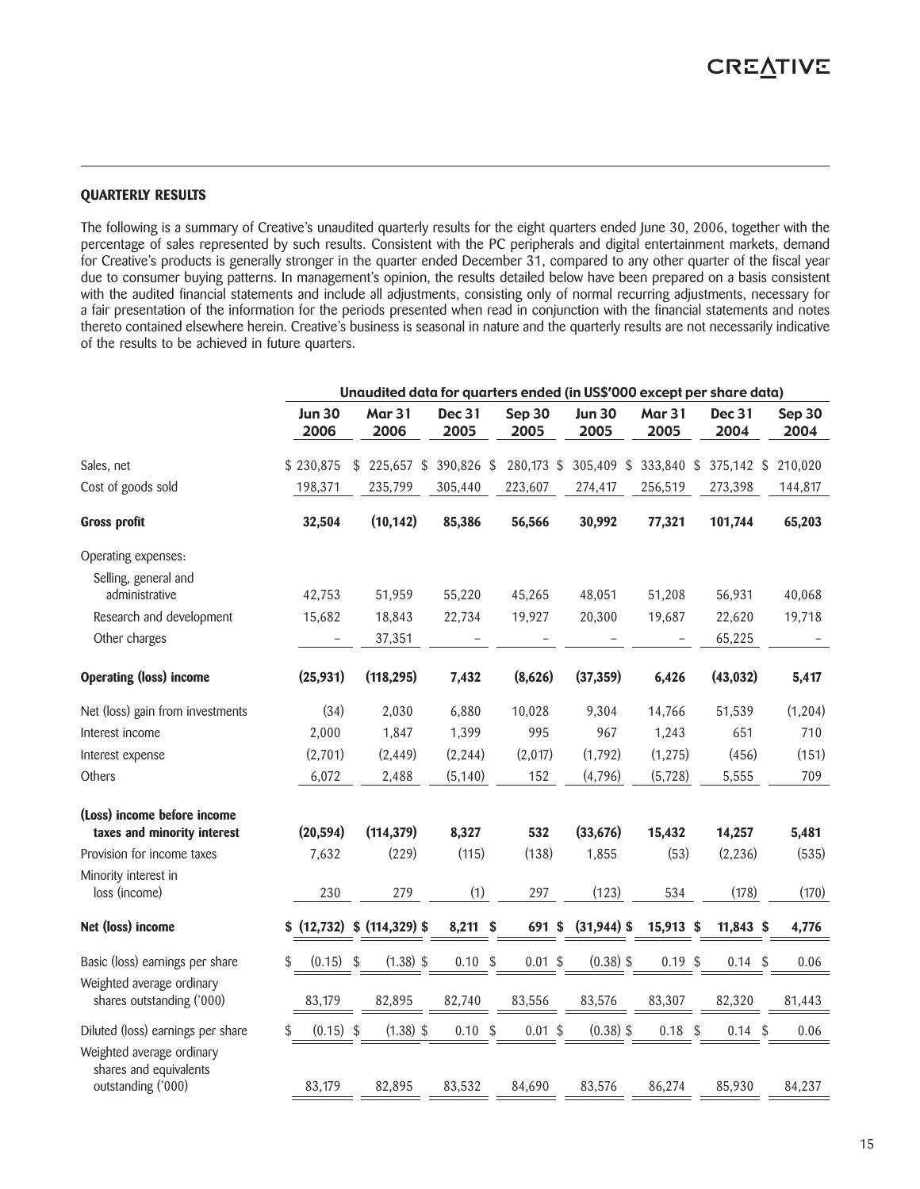## QUARTERLY RESULTS

The following is a summary of Creative's unaudited quarterly results for the eight quarters ended June 30, 2006, together with the percentage of sales represented by such results. Consistent with the PC peripherals and digital entertainment markets, demand for Creative's products is generally stronger in the quarter ended December 31, compared to any other quarter of the fiscal year due to consumer buying patterns. In management's opinion, the results detailed below have been prepared on a basis consistent with the audited financial statements and include all adjustments, consisting only of normal recurring adjustments, necessary for a fair presentation of the information for the periods presented when read in conjunction with the financial statements and notes thereto contained elsewhere herein. Creative's business is seasonal in nature and the quarterly results are not necessarily indicative of the results to be achieved in future quarters.

| | Unaudited data for quarters ended (in US$'000 except per share data) | | | | | | | |
|---|---|---|---|---|---|---|---|---|
| | **Jun 30 2006** | **Mar 31 2006** | **Dec 31 2005** | **Sep 30 2005** | **Jun 30 2005** | **Mar 31 2005** | **Dec 31 2004** | **Sep 30 2004** |
| Sales, net | $ 230,875 | $ 225,657 | $ 390,826 | $ 280,173 | $ 305,409 | $ 333,840 | $ 375,142 | $ 210,020 |
| Cost of goods sold | 198,371 | 235,799 | 305,440 | 223,607 | 274,417 | 256,519 | 273,398 | 144,817 |
| **Gross profit** | **32,504** | **(10,142)** | **85,386** | **56,566** | **30,992** | **77,321** | **101,744** | **65,203** |
| Operating expenses: | | | | | | | | |
| Selling, general and administrative | 42,753 | 51,959 | 55,220 | 45,265 | 48,051 | 51,208 | 56,931 | 40,068 |
| Research and development | 15,682 | 18,843 | 22,734 | 19,927 | 20,300 | 19,687 | 22,620 | 19,718 |
| Other charges | – | 37,351 | – | – | – | – | 65,225 | – |
| **Operating (loss) income** | **(25,931)** | **(118,295)** | **7,432** | **(8,626)** | **(37,359)** | **6,426** | **(43,032)** | **5,417** |
| Net (loss) gain from investments | (34) | 2,030 | 6,880 | 10,028 | 9,304 | 14,766 | 51,539 | (1,204) |
| Interest income | 2,000 | 1,847 | 1,399 | 995 | 967 | 1,243 | 651 | 710 |
| Interest expense | (2,701) | (2,449) | (2,244) | (2,017) | (1,792) | (1,275) | (456) | (151) |
| Others | 6,072 | 2,488 | (5,140) | 152 | (4,796) | (5,728) | 5,555 | 709 |
| **(Loss) income before income taxes and minority interest** | **(20,594)** | **(114,379)** | **8,327** | **532** | **(33,676)** | **15,432** | **14,257** | **5,481** |
| Provision for income taxes | 7,632 | (229) | (115) | (138) | 1,855 | (53) | (2,236) | (535) |
| Minority interest in loss (income) | 230 | 279 | (1) | 297 | (123) | 534 | (178) | (170) |
| **Net (loss) income** | **$ (12,732)** | **$ (114,329)** | **$ 8,211** | **$ 691** | **$ (31,944)** | **$ 15,913** | **$ 11,843** | **$ 4,776** |
| Basic (loss) earnings per share | $ (0.15) | $ (1.38) | $ 0.10 | $ 0.01 | $ (0.38) | $ 0.19 | $ 0.14 | $ 0.06 |
| Weighted average ordinary shares outstanding ('000) | 83,179 | 82,895 | 82,740 | 83,556 | 83,576 | 83,307 | 82,320 | 81,443 |
| Diluted (loss) earnings per share | $ (0.15) | $ (1.38) | $ 0.10 | $ 0.01 | $ (0.38) | $ 0.18 | $ 0.14 | $ 0.06 |
| Weighted average ordinary shares and equivalents outstanding ('000) | 83,179 | 82,895 | 83,532 | 84,690 | 83,576 | 86,274 | 85,930 | 84,237 |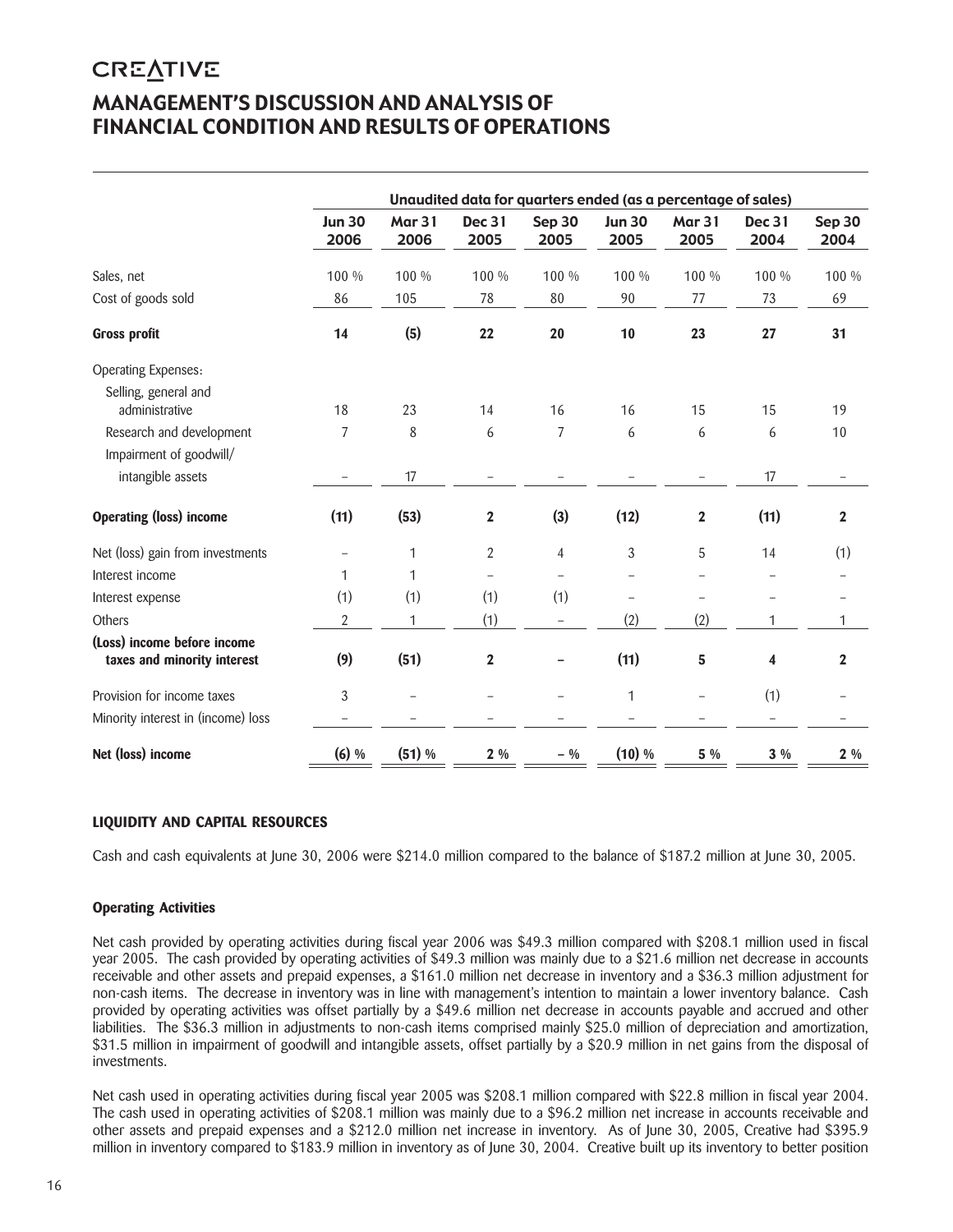# MANAGEMENT'S DISCUSSION AND ANALYSIS OF FINANCIAL CONDITION AND RESULTS OF OPERATIONS

| | Unaudited data for quarters ended (as a percentage of sales) | | | | | | | |
|---|---|---|---|---|---|---|---|---|
| | Jun 30 2006 | Mar 31 2006 | Dec 31 2005 | Sep 30 2005 | Jun 30 2005 | Mar 31 2005 | Dec 31 2004 | Sep 30 2004 |
| Sales, net | 100 % | 100 % | 100 % | 100 % | 100 % | 100 % | 100 % | 100 % |
| Cost of goods sold | 86 | 105 | 78 | 80 | 90 | 77 | 73 | 69 |
| **Gross profit** | **14** | **(5)** | **22** | **20** | **10** | **23** | **27** | **31** |
| Operating Expenses: | | | | | | | | |
| Selling, general and administrative | 18 | 23 | 14 | 16 | 16 | 15 | 15 | 19 |
| Research and development | 7 | 8 | 6 | 7 | 6 | 6 | 6 | 10 |
| Impairment of goodwill/ intangible assets | – | 17 | – | – | – | – | 17 | – |
| **Operating (loss) income** | **(11)** | **(53)** | **2** | **(3)** | **(12)** | **2** | **(11)** | **2** |
| Net (loss) gain from investments | – | 1 | 2 | 4 | 3 | 5 | 14 | (1) |
| Interest income | 1 | 1 | – | – | – | – | – | – |
| Interest expense | (1) | (1) | (1) | (1) | – | – | – | – |
| Others | 2 | 1 | (1) | – | (2) | (2) | 1 | 1 |
| **(Loss) income before income taxes and minority interest** | **(9)** | **(51)** | **2** | **–** | **(11)** | **5** | **4** | **2** |
| Provision for income taxes | 3 | – | – | – | 1 | – | (1) | – |
| Minority interest in (income) loss | – | – | – | – | – | – | – | – |
| **Net (loss) income** | **(6) %** | **(51) %** | **2 %** | **– %** | **(10) %** | **5 %** | **3 %** | **2 %** |

### LIQUIDITY AND CAPITAL RESOURCES

Cash and cash equivalents at June 30, 2006 were $214.0 million compared to the balance of $187.2 million at June 30, 2005.

#### Operating Activities

Net cash provided by operating activities during fiscal year 2006 was $49.3 million compared with $208.1 million used in fiscal year 2005. The cash provided by operating activities of $49.3 million was mainly due to a $21.6 million net decrease in accounts receivable and other assets and prepaid expenses, a $161.0 million net decrease in inventory and a $36.3 million adjustment for non-cash items. The decrease in inventory was in line with management's intention to maintain a lower inventory balance. Cash provided by operating activities was offset partially by a $49.6 million net decrease in accounts payable and accrued and other liabilities. The $36.3 million in adjustments to non-cash items comprised mainly $25.0 million of depreciation and amortization, $31.5 million in impairment of goodwill and intangible assets, offset partially by a $20.9 million in net gains from the disposal of investments.

Net cash used in operating activities during fiscal year 2005 was $208.1 million compared with $22.8 million in fiscal year 2004. The cash used in operating activities of $208.1 million was mainly due to a $96.2 million net increase in accounts receivable and other assets and prepaid expenses and a $212.0 million net increase in inventory. As of June 30, 2005, Creative had $395.9 million in inventory compared to $183.9 million in inventory as of June 30, 2004. Creative built up its inventory to better position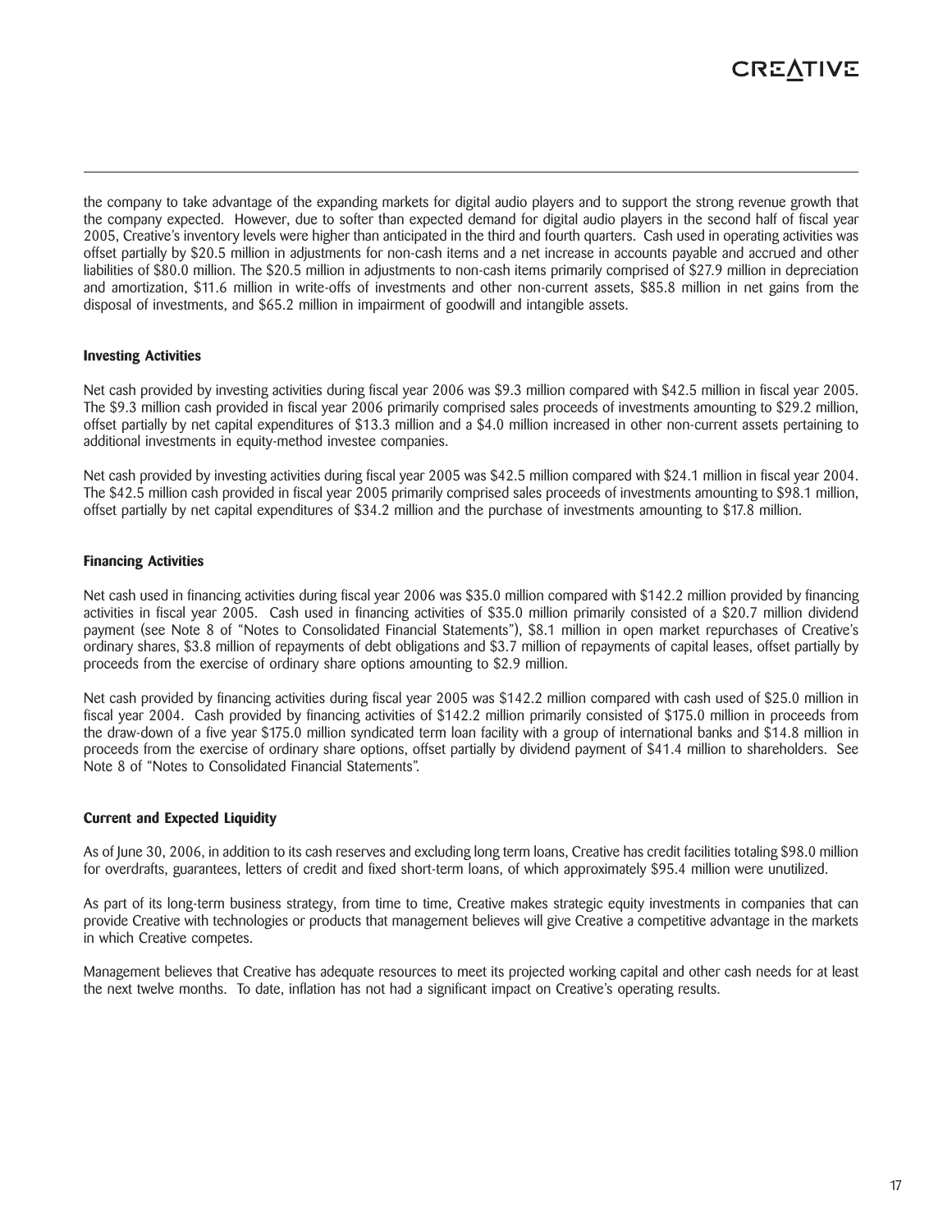the company to take advantage of the expanding markets for digital audio players and to support the strong revenue growth that the company expected. However, due to softer than expected demand for digital audio players in the second half of fiscal year 2005, Creative's inventory levels were higher than anticipated in the third and fourth quarters. Cash used in operating activities was offset partially by $20.5 million in adjustments for non-cash items and a net increase in accounts payable and accrued and other liabilities of $80.0 million. The $20.5 million in adjustments to non-cash items primarily comprised of $27.9 million in depreciation and amortization, $11.6 million in write-offs of investments and other non-current assets, $85.8 million in net gains from the disposal of investments, and $65.2 million in impairment of goodwill and intangible assets.

**Investing Activities**

Net cash provided by investing activities during fiscal year 2006 was $9.3 million compared with $42.5 million in fiscal year 2005. The $9.3 million cash provided in fiscal year 2006 primarily comprised sales proceeds of investments amounting to $29.2 million, offset partially by net capital expenditures of $13.3 million and a $4.0 million increased in other non-current assets pertaining to additional investments in equity-method investee companies.

Net cash provided by investing activities during fiscal year 2005 was $42.5 million compared with $24.1 million in fiscal year 2004. The $42.5 million cash provided in fiscal year 2005 primarily comprised sales proceeds of investments amounting to $98.1 million, offset partially by net capital expenditures of $34.2 million and the purchase of investments amounting to $17.8 million.

**Financing Activities**

Net cash used in financing activities during fiscal year 2006 was $35.0 million compared with $142.2 million provided by financing activities in fiscal year 2005. Cash used in financing activities of $35.0 million primarily consisted of a $20.7 million dividend payment (see Note 8 of "Notes to Consolidated Financial Statements"), $8.1 million in open market repurchases of Creative's ordinary shares, $3.8 million of repayments of debt obligations and $3.7 million of repayments of capital leases, offset partially by proceeds from the exercise of ordinary share options amounting to $2.9 million.

Net cash provided by financing activities during fiscal year 2005 was $142.2 million compared with cash used of $25.0 million in fiscal year 2004. Cash provided by financing activities of $142.2 million primarily consisted of $175.0 million in proceeds from the draw-down of a five year $175.0 million syndicated term loan facility with a group of international banks and $14.8 million in proceeds from the exercise of ordinary share options, offset partially by dividend payment of $41.4 million to shareholders. See Note 8 of "Notes to Consolidated Financial Statements".

**Current and Expected Liquidity**

As of June 30, 2006, in addition to its cash reserves and excluding long term loans, Creative has credit facilities totaling $98.0 million for overdrafts, guarantees, letters of credit and fixed short-term loans, of which approximately $95.4 million were unutilized.

As part of its long-term business strategy, from time to time, Creative makes strategic equity investments in companies that can provide Creative with technologies or products that management believes will give Creative a competitive advantage in the markets in which Creative competes.

Management believes that Creative has adequate resources to meet its projected working capital and other cash needs for at least the next twelve months. To date, inflation has not had a significant impact on Creative's operating results.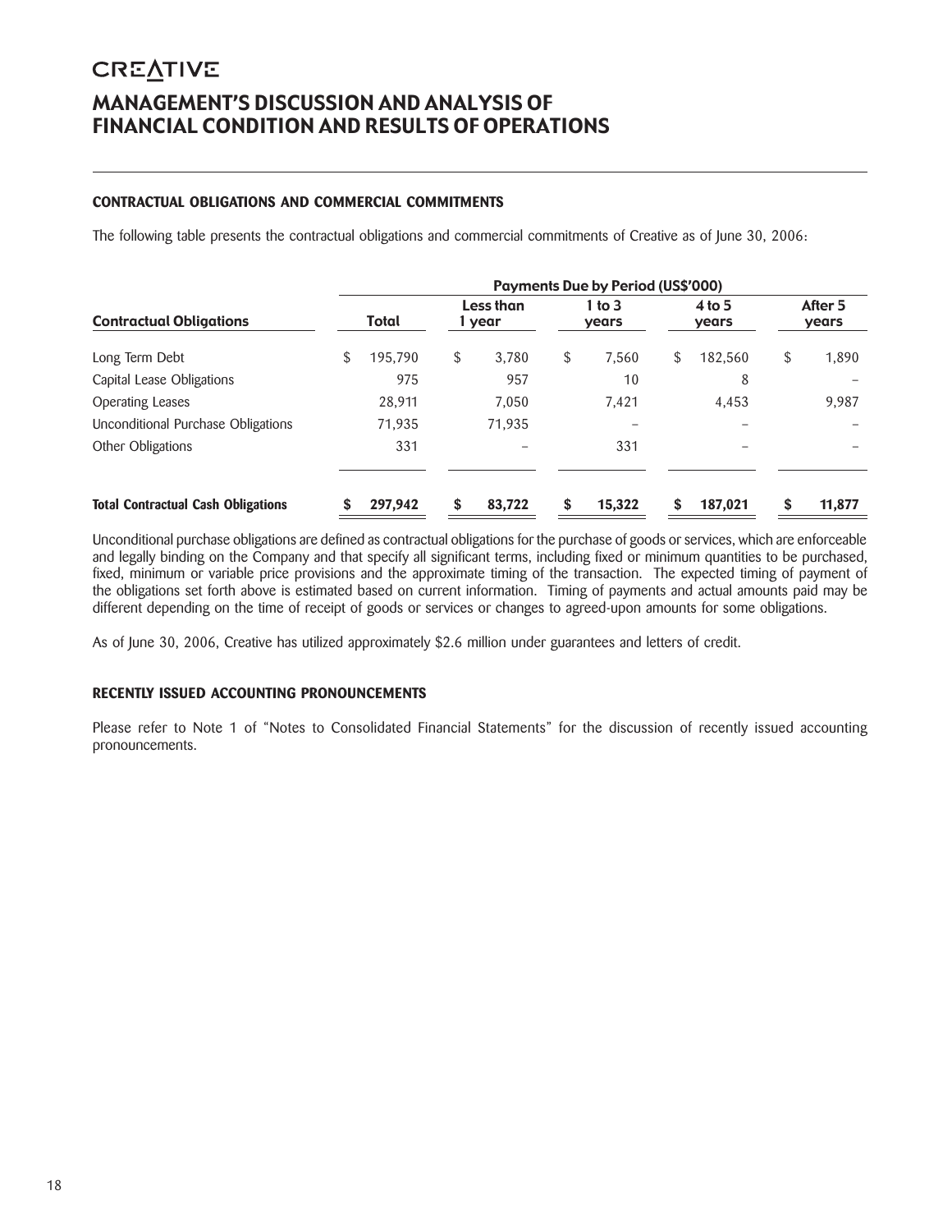# CREATIVE

# MANAGEMENT'S DISCUSSION AND ANALYSIS OF FINANCIAL CONDITION AND RESULTS OF OPERATIONS

### CONTRACTUAL OBLIGATIONS AND COMMERCIAL COMMITMENTS

The following table presents the contractual obligations and commercial commitments of Creative as of June 30, 2006:

| | Payments Due by Period (US$'000) | | | | |
|---|---|---|---|---|---|
| **Contractual Obligations** | **Total** | **Less than 1 year** | **1 to 3 years** | **4 to 5 years** | **After 5 years** |
| Long Term Debt | $ 195,790 | $ 3,780 | $ 7,560 | $ 182,560 | $ 1,890 |
| Capital Lease Obligations | 975 | 957 | 10 | 8 | – |
| Operating Leases | 28,911 | 7,050 | 7,421 | 4,453 | 9,987 |
| Unconditional Purchase Obligations | 71,935 | 71,935 | – | – | – |
| Other Obligations | 331 | – | 331 | – | – |
| **Total Contractual Cash Obligations** | **$ 297,942** | **$ 83,722** | **$ 15,322** | **$ 187,021** | **$ 11,877** |

Unconditional purchase obligations are defined as contractual obligations for the purchase of goods or services, which are enforceable and legally binding on the Company and that specify all significant terms, including fixed or minimum quantities to be purchased, fixed, minimum or variable price provisions and the approximate timing of the transaction. The expected timing of payment of the obligations set forth above is estimated based on current information. Timing of payments and actual amounts paid may be different depending on the time of receipt of goods or services or changes to agreed-upon amounts for some obligations.

As of June 30, 2006, Creative has utilized approximately $2.6 million under guarantees and letters of credit.

### RECENTLY ISSUED ACCOUNTING PRONOUNCEMENTS

Please refer to Note 1 of "Notes to Consolidated Financial Statements" for the discussion of recently issued accounting pronouncements.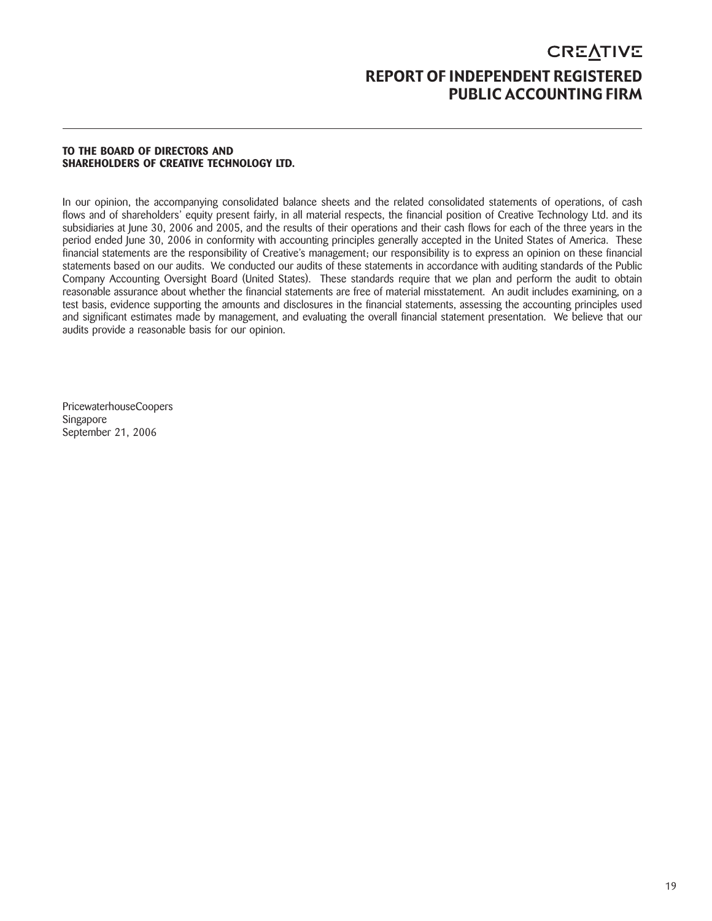# REPORT OF INDEPENDENT REGISTERED PUBLIC ACCOUNTING FIRM

**TO THE BOARD OF DIRECTORS AND SHAREHOLDERS OF CREATIVE TECHNOLOGY LTD.**

In our opinion, the accompanying consolidated balance sheets and the related consolidated statements of operations, of cash flows and of shareholders' equity present fairly, in all material respects, the financial position of Creative Technology Ltd. and its subsidiaries at June 30, 2006 and 2005, and the results of their operations and their cash flows for each of the three years in the period ended June 30, 2006 in conformity with accounting principles generally accepted in the United States of America. These financial statements are the responsibility of Creative's management; our responsibility is to express an opinion on these financial statements based on our audits. We conducted our audits of these statements in accordance with auditing standards of the Public Company Accounting Oversight Board (United States). These standards require that we plan and perform the audit to obtain reasonable assurance about whether the financial statements are free of material misstatement. An audit includes examining, on a test basis, evidence supporting the amounts and disclosures in the financial statements, assessing the accounting principles used and significant estimates made by management, and evaluating the overall financial statement presentation. We believe that our audits provide a reasonable basis for our opinion.

PricewaterhouseCoopers
Singapore
September 21, 2006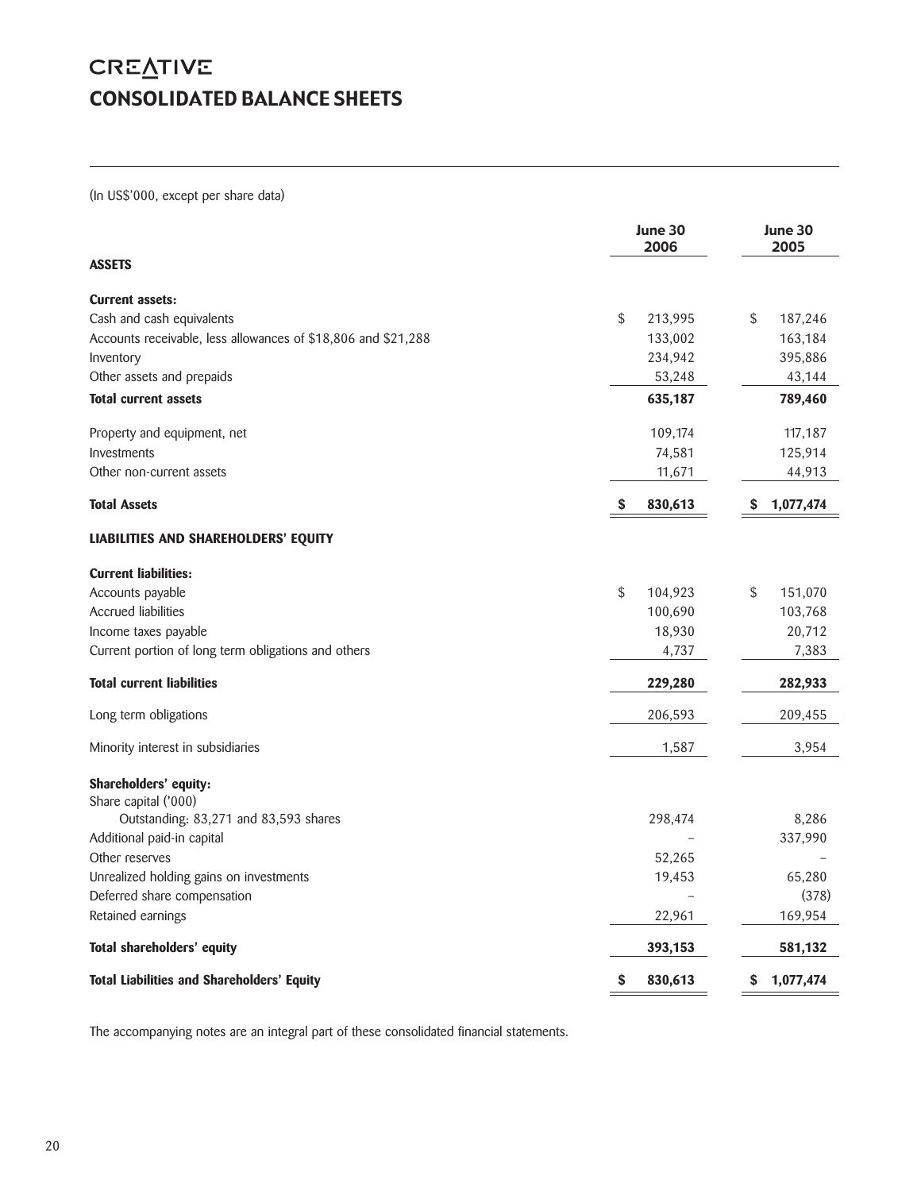CREATIVE

# CONSOLIDATED BALANCE SHEETS

(In US$'000, except per share data)

| | June 30 2006 | June 30 2005 |
|---|---|---|
| **ASSETS** | | |
| **Current assets:** | | |
| Cash and cash equivalents | $ 213,995 | $ 187,246 |
| Accounts receivable, less allowances of $18,806 and $21,288 | 133,002 | 163,184 |
| Inventory | 234,942 | 395,886 |
| Other assets and prepaids | 53,248 | 43,144 |
| **Total current assets** | **635,187** | **789,460** |
| Property and equipment, net | 109,174 | 117,187 |
| Investments | 74,581 | 125,914 |
| Other non-current assets | 11,671 | 44,913 |
| **Total Assets** | **$ 830,613** | **$ 1,077,474** |
| **LIABILITIES AND SHAREHOLDERS' EQUITY** | | |
| **Current liabilities:** | | |
| Accounts payable | $ 104,923 | $ 151,070 |
| Accrued liabilities | 100,690 | 103,768 |
| Income taxes payable | 18,930 | 20,712 |
| Current portion of long term obligations and others | 4,737 | 7,383 |
| **Total current liabilities** | **229,280** | **282,933** |
| Long term obligations | 206,593 | 209,455 |
| Minority interest in subsidiaries | 1,587 | 3,954 |
| **Shareholders' equity:** | | |
| Share capital ('000) | | |
| Outstanding: 83,271 and 83,593 shares | 298,474 | 8,286 |
| Additional paid-in capital | – | 337,990 |
| Other reserves | 52,265 | – |
| Unrealized holding gains on investments | 19,453 | 65,280 |
| Deferred share compensation | – | (378) |
| Retained earnings | 22,961 | 169,954 |
| **Total shareholders' equity** | **393,153** | **581,132** |
| **Total Liabilities and Shareholders' Equity** | **$ 830,613** | **$ 1,077,474** |

The accompanying notes are an integral part of these consolidated financial statements.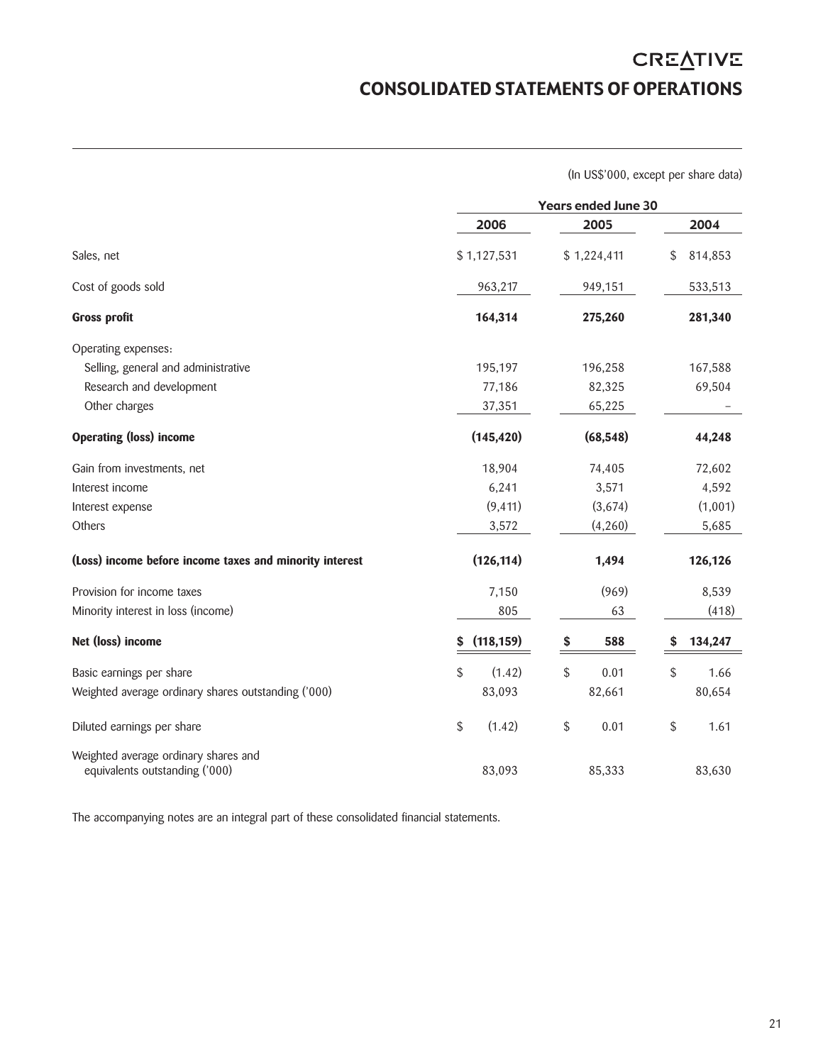CREATIVE

# CONSOLIDATED STATEMENTS OF OPERATIONS

(In US$'000, except per share data)

| | Years ended June 30 | | |
|---|---|---|---|
| | 2006 | 2005 | 2004 |
| Sales, net | $ 1,127,531 | $ 1,224,411 | $ 814,853 |
| Cost of goods sold | 963,217 | 949,151 | 533,513 |
| **Gross profit** | **164,314** | **275,260** | **281,340** |
| Operating expenses: | | | |
| Selling, general and administrative | 195,197 | 196,258 | 167,588 |
| Research and development | 77,186 | 82,325 | 69,504 |
| Other charges | 37,351 | 65,225 | – |
| **Operating (loss) income** | **(145,420)** | **(68,548)** | **44,248** |
| Gain from investments, net | 18,904 | 74,405 | 72,602 |
| Interest income | 6,241 | 3,571 | 4,592 |
| Interest expense | (9,411) | (3,674) | (1,001) |
| Others | 3,572 | (4,260) | 5,685 |
| **(Loss) income before income taxes and minority interest** | **(126,114)** | **1,494** | **126,126** |
| Provision for income taxes | 7,150 | (969) | 8,539 |
| Minority interest in loss (income) | 805 | 63 | (418) |
| **Net (loss) income** | **$ (118,159)** | **$ 588** | **$ 134,247** |
| Basic earnings per share | $ (1.42) | $ 0.01 | $ 1.66 |
| Weighted average ordinary shares outstanding ('000) | 83,093 | 82,661 | 80,654 |
| Diluted earnings per share | $ (1.42) | $ 0.01 | $ 1.61 |
| Weighted average ordinary shares and equivalents outstanding ('000) | 83,093 | 85,333 | 83,630 |

The accompanying notes are an integral part of these consolidated financial statements.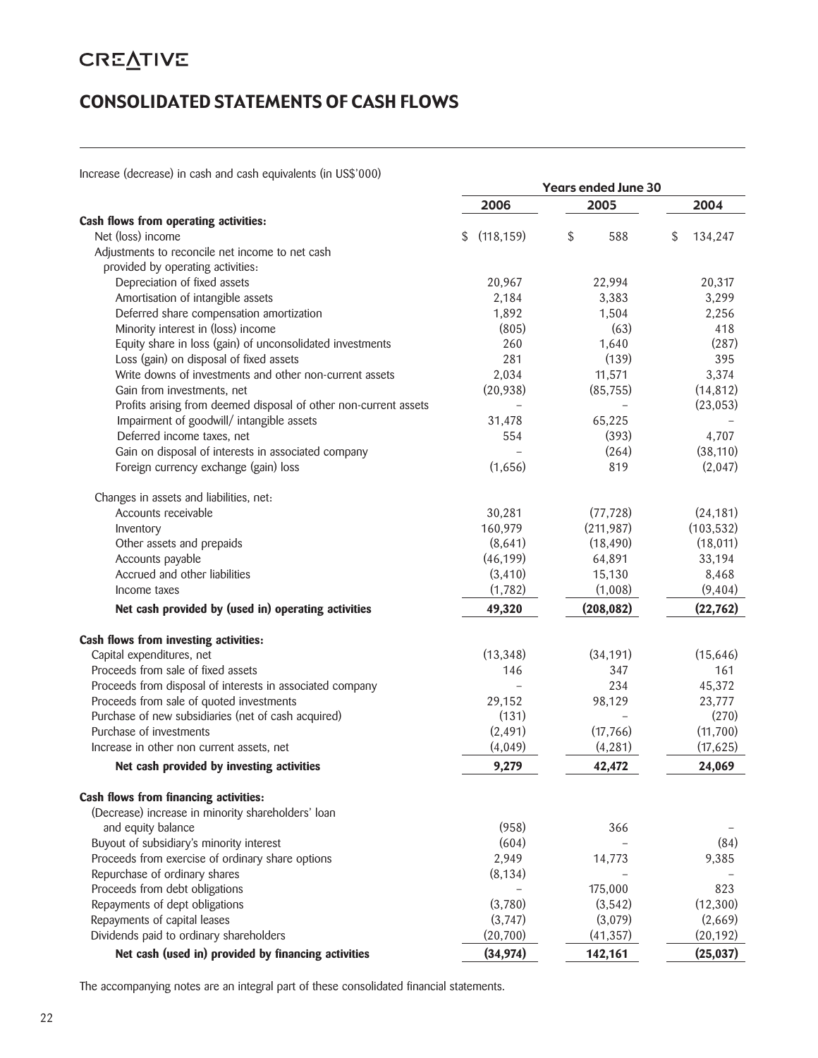CREATIVE

# CONSOLIDATED STATEMENTS OF CASH FLOWS

Increase (decrease) in cash and cash equivalents (in US$'000)

| | Years ended June 30 | | |
|---|---|---|---|
| | 2006 | 2005 | 2004 |
| **Cash flows from operating activities:** | | | |
| Net (loss) income | $ (118,159) | $ 588 | $ 134,247 |
| Adjustments to reconcile net income to net cash provided by operating activities: | | | |
| Depreciation of fixed assets | 20,967 | 22,994 | 20,317 |
| Amortisation of intangible assets | 2,184 | 3,383 | 3,299 |
| Deferred share compensation amortization | 1,892 | 1,504 | 2,256 |
| Minority interest in (loss) income | (805) | (63) | 418 |
| Equity share in loss (gain) of unconsolidated investments | 260 | 1,640 | (287) |
| Loss (gain) on disposal of fixed assets | 281 | (139) | 395 |
| Write downs of investments and other non-current assets | 2,034 | 11,571 | 3,374 |
| Gain from investments, net | (20,938) | (85,755) | (14,812) |
| Profits arising from deemed disposal of other non-current assets | – | – | (23,053) |
| Impairment of goodwill/ intangible assets | 31,478 | 65,225 | – |
| Deferred income taxes, net | 554 | (393) | 4,707 |
| Gain on disposal of interests in associated company | – | (264) | (38,110) |
| Foreign currency exchange (gain) loss | (1,656) | 819 | (2,047) |
| Changes in assets and liabilities, net: | | | |
| Accounts receivable | 30,281 | (77,728) | (24,181) |
| Inventory | 160,979 | (211,987) | (103,532) |
| Other assets and prepaids | (8,641) | (18,490) | (18,011) |
| Accounts payable | (46,199) | 64,891 | 33,194 |
| Accrued and other liabilities | (3,410) | 15,130 | 8,468 |
| Income taxes | (1,782) | (1,008) | (9,404) |
| **Net cash provided by (used in) operating activities** | **49,320** | **(208,082)** | **(22,762)** |
| **Cash flows from investing activities:** | | | |
| Capital expenditures, net | (13,348) | (34,191) | (15,646) |
| Proceeds from sale of fixed assets | 146 | 347 | 161 |
| Proceeds from disposal of interests in associated company | – | 234 | 45,372 |
| Proceeds from sale of quoted investments | 29,152 | 98,129 | 23,777 |
| Purchase of new subsidiaries (net of cash acquired) | (131) | – | (270) |
| Purchase of investments | (2,491) | (17,766) | (11,700) |
| Increase in other non current assets, net | (4,049) | (4,281) | (17,625) |
| **Net cash provided by investing activities** | **9,279** | **42,472** | **24,069** |
| **Cash flows from financing activities:** | | | |
| (Decrease) increase in minority shareholders' loan and equity balance | (958) | 366 | – |
| Buyout of subsidiary's minority interest | (604) | – | (84) |
| Proceeds from exercise of ordinary share options | 2,949 | 14,773 | 9,385 |
| Repurchase of ordinary shares | (8,134) | – | – |
| Proceeds from debt obligations | – | 175,000 | 823 |
| Repayments of dept obligations | (3,780) | (3,542) | (12,300) |
| Repayments of capital leases | (3,747) | (3,079) | (2,669) |
| Dividends paid to ordinary shareholders | (20,700) | (41,357) | (20,192) |
| **Net cash (used in) provided by financing activities** | **(34,974)** | **142,161** | **(25,037)** |

The accompanying notes are an integral part of these consolidated financial statements.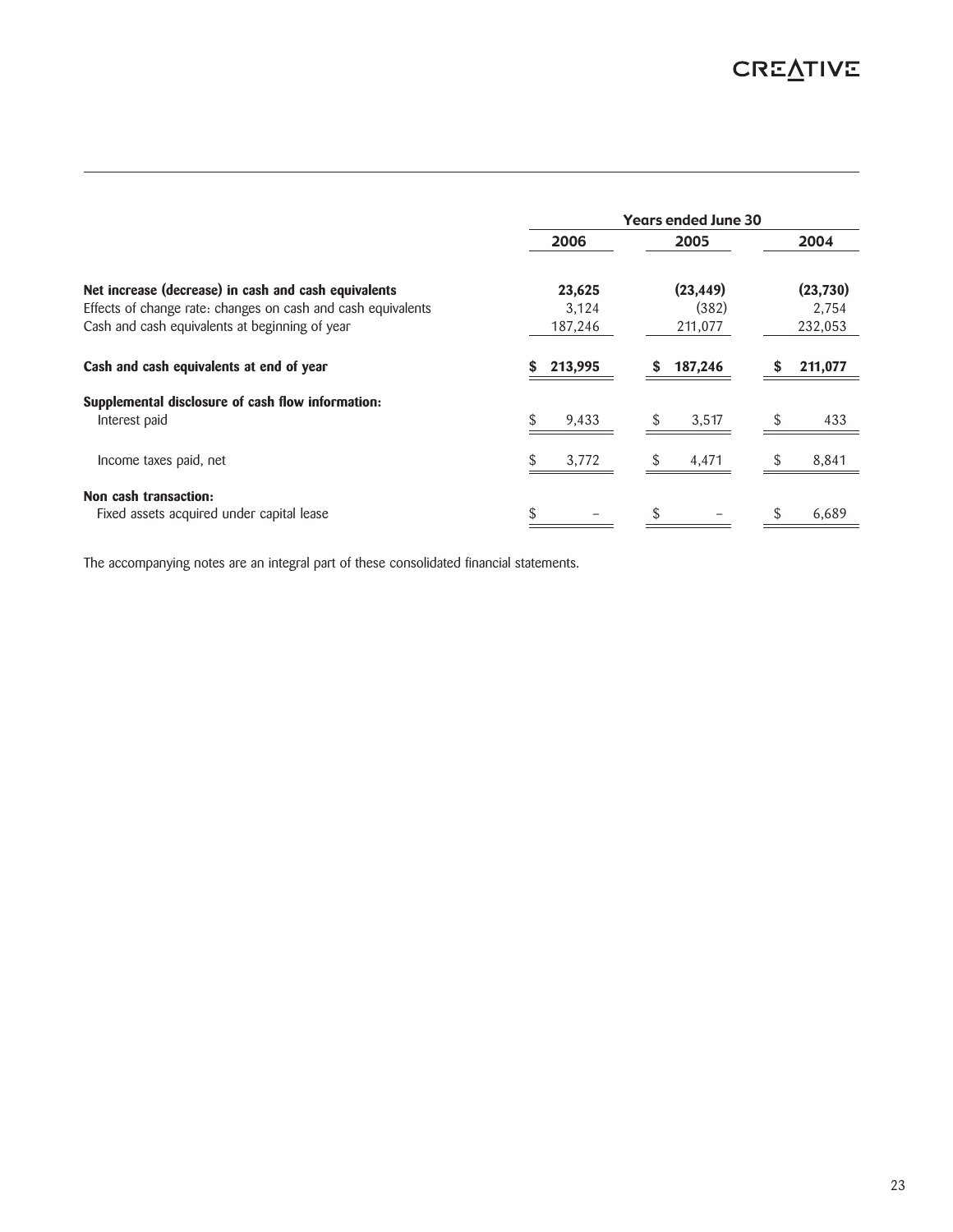| | Years ended June 30 | | |
|---|---|---|---|
| | 2006 | 2005 | 2004 |
| **Net increase (decrease) in cash and cash equivalents** | **23,625** | **(23,449)** | **(23,730)** |
| Effects of change rate: changes on cash and cash equivalents | 3,124 | (382) | 2,754 |
| Cash and cash equivalents at beginning of year | 187,246 | 211,077 | 232,053 |
| **Cash and cash equivalents at end of year** | **$ 213,995** | **$ 187,246** | **$ 211,077** |
| **Supplemental disclosure of cash flow information:** | | | |
| Interest paid | $ 9,433 | $ 3,517 | $ 433 |
| Income taxes paid, net | $ 3,772 | $ 4,471 | $ 8,841 |
| **Non cash transaction:** | | | |
| Fixed assets acquired under capital lease | $ – | $ – | $ 6,689 |

The accompanying notes are an integral part of these consolidated financial statements.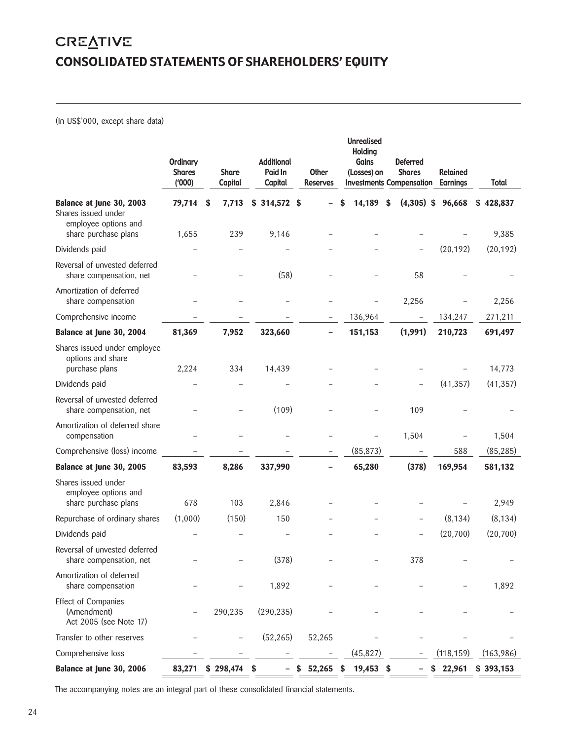CREATIVE

# CONSOLIDATED STATEMENTS OF SHAREHOLDERS' EQUITY

(In US$'000, except share data)

| | Ordinary Shares ('000) | Share Capital | Additional Paid In Capital | Other Reserves | Unrealised Holding Gains (Losses) on Investments | Deferred Shares Compensation | Retained Earnings | Total |
|---|---|---|---|---|---|---|---|---|
| **Balance at June 30, 2003** | **79,714** | **$ 7,713** | **$ 314,572** | **$ –** | **$ 14,189** | **$ (4,305)** | **$ 96,668** | **$ 428,837** |
| Shares issued under employee options and share purchase plans | 1,655 | 239 | 9,146 | – | – | – | – | 9,385 |
| Dividends paid | – | – | – | – | – | – | (20,192) | (20,192) |
| Reversal of unvested deferred share compensation, net | – | – | (58) | – | – | 58 | – | – |
| Amortization of deferred share compensation | – | – | – | – | – | 2,256 | – | 2,256 |
| Comprehensive income | – | – | – | – | 136,964 | – | 134,247 | 271,211 |
| **Balance at June 30, 2004** | **81,369** | **7,952** | **323,660** | **–** | **151,153** | **(1,991)** | **210,723** | **691,497** |
| Shares issued under employee options and share purchase plans | 2,224 | 334 | 14,439 | – | – | – | – | 14,773 |
| Dividends paid | – | – | – | – | – | – | (41,357) | (41,357) |
| Reversal of unvested deferred share compensation, net | – | – | (109) | – | – | 109 | – | – |
| Amortization of deferred share compensation | – | – | – | – | – | 1,504 | – | 1,504 |
| Comprehensive (loss) income | – | – | – | – | (85,873) | – | 588 | (85,285) |
| **Balance at June 30, 2005** | **83,593** | **8,286** | **337,990** | **–** | **65,280** | **(378)** | **169,954** | **581,132** |
| Shares issued under employee options and share purchase plans | 678 | 103 | 2,846 | – | – | – | – | 2,949 |
| Repurchase of ordinary shares | (1,000) | (150) | 150 | – | – | – | (8,134) | (8,134) |
| Dividends paid | – | – | – | – | – | – | (20,700) | (20,700) |
| Reversal of unvested deferred share compensation, net | – | – | (378) | – | – | 378 | – | – |
| Amortization of deferred share compensation | – | – | 1,892 | – | – | – | – | 1,892 |
| Effect of Companies (Amendment) Act 2005 (see Note 17) | – | 290,235 | (290,235) | – | – | – | – | – |
| Transfer to other reserves | – | – | (52,265) | 52,265 | – | – | – | – |
| Comprehensive loss | – | – | – | – | (45,827) | – | (118,159) | (163,986) |
| **Balance at June 30, 2006** | **83,271** | **$ 298,474** | **$ –** | **$ 52,265** | **$ 19,453** | **$ –** | **$ 22,961** | **$ 393,153** |

The accompanying notes are an integral part of these consolidated financial statements.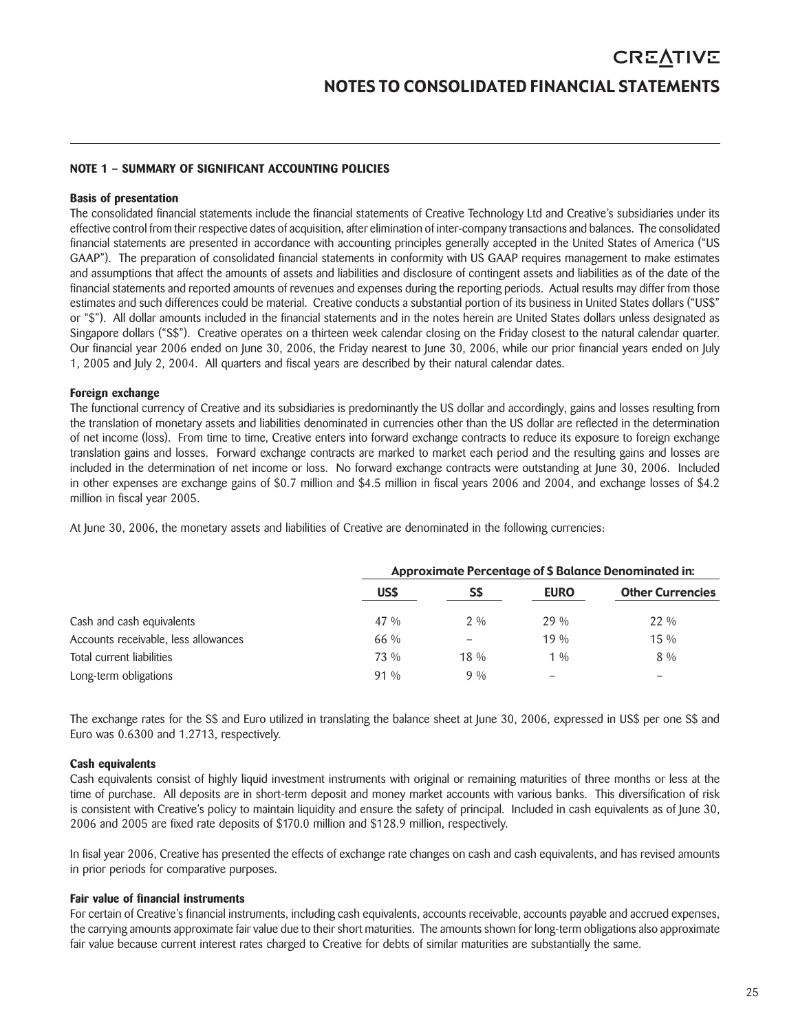# NOTES TO CONSOLIDATED FINANCIAL STATEMENTS

## NOTE 1 – SUMMARY OF SIGNIFICANT ACCOUNTING POLICIES

### Basis of presentation

The consolidated financial statements include the financial statements of Creative Technology Ltd and Creative's subsidiaries under its effective control from their respective dates of acquisition, after elimination of inter-company transactions and balances. The consolidated financial statements are presented in accordance with accounting principles generally accepted in the United States of America ("US GAAP"). The preparation of consolidated financial statements in conformity with US GAAP requires management to make estimates and assumptions that affect the amounts of assets and liabilities and disclosure of contingent assets and liabilities as of the date of the financial statements and reported amounts of revenues and expenses during the reporting periods. Actual results may differ from those estimates and such differences could be material. Creative conducts a substantial portion of its business in United States dollars ("US$" or "$"). All dollar amounts included in the financial statements and in the notes herein are United States dollars unless designated as Singapore dollars ("S$"). Creative operates on a thirteen week calendar closing on the Friday closest to the natural calendar quarter. Our financial year 2006 ended on June 30, 2006, the Friday nearest to June 30, 2006, while our prior financial years ended on July 1, 2005 and July 2, 2004. All quarters and fiscal years are described by their natural calendar dates.

### Foreign exchange

The functional currency of Creative and its subsidiaries is predominantly the US dollar and accordingly, gains and losses resulting from the translation of monetary assets and liabilities denominated in currencies other than the US dollar are reflected in the determination of net income (loss). From time to time, Creative enters into forward exchange contracts to reduce its exposure to foreign exchange translation gains and losses. Forward exchange contracts are marked to market each period and the resulting gains and losses are included in the determination of net income or loss. No forward exchange contracts were outstanding at June 30, 2006. Included in other expenses are exchange gains of $0.7 million and $4.5 million in fiscal years 2006 and 2004, and exchange losses of $4.2 million in fiscal year 2005.

At June 30, 2006, the monetary assets and liabilities of Creative are denominated in the following currencies:

| | Approximate Percentage of $ Balance Denominated in: | | | |
|---|---|---|---|---|
| | **US$** | **S$** | **EURO** | **Other Currencies** |
| Cash and cash equivalents | 47 % | 2 % | 29 % | 22 % |
| Accounts receivable, less allowances | 66 % | – | 19 % | 15 % |
| Total current liabilities | 73 % | 18 % | 1 % | 8 % |
| Long-term obligations | 91 % | 9 % | – | – |

The exchange rates for the S$ and Euro utilized in translating the balance sheet at June 30, 2006, expressed in US$ per one S$ and Euro was 0.6300 and 1.2713, respectively.

### Cash equivalents

Cash equivalents consist of highly liquid investment instruments with original or remaining maturities of three months or less at the time of purchase. All deposits are in short-term deposit and money market accounts with various banks. This diversification of risk is consistent with Creative's policy to maintain liquidity and ensure the safety of principal. Included in cash equivalents as of June 30, 2006 and 2005 are fixed rate deposits of $170.0 million and $128.9 million, respectively.

In fisal year 2006, Creative has presented the effects of exchange rate changes on cash and cash equivalents, and has revised amounts in prior periods for comparative purposes.

### Fair value of financial instruments

For certain of Creative's financial instruments, including cash equivalents, accounts receivable, accounts payable and accrued expenses, the carrying amounts approximate fair value due to their short maturities. The amounts shown for long-term obligations also approximate fair value because current interest rates charged to Creative for debts of similar maturities are substantially the same.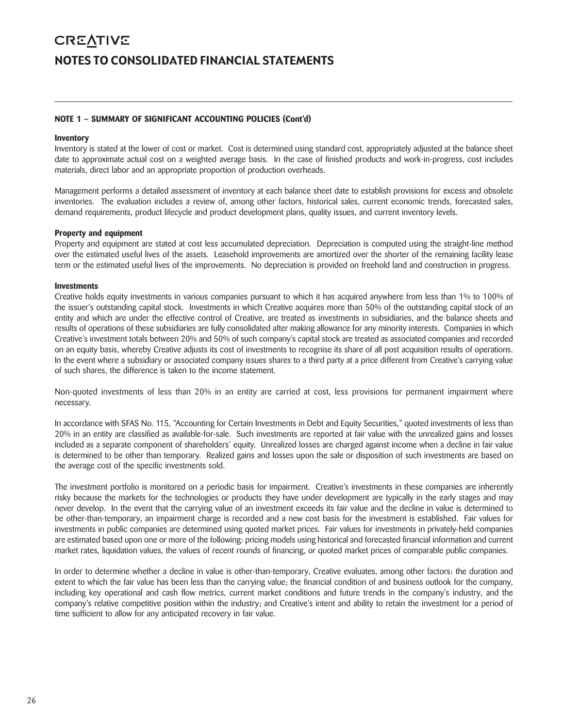# CREATIVE

# NOTES TO CONSOLIDATED FINANCIAL STATEMENTS

## NOTE 1 – SUMMARY OF SIGNIFICANT ACCOUNTING POLICIES (Cont'd)

### Inventory

Inventory is stated at the lower of cost or market. Cost is determined using standard cost, appropriately adjusted at the balance sheet date to approximate actual cost on a weighted average basis. In the case of finished products and work-in-progress, cost includes materials, direct labor and an appropriate proportion of production overheads.

Management performs a detailed assessment of inventory at each balance sheet date to establish provisions for excess and obsolete inventories. The evaluation includes a review of, among other factors, historical sales, current economic trends, forecasted sales, demand requirements, product lifecycle and product development plans, quality issues, and current inventory levels.

### Property and equipment

Property and equipment are stated at cost less accumulated depreciation. Depreciation is computed using the straight-line method over the estimated useful lives of the assets. Leasehold improvements are amortized over the shorter of the remaining facility lease term or the estimated useful lives of the improvements. No depreciation is provided on freehold land and construction in progress.

### Investments

Creative holds equity investments in various companies pursuant to which it has acquired anywhere from less than 1% to 100% of the issuer's outstanding capital stock. Investments in which Creative acquires more than 50% of the outstanding capital stock of an entity and which are under the effective control of Creative, are treated as investments in subsidiaries, and the balance sheets and results of operations of these subsidiaries are fully consolidated after making allowance for any minority interests. Companies in which Creative's investment totals between 20% and 50% of such company's capital stock are treated as associated companies and recorded on an equity basis, whereby Creative adjusts its cost of investments to recognise its share of all post acquisition results of operations. In the event where a subsidiary or associated company issues shares to a third party at a price different from Creative's carrying value of such shares, the difference is taken to the income statement.

Non-quoted investments of less than 20% in an entity are carried at cost, less provisions for permanent impairment where necessary.

In accordance with SFAS No. 115, "Accounting for Certain Investments in Debt and Equity Securities," quoted investments of less than 20% in an entity are classified as available-for-sale. Such investments are reported at fair value with the unrealized gains and losses included as a separate component of shareholders' equity. Unrealized losses are charged against income when a decline in fair value is determined to be other than temporary. Realized gains and losses upon the sale or disposition of such investments are based on the average cost of the specific investments sold.

The investment portfolio is monitored on a periodic basis for impairment. Creative's investments in these companies are inherently risky because the markets for the technologies or products they have under development are typically in the early stages and may never develop. In the event that the carrying value of an investment exceeds its fair value and the decline in value is determined to be other-than-temporary, an impairment charge is recorded and a new cost basis for the investment is established. Fair values for investments in public companies are determined using quoted market prices. Fair values for investments in privately-held companies are estimated based upon one or more of the following: pricing models using historical and forecasted financial information and current market rates, liquidation values, the values of recent rounds of financing, or quoted market prices of comparable public companies.

In order to determine whether a decline in value is other-than-temporary, Creative evaluates, among other factors: the duration and extent to which the fair value has been less than the carrying value; the financial condition of and business outlook for the company, including key operational and cash flow metrics, current market conditions and future trends in the company's industry, and the company's relative competitive position within the industry; and Creative's intent and ability to retain the investment for a period of time sufficient to allow for any anticipated recovery in fair value.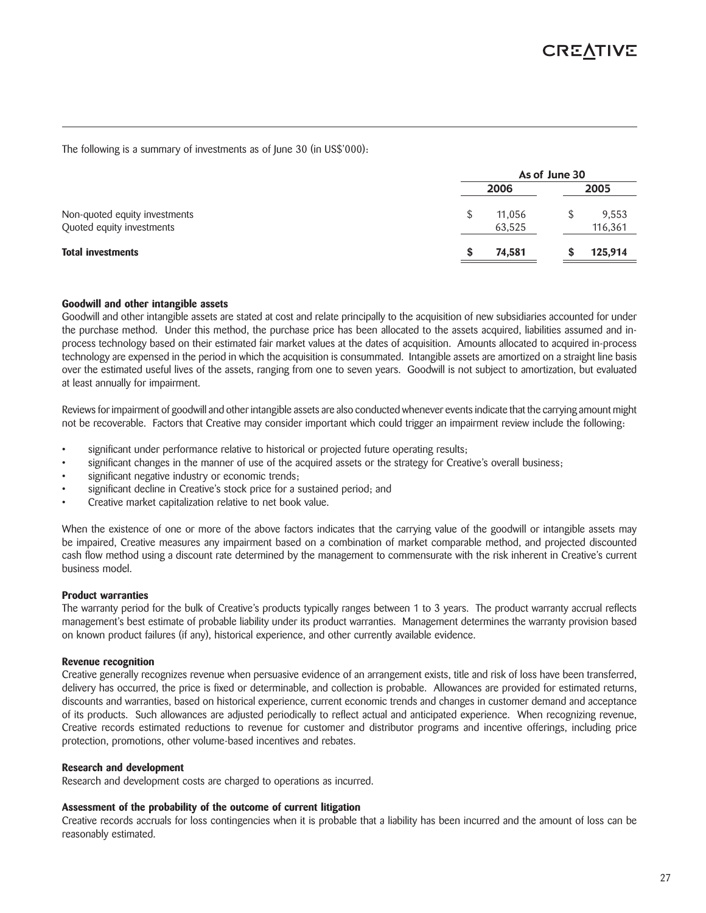The following is a summary of investments as of June 30 (in US$'000):

| | As of June 30 | |
|---|---|---|
| | 2006 | 2005 |
| Non-quoted equity investments | $ 11,056 | $ 9,553 |
| Quoted equity investments | 63,525 | 116,361 |
| **Total investments** | **$ 74,581** | **$ 125,914** |

**Goodwill and other intangible assets**

Goodwill and other intangible assets are stated at cost and relate principally to the acquisition of new subsidiaries accounted for under the purchase method. Under this method, the purchase price has been allocated to the assets acquired, liabilities assumed and in-process technology based on their estimated fair market values at the dates of acquisition. Amounts allocated to acquired in-process technology are expensed in the period in which the acquisition is consummated. Intangible assets are amortized on a straight line basis over the estimated useful lives of the assets, ranging from one to seven years. Goodwill is not subject to amortization, but evaluated at least annually for impairment.

Reviews for impairment of goodwill and other intangible assets are also conducted whenever events indicate that the carrying amount might not be recoverable. Factors that Creative may consider important which could trigger an impairment review include the following:

- significant under performance relative to historical or projected future operating results;
- significant changes in the manner of use of the acquired assets or the strategy for Creative's overall business;
- significant negative industry or economic trends;
- significant decline in Creative's stock price for a sustained period; and
- Creative market capitalization relative to net book value.

When the existence of one or more of the above factors indicates that the carrying value of the goodwill or intangible assets may be impaired, Creative measures any impairment based on a combination of market comparable method, and projected discounted cash flow method using a discount rate determined by the management to commensurate with the risk inherent in Creative's current business model.

**Product warranties**

The warranty period for the bulk of Creative's products typically ranges between 1 to 3 years. The product warranty accrual reflects management's best estimate of probable liability under its product warranties. Management determines the warranty provision based on known product failures (if any), historical experience, and other currently available evidence.

**Revenue recognition**

Creative generally recognizes revenue when persuasive evidence of an arrangement exists, title and risk of loss have been transferred, delivery has occurred, the price is fixed or determinable, and collection is probable. Allowances are provided for estimated returns, discounts and warranties, based on historical experience, current economic trends and changes in customer demand and acceptance of its products. Such allowances are adjusted periodically to reflect actual and anticipated experience. When recognizing revenue, Creative records estimated reductions to revenue for customer and distributor programs and incentive offerings, including price protection, promotions, other volume-based incentives and rebates.

**Research and development**

Research and development costs are charged to operations as incurred.

**Assessment of the probability of the outcome of current litigation**

Creative records accruals for loss contingencies when it is probable that a liability has been incurred and the amount of loss can be reasonably estimated.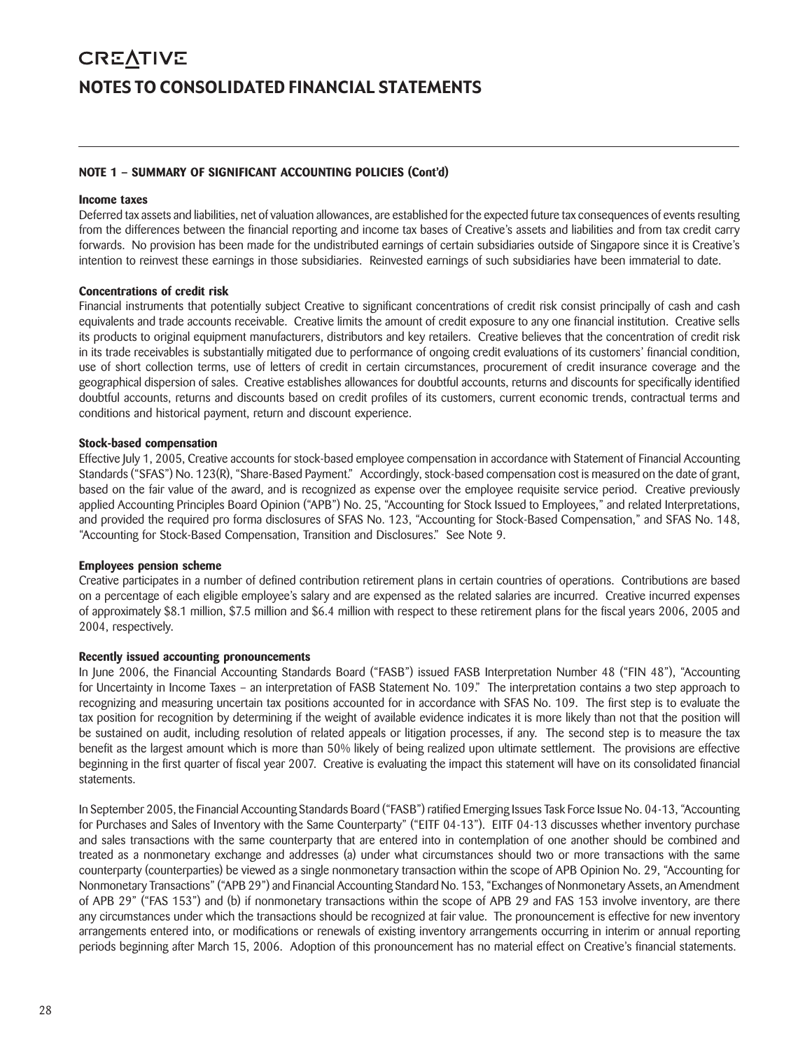# NOTES TO CONSOLIDATED FINANCIAL STATEMENTS

## NOTE 1 – SUMMARY OF SIGNIFICANT ACCOUNTING POLICIES (Cont'd)

### Income taxes

Deferred tax assets and liabilities, net of valuation allowances, are established for the expected future tax consequences of events resulting from the differences between the financial reporting and income tax bases of Creative's assets and liabilities and from tax credit carry forwards. No provision has been made for the undistributed earnings of certain subsidiaries outside of Singapore since it is Creative's intention to reinvest these earnings in those subsidiaries. Reinvested earnings of such subsidiaries have been immaterial to date.

### Concentrations of credit risk

Financial instruments that potentially subject Creative to significant concentrations of credit risk consist principally of cash and cash equivalents and trade accounts receivable. Creative limits the amount of credit exposure to any one financial institution. Creative sells its products to original equipment manufacturers, distributors and key retailers. Creative believes that the concentration of credit risk in its trade receivables is substantially mitigated due to performance of ongoing credit evaluations of its customers' financial condition, use of short collection terms, use of letters of credit in certain circumstances, procurement of credit insurance coverage and the geographical dispersion of sales. Creative establishes allowances for doubtful accounts, returns and discounts for specifically identified doubtful accounts, returns and discounts based on credit profiles of its customers, current economic trends, contractual terms and conditions and historical payment, return and discount experience.

### Stock-based compensation

Effective July 1, 2005, Creative accounts for stock-based employee compensation in accordance with Statement of Financial Accounting Standards ("SFAS") No. 123(R), "Share-Based Payment." Accordingly, stock-based compensation cost is measured on the date of grant, based on the fair value of the award, and is recognized as expense over the employee requisite service period. Creative previously applied Accounting Principles Board Opinion ("APB") No. 25, "Accounting for Stock Issued to Employees," and related Interpretations, and provided the required pro forma disclosures of SFAS No. 123, "Accounting for Stock-Based Compensation," and SFAS No. 148, "Accounting for Stock-Based Compensation, Transition and Disclosures." See Note 9.

### Employees pension scheme

Creative participates in a number of defined contribution retirement plans in certain countries of operations. Contributions are based on a percentage of each eligible employee's salary and are expensed as the related salaries are incurred. Creative incurred expenses of approximately $8.1 million, $7.5 million and $6.4 million with respect to these retirement plans for the fiscal years 2006, 2005 and 2004, respectively.

### Recently issued accounting pronouncements

In June 2006, the Financial Accounting Standards Board ("FASB") issued FASB Interpretation Number 48 ("FIN 48"), "Accounting for Uncertainty in Income Taxes – an interpretation of FASB Statement No. 109." The interpretation contains a two step approach to recognizing and measuring uncertain tax positions accounted for in accordance with SFAS No. 109. The first step is to evaluate the tax position for recognition by determining if the weight of available evidence indicates it is more likely than not that the position will be sustained on audit, including resolution of related appeals or litigation processes, if any. The second step is to measure the tax benefit as the largest amount which is more than 50% likely of being realized upon ultimate settlement. The provisions are effective beginning in the first quarter of fiscal year 2007. Creative is evaluating the impact this statement will have on its consolidated financial statements.

In September 2005, the Financial Accounting Standards Board ("FASB") ratified Emerging Issues Task Force Issue No. 04-13, "Accounting for Purchases and Sales of Inventory with the Same Counterparty" ("EITF 04-13"). EITF 04-13 discusses whether inventory purchase and sales transactions with the same counterparty that are entered into in contemplation of one another should be combined and treated as a nonmonetary exchange and addresses (a) under what circumstances should two or more transactions with the same counterparty (counterparties) be viewed as a single nonmonetary transaction within the scope of APB Opinion No. 29, "Accounting for Nonmonetary Transactions" ("APB 29") and Financial Accounting Standard No. 153, "Exchanges of Nonmonetary Assets, an Amendment of APB 29" ("FAS 153") and (b) if nonmonetary transactions within the scope of APB 29 and FAS 153 involve inventory, are there any circumstances under which the transactions should be recognized at fair value. The pronouncement is effective for new inventory arrangements entered into, or modifications or renewals of existing inventory arrangements occurring in interim or annual reporting periods beginning after March 15, 2006. Adoption of this pronouncement has no material effect on Creative's financial statements.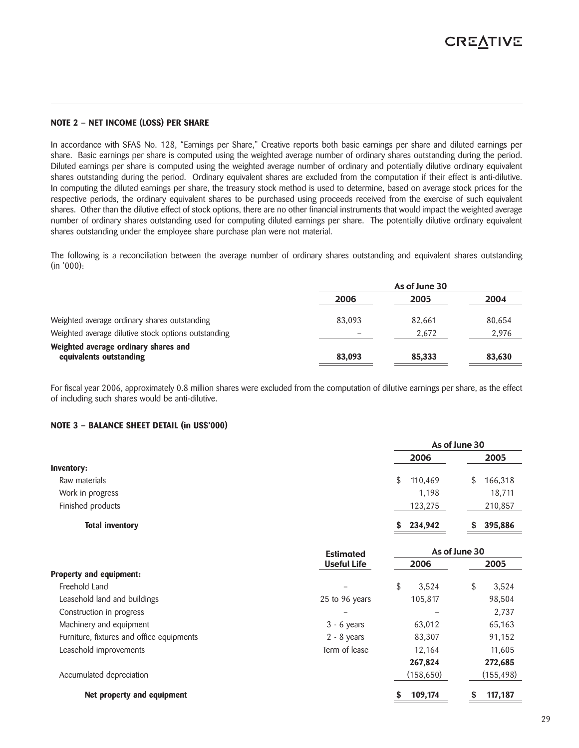#### NOTE 2 – NET INCOME (LOSS) PER SHARE

In accordance with SFAS No. 128, "Earnings per Share," Creative reports both basic earnings per share and diluted earnings per share. Basic earnings per share is computed using the weighted average number of ordinary shares outstanding during the period. Diluted earnings per share is computed using the weighted average number of ordinary and potentially dilutive ordinary equivalent shares outstanding during the period. Ordinary equivalent shares are excluded from the computation if their effect is anti-dilutive. In computing the diluted earnings per share, the treasury stock method is used to determine, based on average stock prices for the respective periods, the ordinary equivalent shares to be purchased using proceeds received from the exercise of such equivalent shares. Other than the dilutive effect of stock options, there are no other financial instruments that would impact the weighted average number of ordinary shares outstanding used for computing diluted earnings per share. The potentially dilutive ordinary equivalent shares outstanding under the employee share purchase plan were not material.

The following is a reconciliation between the average number of ordinary shares outstanding and equivalent shares outstanding (in '000):

| | As of June 30 | | |
|---|---|---|---|
| | 2006 | 2005 | 2004 |
| Weighted average ordinary shares outstanding | 83,093 | 82,661 | 80,654 |
| Weighted average dilutive stock options outstanding | – | 2,672 | 2,976 |
| **Weighted average ordinary shares and equivalents outstanding** | **83,093** | **85,333** | **83,630** |

For fiscal year 2006, approximately 0.8 million shares were excluded from the computation of dilutive earnings per share, as the effect of including such shares would be anti-dilutive.

#### NOTE 3 – BALANCE SHEET DETAIL (in US$'000)

| | As of June 30 | |
|---|---|---|
| | 2006 | 2005 |
| **Inventory:** | | |
| Raw materials | $ 110,469 | $ 166,318 |
| Work in progress | 1,198 | 18,711 |
| Finished products | 123,275 | 210,857 |
| **Total inventory** | **$ 234,942** | **$ 395,886** |

| | Estimated Useful Life | As of June 30 | |
|---|---|---|---|
| | | 2006 | 2005 |
| **Property and equipment:** | | | |
| Freehold Land | – | $ 3,524 | $ 3,524 |
| Leasehold land and buildings | 25 to 96 years | 105,817 | 98,504 |
| Construction in progress | – | – | 2,737 |
| Machinery and equipment | 3 - 6 years | 63,012 | 65,163 |
| Furniture, fixtures and office equipments | 2 - 8 years | 83,307 | 91,152 |
| Leasehold improvements | Term of lease | 12,164 | 11,605 |
| | | **267,824** | **272,685** |
| Accumulated depreciation | | (158,650) | (155,498) |
| **Net property and equipment** | | **$ 109,174** | **$ 117,187** |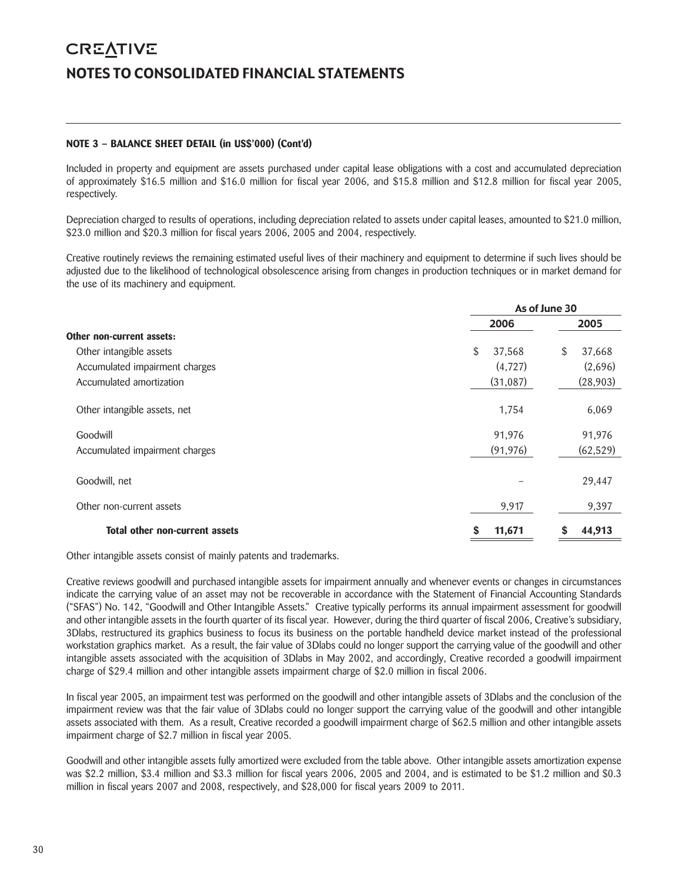# NOTES TO CONSOLIDATED FINANCIAL STATEMENTS

**NOTE 3 – BALANCE SHEET DETAIL (in US$'000) (Cont'd)**

Included in property and equipment are assets purchased under capital lease obligations with a cost and accumulated depreciation of approximately $16.5 million and $16.0 million for fiscal year 2006, and $15.8 million and $12.8 million for fiscal year 2005, respectively.

Depreciation charged to results of operations, including depreciation related to assets under capital leases, amounted to $21.0 million, $23.0 million and $20.3 million for fiscal years 2006, 2005 and 2004, respectively.

Creative routinely reviews the remaining estimated useful lives of their machinery and equipment to determine if such lives should be adjusted due to the likelihood of technological obsolescence arising from changes in production techniques or in market demand for the use of its machinery and equipment.

| | As of June 30 | |
|---|---|---|
| | **2006** | **2005** |
| **Other non-current assets:** | | |
| Other intangible assets | $ 37,568 | $ 37,668 |
| Accumulated impairment charges | (4,727) | (2,696) |
| Accumulated amortization | (31,087) | (28,903) |
| Other intangible assets, net | 1,754 | 6,069 |
| Goodwill | 91,976 | 91,976 |
| Accumulated impairment charges | (91,976) | (62,529) |
| Goodwill, net | – | 29,447 |
| Other non-current assets | 9,917 | 9,397 |
| **Total other non-current assets** | **$ 11,671** | **$ 44,913** |

Other intangible assets consist of mainly patents and trademarks.

Creative reviews goodwill and purchased intangible assets for impairment annually and whenever events or changes in circumstances indicate the carrying value of an asset may not be recoverable in accordance with the Statement of Financial Accounting Standards ("SFAS") No. 142, "Goodwill and Other Intangible Assets." Creative typically performs its annual impairment assessment for goodwill and other intangible assets in the fourth quarter of its fiscal year. However, during the third quarter of fiscal 2006, Creative's subsidiary, 3Dlabs, restructured its graphics business to focus its business on the portable handheld device market instead of the professional workstation graphics market. As a result, the fair value of 3Dlabs could no longer support the carrying value of the goodwill and other intangible assets associated with the acquisition of 3Dlabs in May 2002, and accordingly, Creative recorded a goodwill impairment charge of $29.4 million and other intangible assets impairment charge of $2.0 million in fiscal 2006.

In fiscal year 2005, an impairment test was performed on the goodwill and other intangible assets of 3Dlabs and the conclusion of the impairment review was that the fair value of 3Dlabs could no longer support the carrying value of the goodwill and other intangible assets associated with them. As a result, Creative recorded a goodwill impairment charge of $62.5 million and other intangible assets impairment charge of $2.7 million in fiscal year 2005.

Goodwill and other intangible assets fully amortized were excluded from the table above. Other intangible assets amortization expense was $2.2 million, $3.4 million and $3.3 million for fiscal years 2006, 2005 and 2004, and is estimated to be $1.2 million and $0.3 million in fiscal years 2007 and 2008, respectively, and $28,000 for fiscal years 2009 to 2011.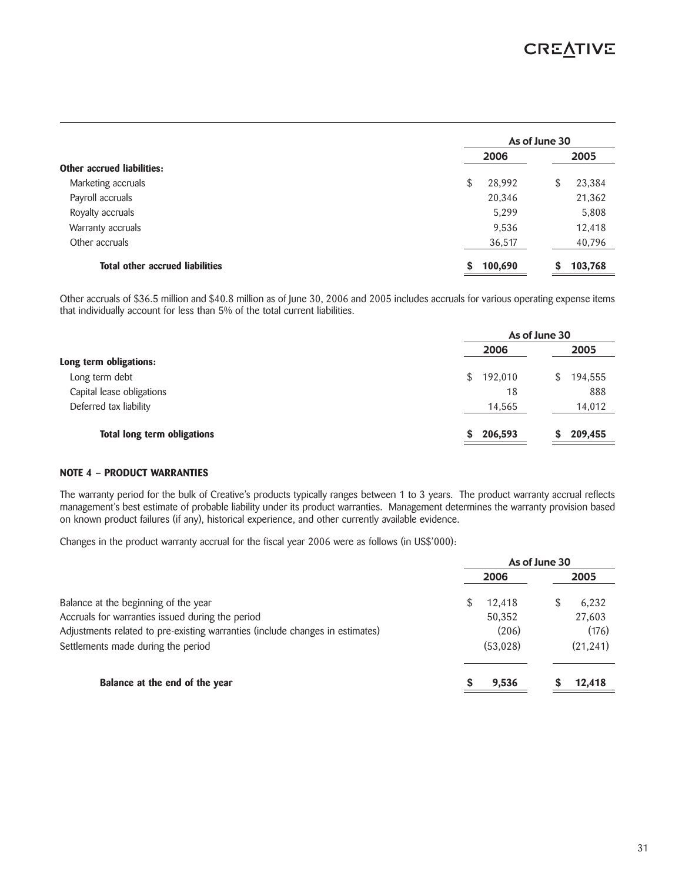| | As of June 30 | |
|---|---|---|
| | 2006 | 2005 |
| **Other accrued liabilities:** | | |
| Marketing accruals | $ 28,992 | $ 23,384 |
| Payroll accruals | 20,346 | 21,362 |
| Royalty accruals | 5,299 | 5,808 |
| Warranty accruals | 9,536 | 12,418 |
| Other accruals | 36,517 | 40,796 |
| **Total other accrued liabilities** | **$ 100,690** | **$ 103,768** |

Other accruals of $36.5 million and $40.8 million as of June 30, 2006 and 2005 includes accruals for various operating expense items that individually account for less than 5% of the total current liabilities.

| | As of June 30 | |
|---|---|---|
| | 2006 | 2005 |
| **Long term obligations:** | | |
| Long term debt | $ 192,010 | $ 194,555 |
| Capital lease obligations | 18 | 888 |
| Deferred tax liability | 14,565 | 14,012 |
| **Total long term obligations** | **$ 206,593** | **$ 209,455** |

**NOTE 4 – PRODUCT WARRANTIES**

The warranty period for the bulk of Creative's products typically ranges between 1 to 3 years. The product warranty accrual reflects management's best estimate of probable liability under its product warranties. Management determines the warranty provision based on known product failures (if any), historical experience, and other currently available evidence.

Changes in the product warranty accrual for the fiscal year 2006 were as follows (in US$'000):

| | As of June 30 | |
|---|---|---|
| | 2006 | 2005 |
| Balance at the beginning of the year | $ 12,418 | $ 6,232 |
| Accruals for warranties issued during the period | 50,352 | 27,603 |
| Adjustments related to pre-existing warranties (include changes in estimates) | (206) | (176) |
| Settlements made during the period | (53,028) | (21,241) |
| **Balance at the end of the year** | **$ 9,536** | **$ 12,418** |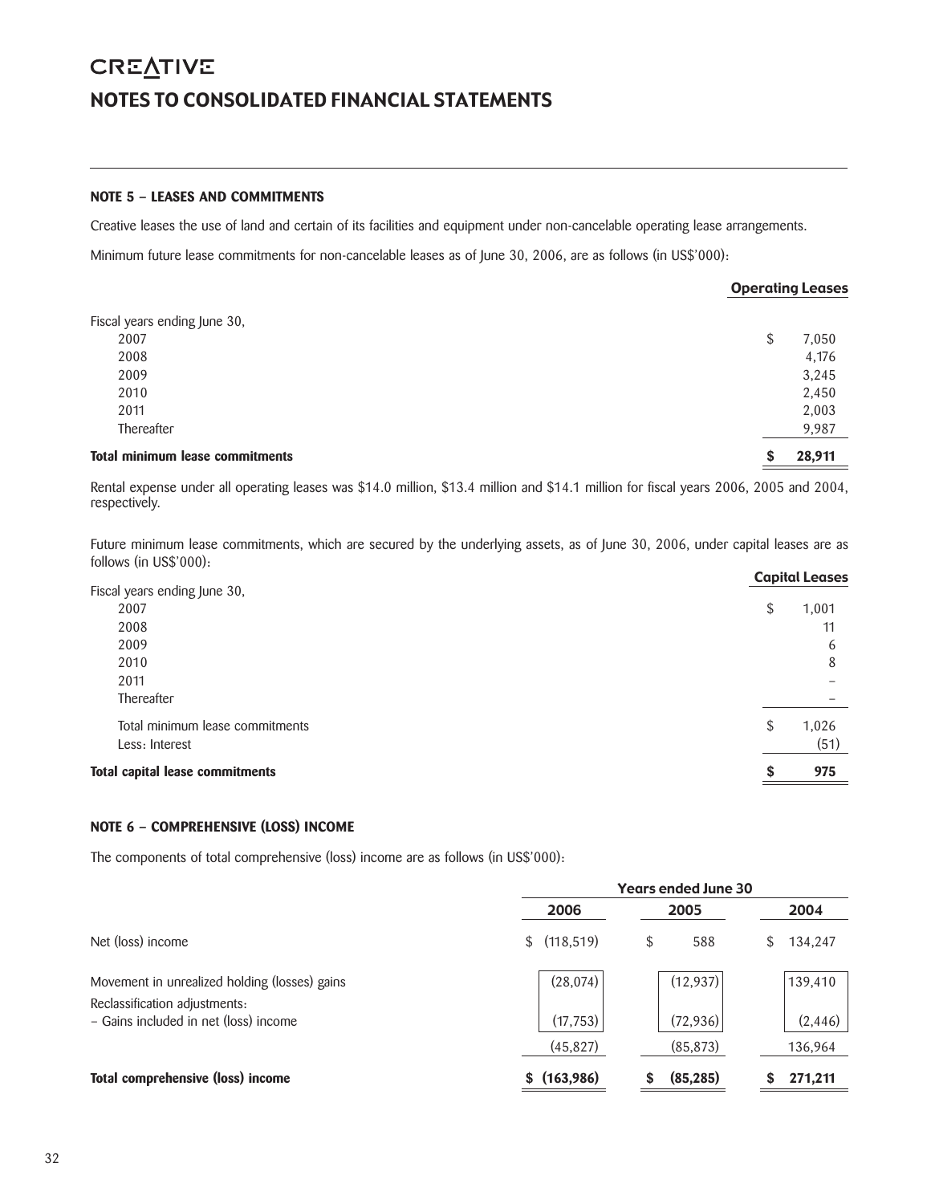# NOTES TO CONSOLIDATED FINANCIAL STATEMENTS

### NOTE 5 – LEASES AND COMMITMENTS

Creative leases the use of land and certain of its facilities and equipment under non-cancelable operating lease arrangements.

Minimum future lease commitments for non-cancelable leases as of June 30, 2006, are as follows (in US$'000):

| | Operating Leases |
|---|---|
| Fiscal years ending June 30, | |
| 2007 | $ 7,050 |
| 2008 | 4,176 |
| 2009 | 3,245 |
| 2010 | 2,450 |
| 2011 | 2,003 |
| Thereafter | 9,987 |
| **Total minimum lease commitments** | **$ 28,911** |

Rental expense under all operating leases was $14.0 million, $13.4 million and $14.1 million for fiscal years 2006, 2005 and 2004, respectively.

Future minimum lease commitments, which are secured by the underlying assets, as of June 30, 2006, under capital leases are as follows (in US$'000):

| | Capital Leases |
|---|---|
| Fiscal years ending June 30, | |
| 2007 | $ 1,001 |
| 2008 | 11 |
| 2009 | 6 |
| 2010 | 8 |
| 2011 | – |
| Thereafter | – |
| Total minimum lease commitments | $ 1,026 |
| Less: Interest | (51) |
| **Total capital lease commitments** | **$ 975** |

### NOTE 6 – COMPREHENSIVE (LOSS) INCOME

The components of total comprehensive (loss) income are as follows (in US$'000):

| | Years ended June 30 | | |
|---|---|---|---|
| | 2006 | 2005 | 2004 |
| Net (loss) income | $ (118,519) | $ 588 | $ 134,247 |
| Movement in unrealized holding (losses) gains | (28,074) | (12,937) | 139,410 |
| Reclassification adjustments: | | | |
| – Gains included in net (loss) income | (17,753) | (72,936) | (2,446) |
| | (45,827) | (85,873) | 136,964 |
| **Total comprehensive (loss) income** | **$ (163,986)** | **$ (85,285)** | **$ 271,211** |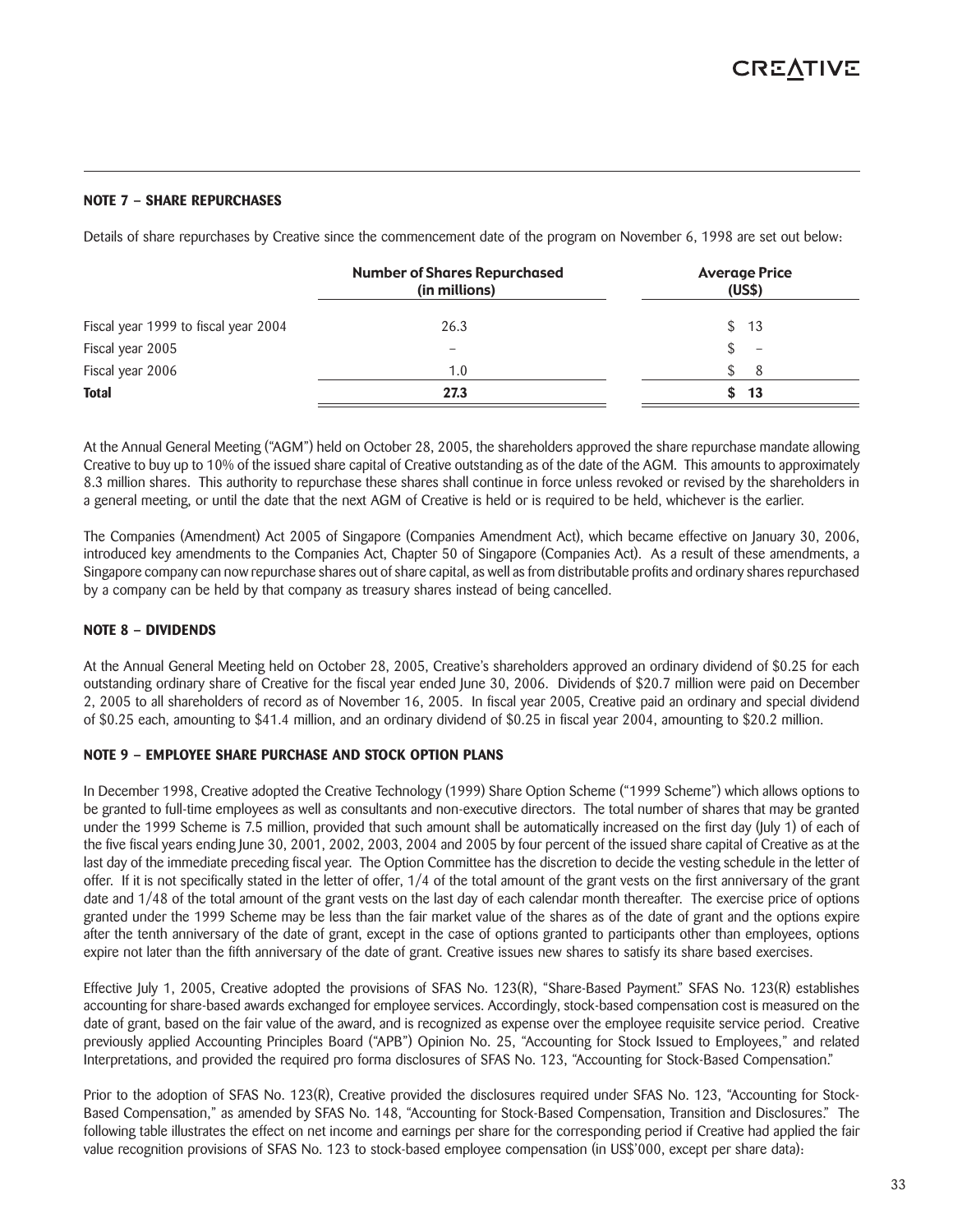### NOTE 7 – SHARE REPURCHASES

Details of share repurchases by Creative since the commencement date of the program on November 6, 1998 are set out below:

| | Number of Shares Repurchased (in millions) | Average Price (US$) |
|---|---|---|
| Fiscal year 1999 to fiscal year 2004 | 26.3 | $ 13 |
| Fiscal year 2005 | – | $ – |
| Fiscal year 2006 | 1.0 | $ 8 |
| **Total** | **27.3** | **$ 13** |

At the Annual General Meeting ("AGM") held on October 28, 2005, the shareholders approved the share repurchase mandate allowing Creative to buy up to 10% of the issued share capital of Creative outstanding as of the date of the AGM. This amounts to approximately 8.3 million shares. This authority to repurchase these shares shall continue in force unless revoked or revised by the shareholders in a general meeting, or until the date that the next AGM of Creative is held or is required to be held, whichever is the earlier.

The Companies (Amendment) Act 2005 of Singapore (Companies Amendment Act), which became effective on January 30, 2006, introduced key amendments to the Companies Act, Chapter 50 of Singapore (Companies Act). As a result of these amendments, a Singapore company can now repurchase shares out of share capital, as well as from distributable profits and ordinary shares repurchased by a company can be held by that company as treasury shares instead of being cancelled.

### NOTE 8 – DIVIDENDS

At the Annual General Meeting held on October 28, 2005, Creative's shareholders approved an ordinary dividend of $0.25 for each outstanding ordinary share of Creative for the fiscal year ended June 30, 2006. Dividends of $20.7 million were paid on December 2, 2005 to all shareholders of record as of November 16, 2005. In fiscal year 2005, Creative paid an ordinary and special dividend of $0.25 each, amounting to $41.4 million, and an ordinary dividend of $0.25 in fiscal year 2004, amounting to $20.2 million.

### NOTE 9 – EMPLOYEE SHARE PURCHASE AND STOCK OPTION PLANS

In December 1998, Creative adopted the Creative Technology (1999) Share Option Scheme ("1999 Scheme") which allows options to be granted to full-time employees as well as consultants and non-executive directors. The total number of shares that may be granted under the 1999 Scheme is 7.5 million, provided that such amount shall be automatically increased on the first day (July 1) of each of the five fiscal years ending June 30, 2001, 2002, 2003, 2004 and 2005 by four percent of the issued share capital of Creative as at the last day of the immediate preceding fiscal year. The Option Committee has the discretion to decide the vesting schedule in the letter of offer. If it is not specifically stated in the letter of offer, 1/4 of the total amount of the grant vests on the first anniversary of the grant date and 1/48 of the total amount of the grant vests on the last day of each calendar month thereafter. The exercise price of options granted under the 1999 Scheme may be less than the fair market value of the shares as of the date of grant and the options expire after the tenth anniversary of the date of grant, except in the case of options granted to participants other than employees, options expire not later than the fifth anniversary of the date of grant. Creative issues new shares to satisfy its share based exercises.

Effective July 1, 2005, Creative adopted the provisions of SFAS No. 123(R), "Share-Based Payment." SFAS No. 123(R) establishes accounting for share-based awards exchanged for employee services. Accordingly, stock-based compensation cost is measured on the date of grant, based on the fair value of the award, and is recognized as expense over the employee requisite service period. Creative previously applied Accounting Principles Board ("APB") Opinion No. 25, "Accounting for Stock Issued to Employees," and related Interpretations, and provided the required pro forma disclosures of SFAS No. 123, "Accounting for Stock-Based Compensation."

Prior to the adoption of SFAS No. 123(R), Creative provided the disclosures required under SFAS No. 123, "Accounting for Stock-Based Compensation," as amended by SFAS No. 148, "Accounting for Stock-Based Compensation, Transition and Disclosures." The following table illustrates the effect on net income and earnings per share for the corresponding period if Creative had applied the fair value recognition provisions of SFAS No. 123 to stock-based employee compensation (in US$'000, except per share data):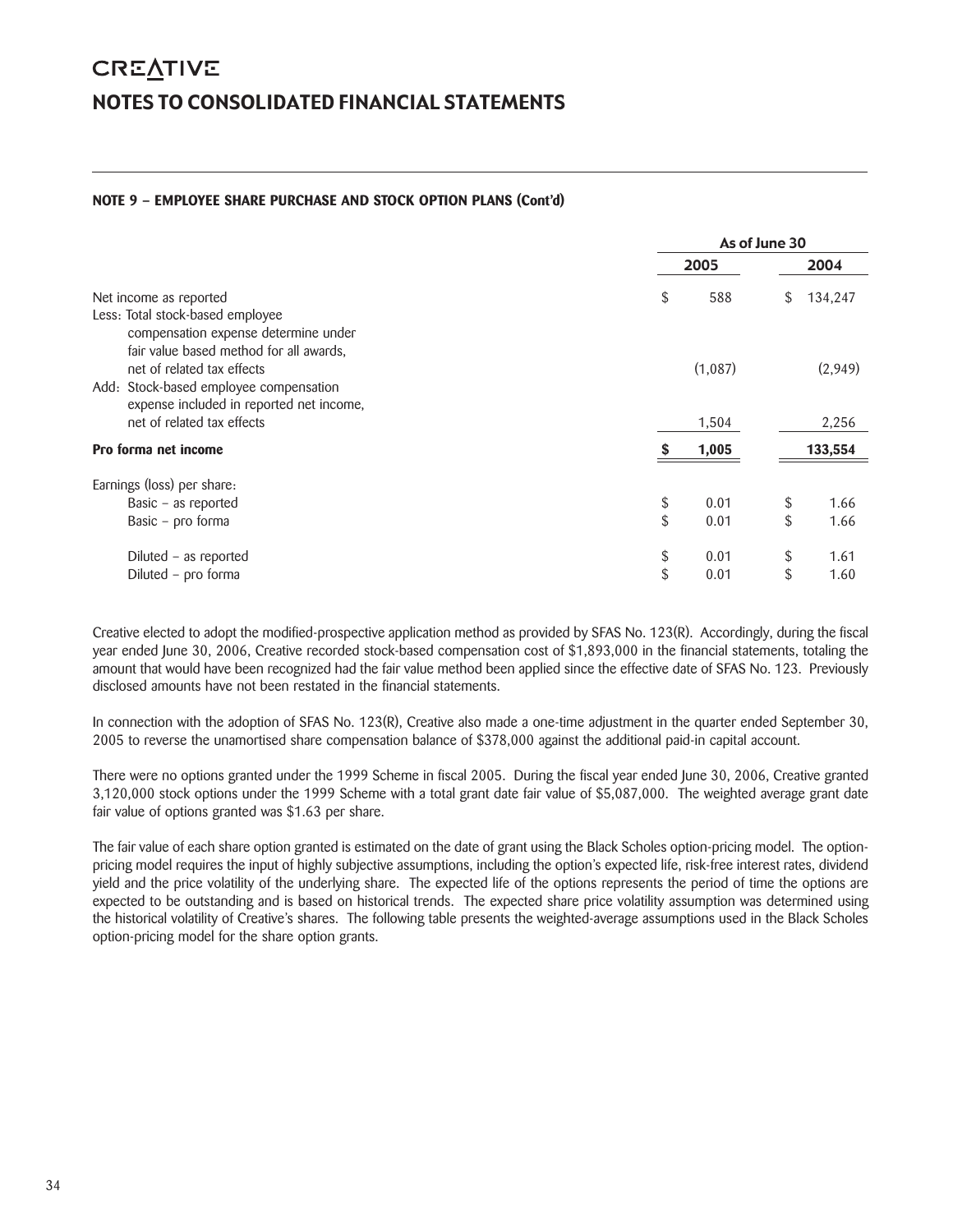# CREATIVE

# NOTES TO CONSOLIDATED FINANCIAL STATEMENTS

### NOTE 9 – EMPLOYEE SHARE PURCHASE AND STOCK OPTION PLANS (Cont'd)

| | As of June 30 | |
|---|---|---|
| | 2005 | 2004 |
| Net income as reported | $ 588 | $ 134,247 |
| Less: Total stock-based employee compensation expense determine under fair value based method for all awards, net of related tax effects | (1,087) | (2,949) |
| Add: Stock-based employee compensation expense included in reported net income, net of related tax effects | 1,504 | 2,256 |
| **Pro forma net income** | **$ 1,005** | **133,554** |
| Earnings (loss) per share: | | |
| Basic – as reported | $ 0.01 | $ 1.66 |
| Basic – pro forma | $ 0.01 | $ 1.66 |
| Diluted – as reported | $ 0.01 | $ 1.61 |
| Diluted – pro forma | $ 0.01 | $ 1.60 |

Creative elected to adopt the modified-prospective application method as provided by SFAS No. 123(R). Accordingly, during the fiscal year ended June 30, 2006, Creative recorded stock-based compensation cost of $1,893,000 in the financial statements, totaling the amount that would have been recognized had the fair value method been applied since the effective date of SFAS No. 123. Previously disclosed amounts have not been restated in the financial statements.

In connection with the adoption of SFAS No. 123(R), Creative also made a one-time adjustment in the quarter ended September 30, 2005 to reverse the unamortised share compensation balance of $378,000 against the additional paid-in capital account.

There were no options granted under the 1999 Scheme in fiscal 2005. During the fiscal year ended June 30, 2006, Creative granted 3,120,000 stock options under the 1999 Scheme with a total grant date fair value of $5,087,000. The weighted average grant date fair value of options granted was $1.63 per share.

The fair value of each share option granted is estimated on the date of grant using the Black Scholes option-pricing model. The option-pricing model requires the input of highly subjective assumptions, including the option's expected life, risk-free interest rates, dividend yield and the price volatility of the underlying share. The expected life of the options represents the period of time the options are expected to be outstanding and is based on historical trends. The expected share price volatility assumption was determined using the historical volatility of Creative's shares. The following table presents the weighted-average assumptions used in the Black Scholes option-pricing model for the share option grants.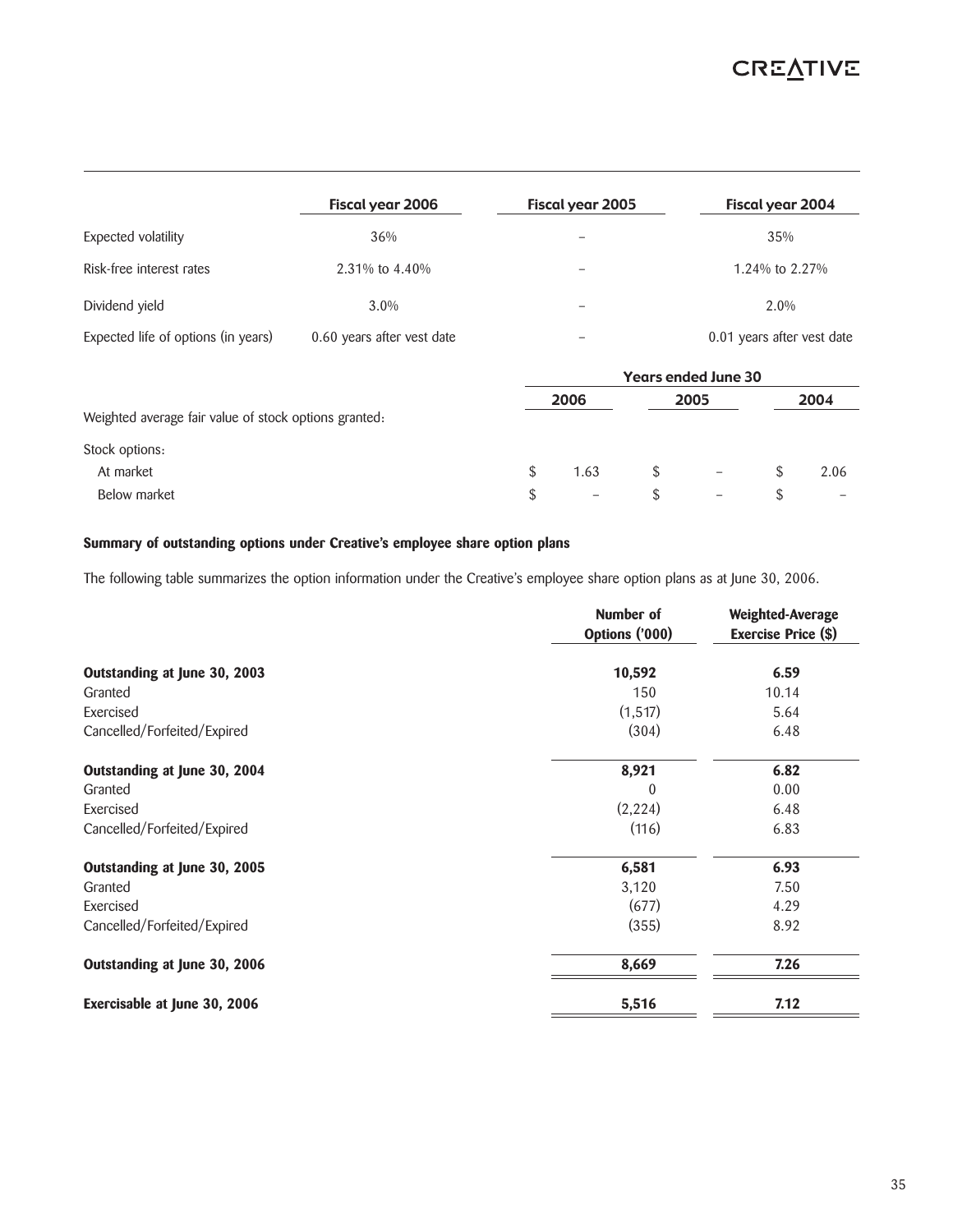| | Fiscal year 2006 | Fiscal year 2005 | Fiscal year 2004 |
|---|---|---|---|
| Expected volatility | 36% | – | 35% |
| Risk-free interest rates | 2.31% to 4.40% | – | 1.24% to 2.27% |
| Dividend yield | 3.0% | – | 2.0% |
| Expected life of options (in years) | 0.60 years after vest date | – | 0.01 years after vest date |

| | Years ended June 30 | | |
|---|---|---|---|
| | 2006 | 2005 | 2004 |
| Weighted average fair value of stock options granted: | | | |
| Stock options: | | | |
| At market | $ 1.63 | $ – | $ 2.06 |
| Below market | $ – | $ – | $ – |

**Summary of outstanding options under Creative's employee share option plans**

The following table summarizes the option information under the Creative's employee share option plans as at June 30, 2006.

| | Number of Options ('000) | Weighted-Average Exercise Price ($) |
|---|---|---|
| **Outstanding at June 30, 2003** | **10,592** | **6.59** |
| Granted | 150 | 10.14 |
| Exercised | (1,517) | 5.64 |
| Cancelled/Forfeited/Expired | (304) | 6.48 |
| **Outstanding at June 30, 2004** | **8,921** | **6.82** |
| Granted | 0 | 0.00 |
| Exercised | (2,224) | 6.48 |
| Cancelled/Forfeited/Expired | (116) | 6.83 |
| **Outstanding at June 30, 2005** | **6,581** | **6.93** |
| Granted | 3,120 | 7.50 |
| Exercised | (677) | 4.29 |
| Cancelled/Forfeited/Expired | (355) | 8.92 |
| **Outstanding at June 30, 2006** | **8,669** | **7.26** |
| **Exercisable at June 30, 2006** | **5,516** | **7.12** |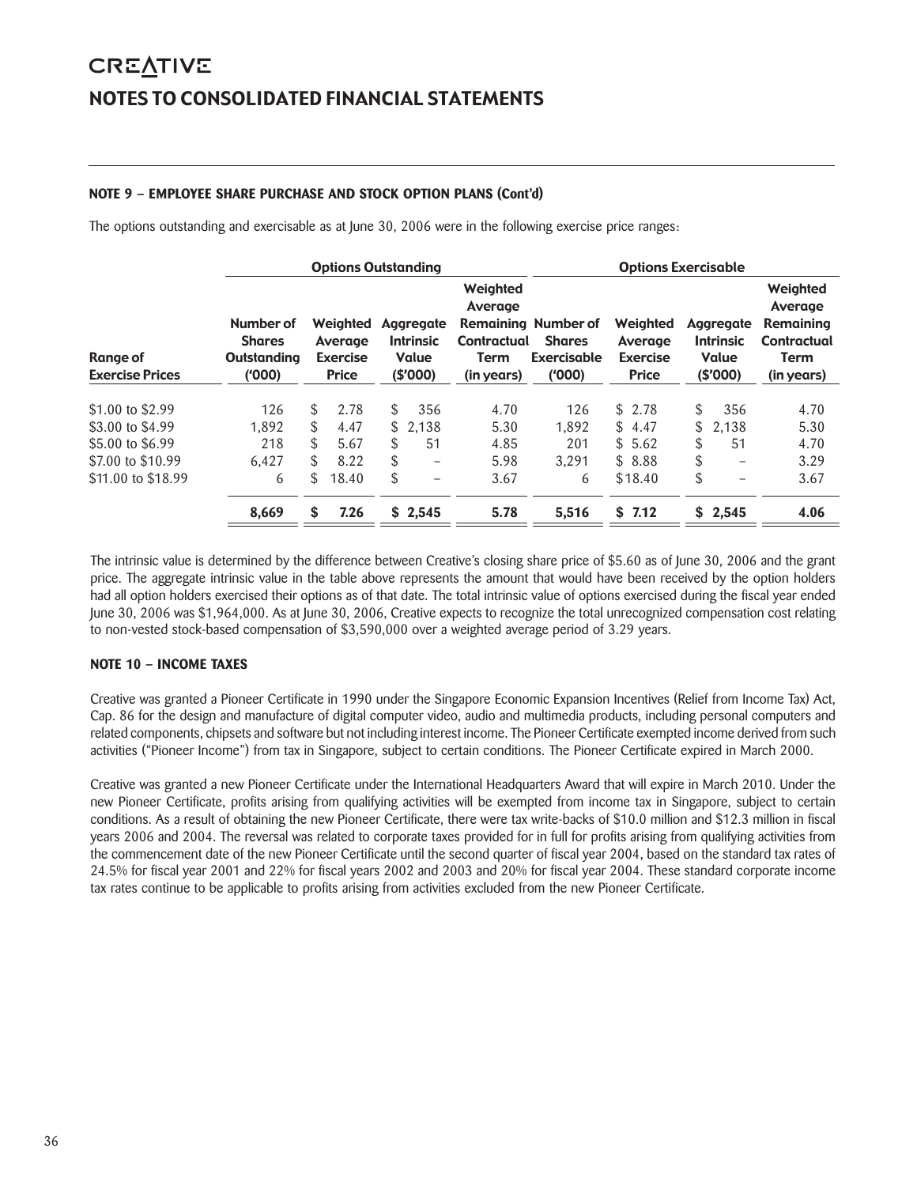## NOTES TO CONSOLIDATED FINANCIAL STATEMENTS

### NOTE 9 – EMPLOYEE SHARE PURCHASE AND STOCK OPTION PLANS (Cont'd)

The options outstanding and exercisable as at June 30, 2006 were in the following exercise price ranges:

| | Options Outstanding | | | | Options Exercisable | | | |
|---|---|---|---|---|---|---|---|---|
| Range of Exercise Prices | Number of Shares Outstanding ('000) | Weighted Average Exercise Price | Aggregate Intrinsic Value ($'000) | Weighted Average Remaining Contractual Term (in years) | Number of Shares Exercisable ('000) | Weighted Average Exercise Price | Aggregate Intrinsic Value ($'000) | Weighted Average Remaining Contractual Term (in years) |
| $1.00 to $2.99 | 126 | $ 2.78 | $ 356 | 4.70 | 126 | $ 2.78 | $ 356 | 4.70 |
| $3.00 to $4.99 | 1,892 | $ 4.47 | $ 2,138 | 5.30 | 1,892 | $ 4.47 | $ 2,138 | 5.30 |
| $5.00 to $6.99 | 218 | $ 5.67 | $ 51 | 4.85 | 201 | $ 5.62 | $ 51 | 4.70 |
| $7.00 to $10.99 | 6,427 | $ 8.22 | $ – | 5.98 | 3,291 | $ 8.88 | $ – | 3.29 |
| $11.00 to $18.99 | 6 | $ 18.40 | $ – | 3.67 | 6 | $18.40 | $ – | 3.67 |
| | **8,669** | **$ 7.26** | **$ 2,545** | **5.78** | **5,516** | **$ 7.12** | **$ 2,545** | **4.06** |

The intrinsic value is determined by the difference between Creative's closing share price of $5.60 as of June 30, 2006 and the grant price. The aggregate intrinsic value in the table above represents the amount that would have been received by the option holders had all option holders exercised their options as of that date. The total intrinsic value of options exercised during the fiscal year ended June 30, 2006 was $1,964,000. As at June 30, 2006, Creative expects to recognize the total unrecognized compensation cost relating to non-vested stock-based compensation of $3,590,000 over a weighted average period of 3.29 years.

### NOTE 10 – INCOME TAXES

Creative was granted a Pioneer Certificate in 1990 under the Singapore Economic Expansion Incentives (Relief from Income Tax) Act, Cap. 86 for the design and manufacture of digital computer video, audio and multimedia products, including personal computers and related components, chipsets and software but not including interest income. The Pioneer Certificate exempted income derived from such activities ("Pioneer Income") from tax in Singapore, subject to certain conditions. The Pioneer Certificate expired in March 2000.

Creative was granted a new Pioneer Certificate under the International Headquarters Award that will expire in March 2010. Under the new Pioneer Certificate, profits arising from qualifying activities will be exempted from income tax in Singapore, subject to certain conditions. As a result of obtaining the new Pioneer Certificate, there were tax write-backs of $10.0 million and $12.3 million in fiscal years 2006 and 2004. The reversal was related to corporate taxes provided for in full for profits arising from qualifying activities from the commencement date of the new Pioneer Certificate until the second quarter of fiscal year 2004, based on the standard tax rates of 24.5% for fiscal year 2001 and 22% for fiscal years 2002 and 2003 and 20% for fiscal year 2004. These standard corporate income tax rates continue to be applicable to profits arising from activities excluded from the new Pioneer Certificate.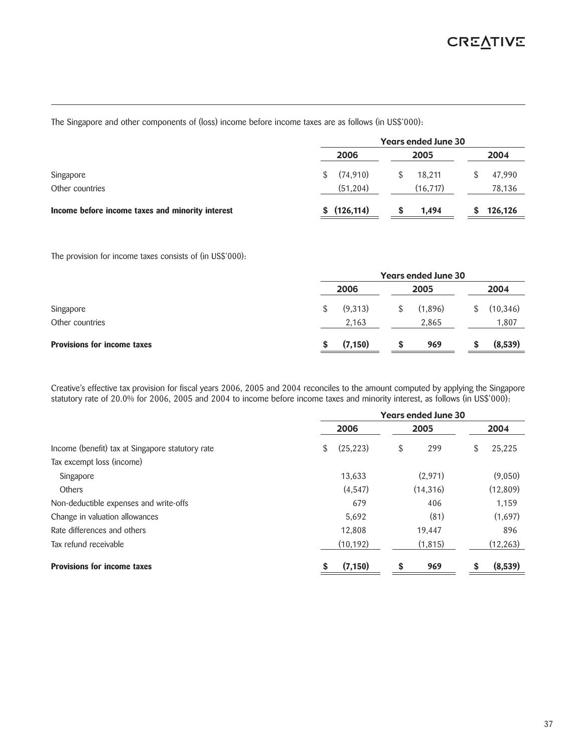The Singapore and other components of (loss) income before income taxes are as follows (in US$'000):

| | Years ended June 30 | | |
|---|---|---|---|
| | 2006 | 2005 | 2004 |
| Singapore | $ (74,910) | $ 18,211 | $ 47,990 |
| Other countries | (51,204) | (16,717) | 78,136 |
| **Income before income taxes and minority interest** | **$ (126,114)** | **$ 1,494** | **$ 126,126** |

The provision for income taxes consists of (in US$'000):

| | Years ended June 30 | | |
|---|---|---|---|
| | 2006 | 2005 | 2004 |
| Singapore | $ (9,313) | $ (1,896) | $ (10,346) |
| Other countries | 2,163 | 2,865 | 1,807 |
| **Provisions for income taxes** | **$ (7,150)** | **$ 969** | **$ (8,539)** |

Creative's effective tax provision for fiscal years 2006, 2005 and 2004 reconciles to the amount computed by applying the Singapore statutory rate of 20.0% for 2006, 2005 and 2004 to income before income taxes and minority interest, as follows (in US$'000):

| | Years ended June 30 | | |
|---|---|---|---|
| | 2006 | 2005 | 2004 |
| Income (benefit) tax at Singapore statutory rate | $ (25,223) | $ 299 | $ 25,225 |
| Tax excempt loss (income) | | | |
| Singapore | 13,633 | (2,971) | (9,050) |
| Others | (4,547) | (14,316) | (12,809) |
| Non-deductible expenses and write-offs | 679 | 406 | 1,159 |
| Change in valuation allowances | 5,692 | (81) | (1,697) |
| Rate differences and others | 12,808 | 19,447 | 896 |
| Tax refund receivable | (10,192) | (1,815) | (12,263) |
| **Provisions for income taxes** | **$ (7,150)** | **$ 969** | **$ (8,539)** |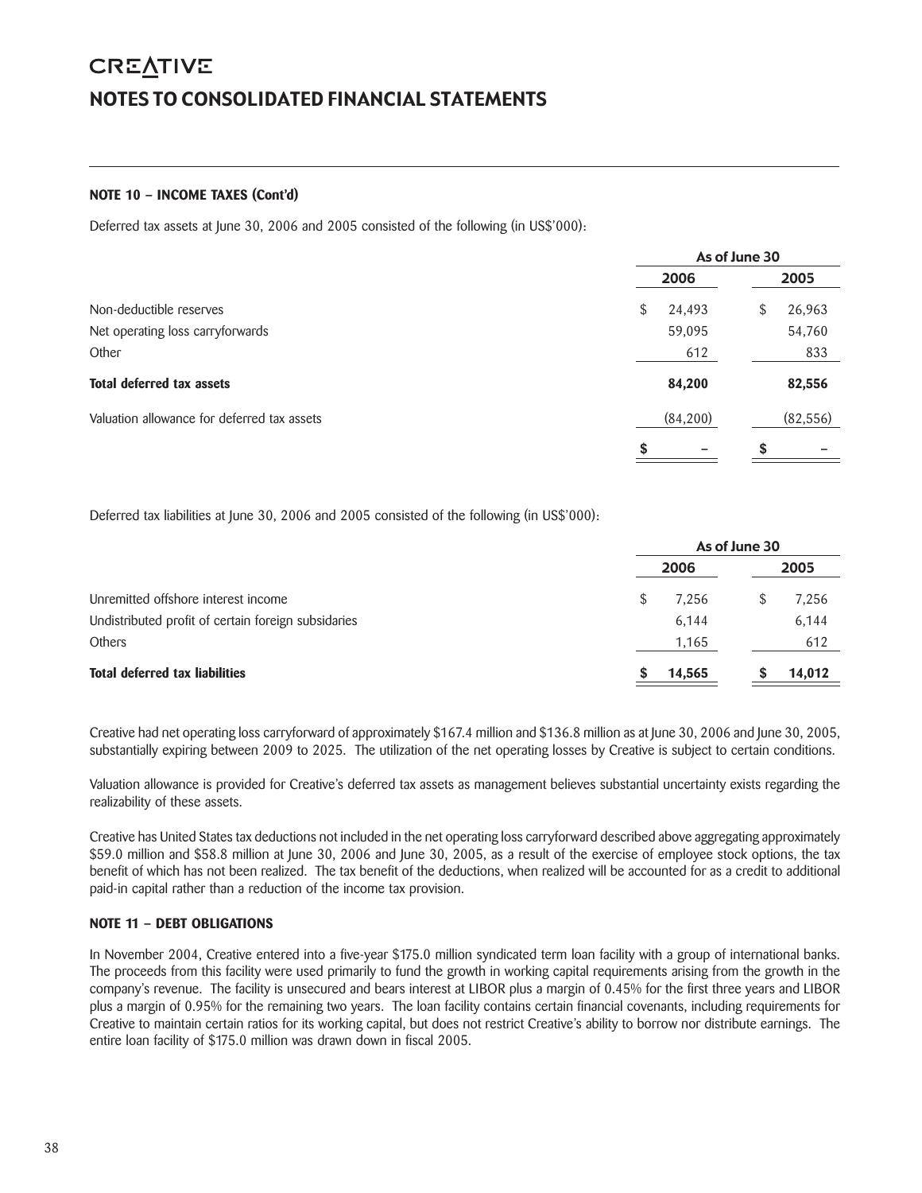# CREATIVE

# NOTES TO CONSOLIDATED FINANCIAL STATEMENTS

### NOTE 10 – INCOME TAXES (Cont'd)

Deferred tax assets at June 30, 2006 and 2005 consisted of the following (in US$'000):

| | As of June 30 | |
|---|---|---|
| | 2006 | 2005 |
| Non-deductible reserves | $ 24,493 | $ 26,963 |
| Net operating loss carryforwards | 59,095 | 54,760 |
| Other | 612 | 833 |
| **Total deferred tax assets** | **84,200** | **82,556** |
| Valuation allowance for deferred tax assets | (84,200) | (82,556) |
| | **$ –** | **$ –** |

Deferred tax liabilities at June 30, 2006 and 2005 consisted of the following (in US$'000):

| | As of June 30 | |
|---|---|---|
| | 2006 | 2005 |
| Unremitted offshore interest income | $ 7,256 | $ 7,256 |
| Undistributed profit of certain foreign subsidiaries | 6,144 | 6,144 |
| Others | 1,165 | 612 |
| **Total deferred tax liabilities** | **$ 14,565** | **$ 14,012** |

Creative had net operating loss carryforward of approximately $167.4 million and $136.8 million as at June 30, 2006 and June 30, 2005, substantially expiring between 2009 to 2025. The utilization of the net operating losses by Creative is subject to certain conditions.

Valuation allowance is provided for Creative's deferred tax assets as management believes substantial uncertainty exists regarding the realizability of these assets.

Creative has United States tax deductions not included in the net operating loss carryforward described above aggregating approximately $59.0 million and $58.8 million at June 30, 2006 and June 30, 2005, as a result of the exercise of employee stock options, the tax benefit of which has not been realized. The tax benefit of the deductions, when realized will be accounted for as a credit to additional paid-in capital rather than a reduction of the income tax provision.

### NOTE 11 – DEBT OBLIGATIONS

In November 2004, Creative entered into a five-year $175.0 million syndicated term loan facility with a group of international banks. The proceeds from this facility were used primarily to fund the growth in working capital requirements arising from the growth in the company's revenue. The facility is unsecured and bears interest at LIBOR plus a margin of 0.45% for the first three years and LIBOR plus a margin of 0.95% for the remaining two years. The loan facility contains certain financial covenants, including requirements for Creative to maintain certain ratios for its working capital, but does not restrict Creative's ability to borrow nor distribute earnings. The entire loan facility of $175.0 million was drawn down in fiscal 2005.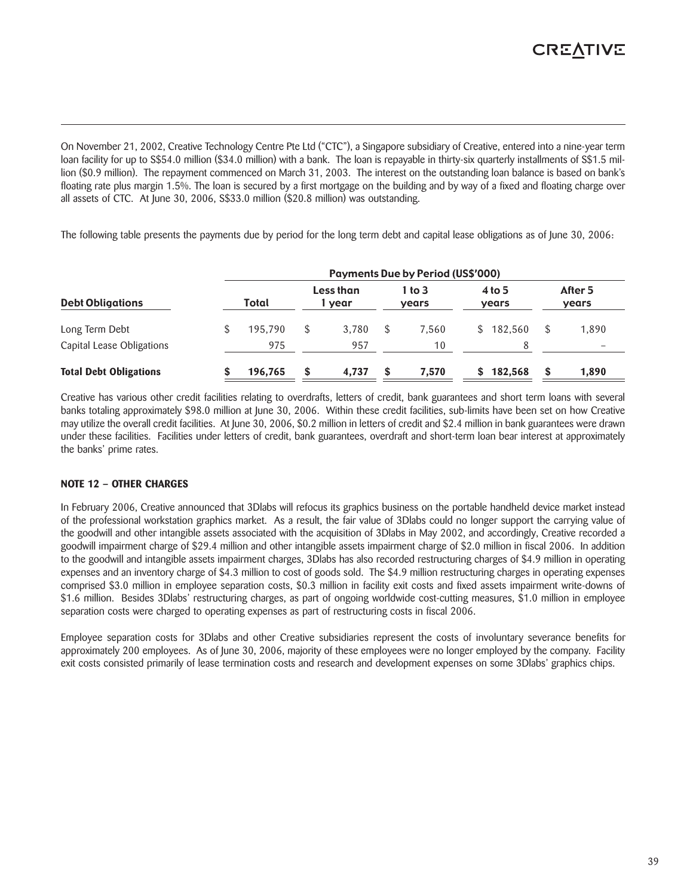On November 21, 2002, Creative Technology Centre Pte Ltd ("CTC"), a Singapore subsidiary of Creative, entered into a nine-year term loan facility for up to S$54.0 million ($34.0 million) with a bank. The loan is repayable in thirty-six quarterly installments of S$1.5 million ($0.9 million). The repayment commenced on March 31, 2003. The interest on the outstanding loan balance is based on bank's floating rate plus margin 1.5%. The loan is secured by a first mortgage on the building and by way of a fixed and floating charge over all assets of CTC. At June 30, 2006, S$33.0 million ($20.8 million) was outstanding.

The following table presents the payments due by period for the long term debt and capital lease obligations as of June 30, 2006:

| | Payments Due by Period (US$'000) | | | | |
|---|---|---|---|---|---|
| **Debt Obligations** | **Total** | **Less than 1 year** | **1 to 3 years** | **4 to 5 years** | **After 5 years** |
| Long Term Debt | $ 195,790 | $ 3,780 | $ 7,560 | $ 182,560 | $ 1,890 |
| Capital Lease Obligations | 975 | 957 | 10 | 8 | – |
| **Total Debt Obligations** | **$ 196,765** | **$ 4,737** | **$ 7,570** | **$ 182,568** | **$ 1,890** |

Creative has various other credit facilities relating to overdrafts, letters of credit, bank guarantees and short term loans with several banks totaling approximately $98.0 million at June 30, 2006. Within these credit facilities, sub-limits have been set on how Creative may utilize the overall credit facilities. At June 30, 2006, $0.2 million in letters of credit and $2.4 million in bank guarantees were drawn under these facilities. Facilities under letters of credit, bank guarantees, overdraft and short-term loan bear interest at approximately the banks' prime rates.

## NOTE 12 – OTHER CHARGES

In February 2006, Creative announced that 3Dlabs will refocus its graphics business on the portable handheld device market instead of the professional workstation graphics market. As a result, the fair value of 3Dlabs could no longer support the carrying value of the goodwill and other intangible assets associated with the acquisition of 3Dlabs in May 2002, and accordingly, Creative recorded a goodwill impairment charge of $29.4 million and other intangible assets impairment charge of $2.0 million in fiscal 2006. In addition to the goodwill and intangible assets impairment charges, 3Dlabs has also recorded restructuring charges of $4.9 million in operating expenses and an inventory charge of $4.3 million to cost of goods sold. The $4.9 million restructuring charges in operating expenses comprised $3.0 million in employee separation costs, $0.3 million in facility exit costs and fixed assets impairment write-downs of $1.6 million. Besides 3Dlabs' restructuring charges, as part of ongoing worldwide cost-cutting measures, $1.0 million in employee separation costs were charged to operating expenses as part of restructuring costs in fiscal 2006.

Employee separation costs for 3Dlabs and other Creative subsidiaries represent the costs of involuntary severance benefits for approximately 200 employees. As of June 30, 2006, majority of these employees were no longer employed by the company. Facility exit costs consisted primarily of lease termination costs and research and development expenses on some 3Dlabs' graphics chips.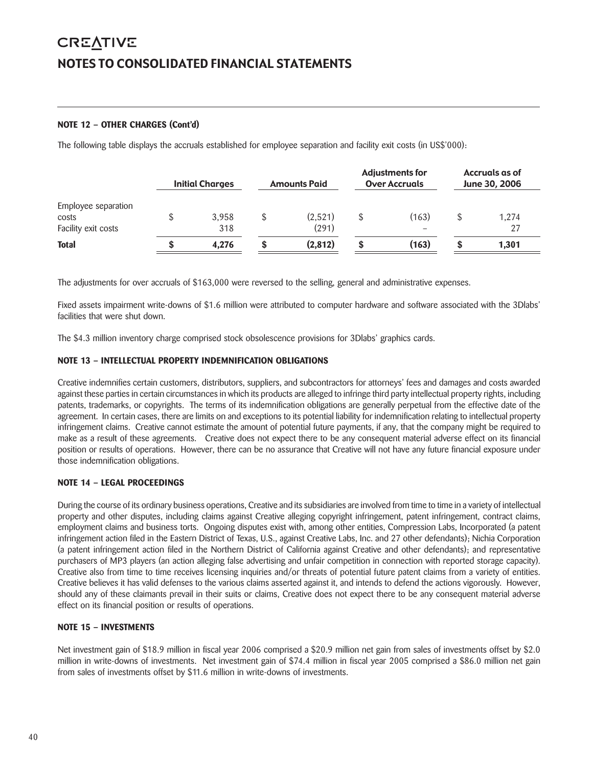# NOTES TO CONSOLIDATED FINANCIAL STATEMENTS

**NOTE 12 – OTHER CHARGES (Cont'd)**

The following table displays the accruals established for employee separation and facility exit costs (in US$'000):

| | Initial Charges | Amounts Paid | Adjustments for Over Accruals | Accruals as of June 30, 2006 |
|---|---|---|---|---|
| Employee separation costs | $ 3,958 | $ (2,521) | $ (163) | $ 1,274 |
| Facility exit costs | 318 | (291) | – | 27 |
| **Total** | **$ 4,276** | **$ (2,812)** | **$ (163)** | **$ 1,301** |

The adjustments for over accruals of $163,000 were reversed to the selling, general and administrative expenses.

Fixed assets impairment write-downs of $1.6 million were attributed to computer hardware and software associated with the 3Dlabs' facilities that were shut down.

The $4.3 million inventory charge comprised stock obsolescence provisions for 3Dlabs' graphics cards.

**NOTE 13 – INTELLECTUAL PROPERTY INDEMNIFICATION OBLIGATIONS**

Creative indemnifies certain customers, distributors, suppliers, and subcontractors for attorneys' fees and damages and costs awarded against these parties in certain circumstances in which its products are alleged to infringe third party intellectual property rights, including patents, trademarks, or copyrights. The terms of its indemnification obligations are generally perpetual from the effective date of the agreement. In certain cases, there are limits on and exceptions to its potential liability for indemnification relating to intellectual property infringement claims. Creative cannot estimate the amount of potential future payments, if any, that the company might be required to make as a result of these agreements. Creative does not expect there to be any consequent material adverse effect on its financial position or results of operations. However, there can be no assurance that Creative will not have any future financial exposure under those indemnification obligations.

**NOTE 14 – LEGAL PROCEEDINGS**

During the course of its ordinary business operations, Creative and its subsidiaries are involved from time to time in a variety of intellectual property and other disputes, including claims against Creative alleging copyright infringement, patent infringement, contract claims, employment claims and business torts. Ongoing disputes exist with, among other entities, Compression Labs, Incorporated (a patent infringement action filed in the Eastern District of Texas, U.S., against Creative Labs, Inc. and 27 other defendants); Nichia Corporation (a patent infringement action filed in the Northern District of California against Creative and other defendants); and representative purchasers of MP3 players (an action alleging false advertising and unfair competition in connection with reported storage capacity). Creative also from time to time receives licensing inquiries and/or threats of potential future patent claims from a variety of entities. Creative believes it has valid defenses to the various claims asserted against it, and intends to defend the actions vigorously. However, should any of these claimants prevail in their suits or claims, Creative does not expect there to be any consequent material adverse effect on its financial position or results of operations.

**NOTE 15 – INVESTMENTS**

Net investment gain of $18.9 million in fiscal year 2006 comprised a $20.9 million net gain from sales of investments offset by $2.0 million in write-downs of investments. Net investment gain of $74.4 million in fiscal year 2005 comprised a $86.0 million net gain from sales of investments offset by $11.6 million in write-downs of investments.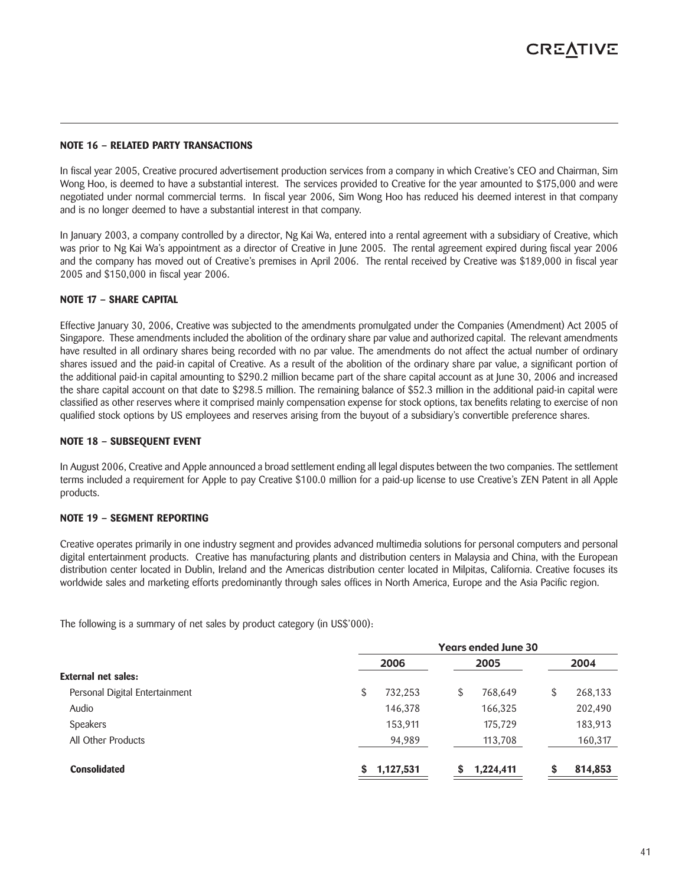### NOTE 16 – RELATED PARTY TRANSACTIONS

In fiscal year 2005, Creative procured advertisement production services from a company in which Creative's CEO and Chairman, Sim Wong Hoo, is deemed to have a substantial interest. The services provided to Creative for the year amounted to $175,000 and were negotiated under normal commercial terms. In fiscal year 2006, Sim Wong Hoo has reduced his deemed interest in that company and is no longer deemed to have a substantial interest in that company.

In January 2003, a company controlled by a director, Ng Kai Wa, entered into a rental agreement with a subsidiary of Creative, which was prior to Ng Kai Wa's appointment as a director of Creative in June 2005. The rental agreement expired during fiscal year 2006 and the company has moved out of Creative's premises in April 2006. The rental received by Creative was $189,000 in fiscal year 2005 and $150,000 in fiscal year 2006.

### NOTE 17 – SHARE CAPITAL

Effective January 30, 2006, Creative was subjected to the amendments promulgated under the Companies (Amendment) Act 2005 of Singapore. These amendments included the abolition of the ordinary share par value and authorized capital. The relevant amendments have resulted in all ordinary shares being recorded with no par value. The amendments do not affect the actual number of ordinary shares issued and the paid-in capital of Creative. As a result of the abolition of the ordinary share par value, a significant portion of the additional paid-in capital amounting to $290.2 million became part of the share capital account as at June 30, 2006 and increased the share capital account on that date to $298.5 million. The remaining balance of $52.3 million in the additional paid-in capital were classified as other reserves where it comprised mainly compensation expense for stock options, tax benefits relating to exercise of non qualified stock options by US employees and reserves arising from the buyout of a subsidiary's convertible preference shares.

### NOTE 18 – SUBSEQUENT EVENT

In August 2006, Creative and Apple announced a broad settlement ending all legal disputes between the two companies. The settlement terms included a requirement for Apple to pay Creative $100.0 million for a paid-up license to use Creative's ZEN Patent in all Apple products.

### NOTE 19 – SEGMENT REPORTING

Creative operates primarily in one industry segment and provides advanced multimedia solutions for personal computers and personal digital entertainment products. Creative has manufacturing plants and distribution centers in Malaysia and China, with the European distribution center located in Dublin, Ireland and the Americas distribution center located in Milpitas, California. Creative focuses its worldwide sales and marketing efforts predominantly through sales offices in North America, Europe and the Asia Pacific region.

The following is a summary of net sales by product category (in US$'000):

| | Years ended June 30 | | |
|---|---|---|---|
| | 2006 | 2005 | 2004 |
| **External net sales:** | | | |
| Personal Digital Entertainment | $ 732,253 | $ 768,649 | $ 268,133 |
| Audio | 146,378 | 166,325 | 202,490 |
| Speakers | 153,911 | 175,729 | 183,913 |
| All Other Products | 94,989 | 113,708 | 160,317 |
| **Consolidated** | **$ 1,127,531** | **$ 1,224,411** | **$ 814,853** |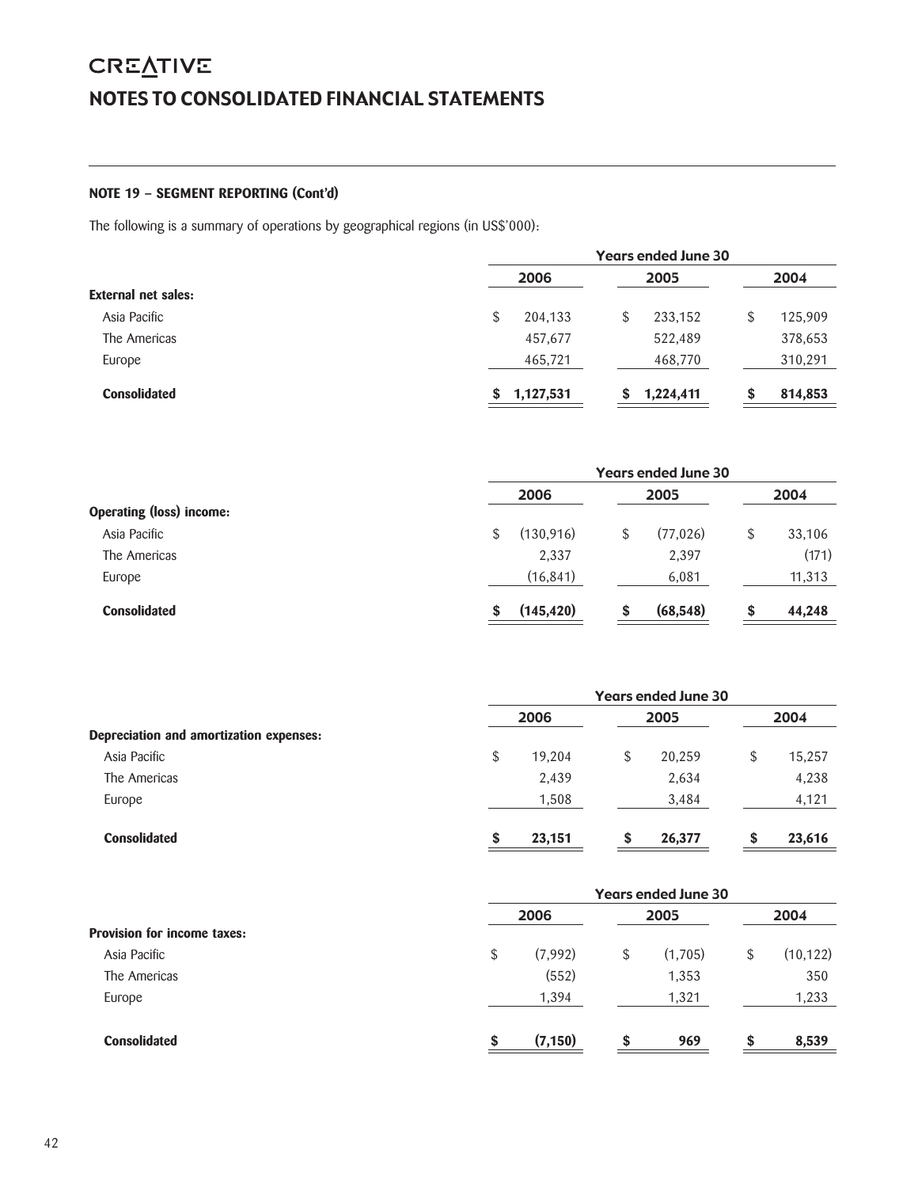# CREATIVE

# NOTES TO CONSOLIDATED FINANCIAL STATEMENTS

**NOTE 19 – SEGMENT REPORTING (Cont'd)**

The following is a summary of operations by geographical regions (in US$'000):

| | Years ended June 30 | | |
|---|---|---|---|
| | 2006 | 2005 | 2004 |
| **External net sales:** | | | |
| Asia Pacific | $ 204,133 | $ 233,152 | $ 125,909 |
| The Americas | 457,677 | 522,489 | 378,653 |
| Europe | 465,721 | 468,770 | 310,291 |
| **Consolidated** | **$ 1,127,531** | **$ 1,224,411** | **$ 814,853** |

| | Years ended June 30 | | |
|---|---|---|---|
| | 2006 | 2005 | 2004 |
| **Operating (loss) income:** | | | |
| Asia Pacific | $ (130,916) | $ (77,026) | $ 33,106 |
| The Americas | 2,337 | 2,397 | (171) |
| Europe | (16,841) | 6,081 | 11,313 |
| **Consolidated** | **$ (145,420)** | **$ (68,548)** | **$ 44,248** |

| | Years ended June 30 | | |
|---|---|---|---|
| | 2006 | 2005 | 2004 |
| **Depreciation and amortization expenses:** | | | |
| Asia Pacific | $ 19,204 | $ 20,259 | $ 15,257 |
| The Americas | 2,439 | 2,634 | 4,238 |
| Europe | 1,508 | 3,484 | 4,121 |
| **Consolidated** | **$ 23,151** | **$ 26,377** | **$ 23,616** |

| | Years ended June 30 | | |
|---|---|---|---|
| | 2006 | 2005 | 2004 |
| **Provision for income taxes:** | | | |
| Asia Pacific | $ (7,992) | $ (1,705) | $ (10,122) |
| The Americas | (552) | 1,353 | 350 |
| Europe | 1,394 | 1,321 | 1,233 |
| **Consolidated** | **$ (7,150)** | **$ 969** | **$ 8,539** |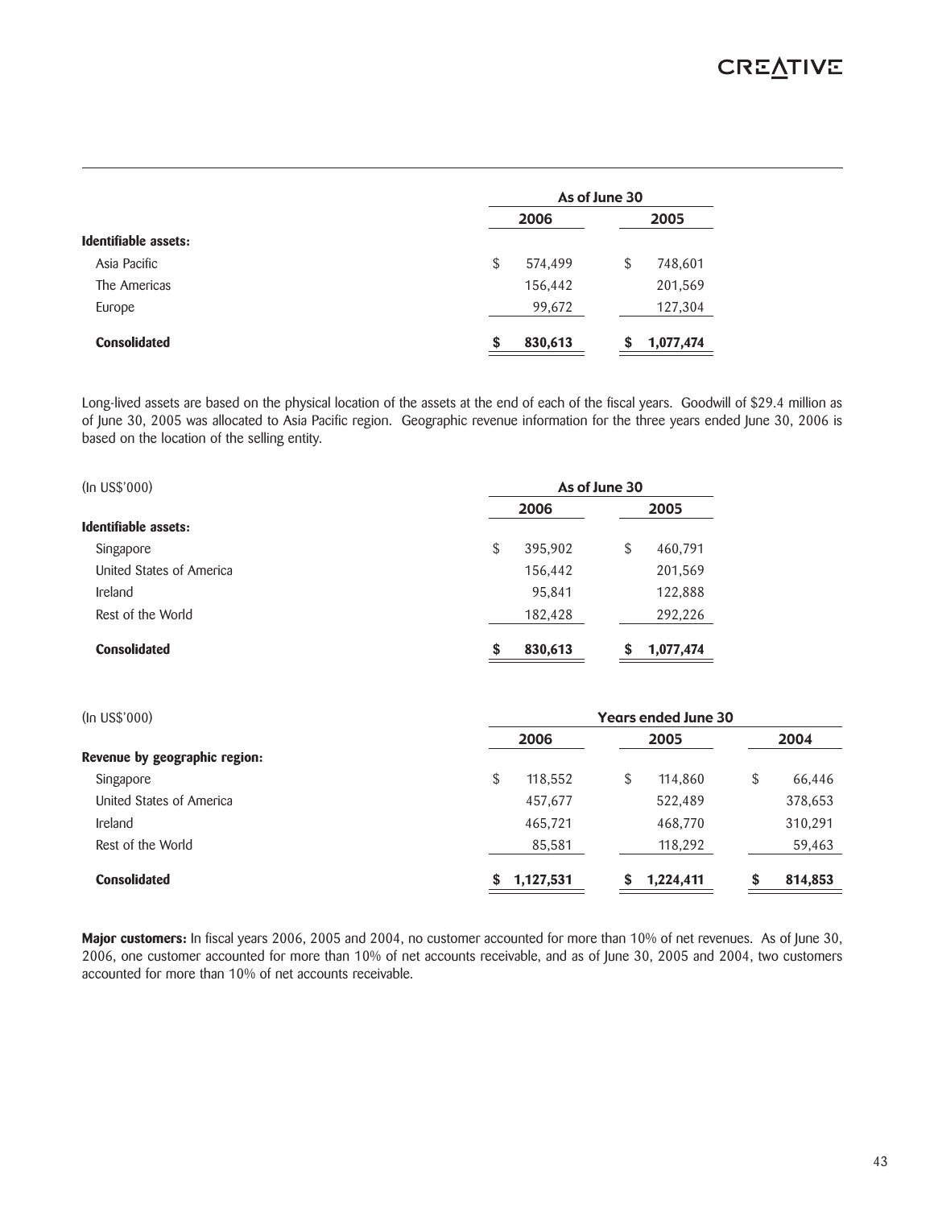| | As of June 30 | |
|---|---|---|
| | 2006 | 2005 |
| **Identifiable assets:** | | |
| Asia Pacific | $ 574,499 | $ 748,601 |
| The Americas | 156,442 | 201,569 |
| Europe | 99,672 | 127,304 |
| **Consolidated** | **$ 830,613** | **$ 1,077,474** |

Long-lived assets are based on the physical location of the assets at the end of each of the fiscal years. Goodwill of $29.4 million as of June 30, 2005 was allocated to Asia Pacific region. Geographic revenue information for the three years ended June 30, 2006 is based on the location of the selling entity.

| (In US$'000) | As of June 30 | |
|---|---|---|
| | 2006 | 2005 |
| **Identifiable assets:** | | |
| Singapore | $ 395,902 | $ 460,791 |
| United States of America | 156,442 | 201,569 |
| Ireland | 95,841 | 122,888 |
| Rest of the World | 182,428 | 292,226 |
| **Consolidated** | **$ 830,613** | **$ 1,077,474** |

| (In US$'000) | Years ended June 30 | | |
|---|---|---|---|
| | 2006 | 2005 | 2004 |
| **Revenue by geographic region:** | | | |
| Singapore | $ 118,552 | $ 114,860 | $ 66,446 |
| United States of America | 457,677 | 522,489 | 378,653 |
| Ireland | 465,721 | 468,770 | 310,291 |
| Rest of the World | 85,581 | 118,292 | 59,463 |
| **Consolidated** | **$ 1,127,531** | **$ 1,224,411** | **$ 814,853** |

**Major customers:** In fiscal years 2006, 2005 and 2004, no customer accounted for more than 10% of net revenues. As of June 30, 2006, one customer accounted for more than 10% of net accounts receivable, and as of June 30, 2005 and 2004, two customers accounted for more than 10% of net accounts receivable.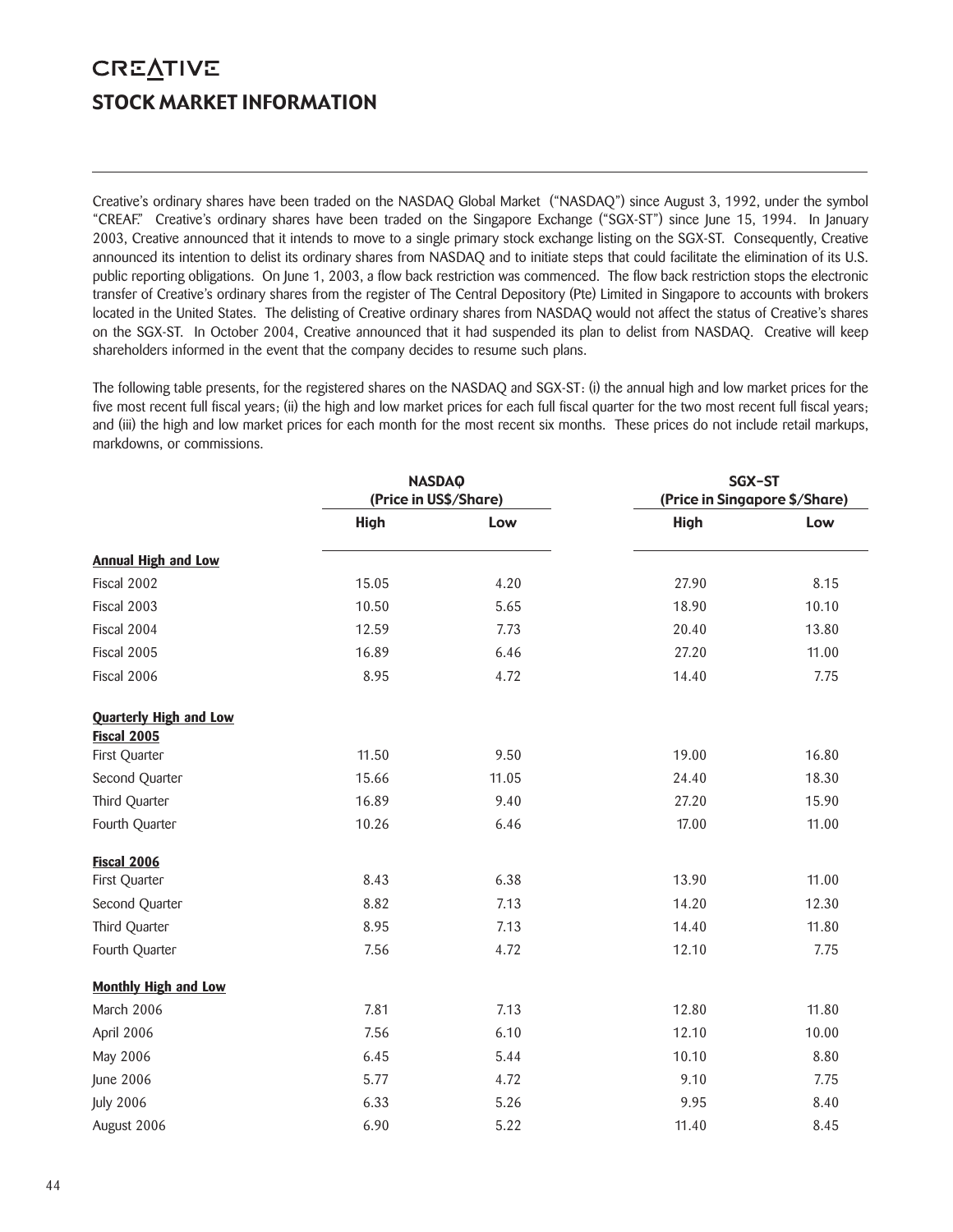# CREATIVE

## STOCK MARKET INFORMATION

Creative's ordinary shares have been traded on the NASDAQ Global Market ("NASDAQ") since August 3, 1992, under the symbol "CREAF." Creative's ordinary shares have been traded on the Singapore Exchange ("SGX-ST") since June 15, 1994. In January 2003, Creative announced that it intends to move to a single primary stock exchange listing on the SGX-ST. Consequently, Creative announced its intention to delist its ordinary shares from NASDAQ and to initiate steps that could facilitate the elimination of its U.S. public reporting obligations. On June 1, 2003, a flow back restriction was commenced. The flow back restriction stops the electronic transfer of Creative's ordinary shares from the register of The Central Depository (Pte) Limited in Singapore to accounts with brokers located in the United States. The delisting of Creative ordinary shares from NASDAQ would not affect the status of Creative's shares on the SGX-ST. In October 2004, Creative announced that it had suspended its plan to delist from NASDAQ. Creative will keep shareholders informed in the event that the company decides to resume such plans.

The following table presents, for the registered shares on the NASDAQ and SGX-ST: (i) the annual high and low market prices for the five most recent full fiscal years; (ii) the high and low market prices for each full fiscal quarter for the two most recent full fiscal years; and (iii) the high and low market prices for each month for the most recent six months. These prices do not include retail markups, markdowns, or commissions.

| | NASDAQ (Price in US$/Share) | | SGX-ST (Price in Singapore $/Share) | |
|---|---|---|---|---|
| | **High** | **Low** | **High** | **Low** |
| **Annual High and Low** | | | | |
| Fiscal 2002 | 15.05 | 4.20 | 27.90 | 8.15 |
| Fiscal 2003 | 10.50 | 5.65 | 18.90 | 10.10 |
| Fiscal 2004 | 12.59 | 7.73 | 20.40 | 13.80 |
| Fiscal 2005 | 16.89 | 6.46 | 27.20 | 11.00 |
| Fiscal 2006 | 8.95 | 4.72 | 14.40 | 7.75 |
| **Quarterly High and Low** | | | | |
| **Fiscal 2005** | | | | |
| First Quarter | 11.50 | 9.50 | 19.00 | 16.80 |
| Second Quarter | 15.66 | 11.05 | 24.40 | 18.30 |
| Third Quarter | 16.89 | 9.40 | 27.20 | 15.90 |
| Fourth Quarter | 10.26 | 6.46 | 17.00 | 11.00 |
| **Fiscal 2006** | | | | |
| First Quarter | 8.43 | 6.38 | 13.90 | 11.00 |
| Second Quarter | 8.82 | 7.13 | 14.20 | 12.30 |
| Third Quarter | 8.95 | 7.13 | 14.40 | 11.80 |
| Fourth Quarter | 7.56 | 4.72 | 12.10 | 7.75 |
| **Monthly High and Low** | | | | |
| March 2006 | 7.81 | 7.13 | 12.80 | 11.80 |
| April 2006 | 7.56 | 6.10 | 12.10 | 10.00 |
| May 2006 | 6.45 | 5.44 | 10.10 | 8.80 |
| June 2006 | 5.77 | 4.72 | 9.10 | 7.75 |
| July 2006 | 6.33 | 5.26 | 9.95 | 8.40 |
| August 2006 | 6.90 | 5.22 | 11.40 | 8.45 |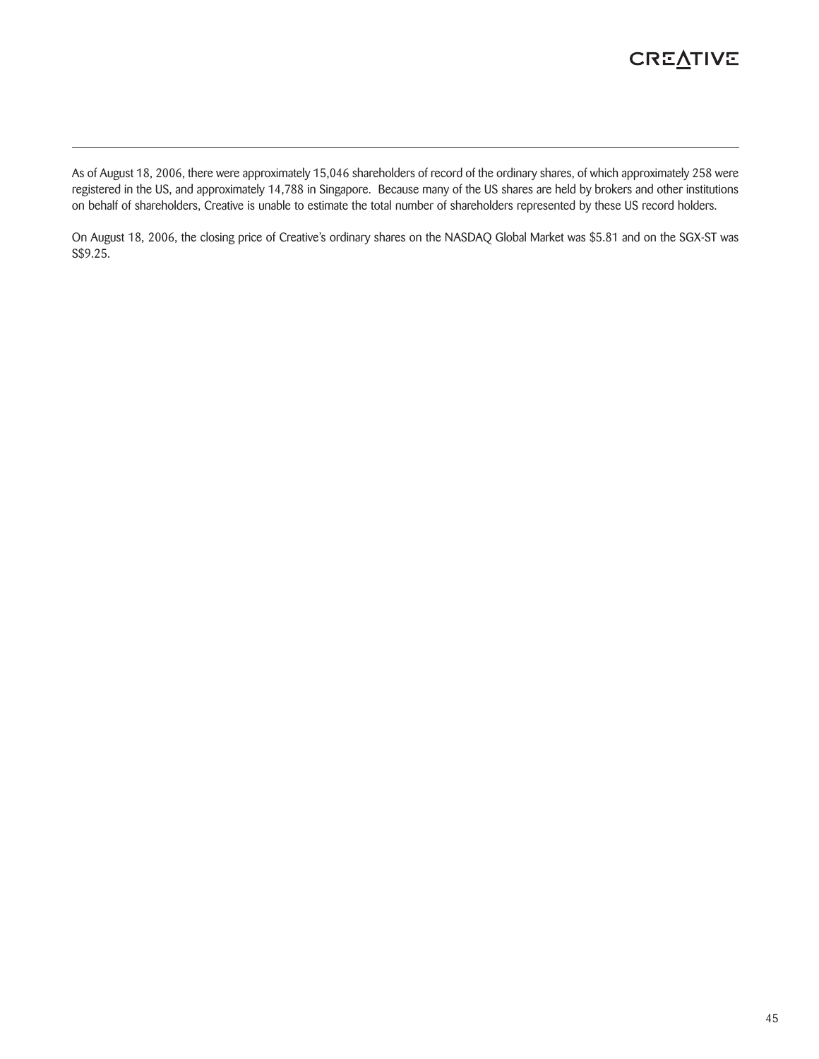As of August 18, 2006, there were approximately 15,046 shareholders of record of the ordinary shares, of which approximately 258 were registered in the US, and approximately 14,788 in Singapore. Because many of the US shares are held by brokers and other institutions on behalf of shareholders, Creative is unable to estimate the total number of shareholders represented by these US record holders.

On August 18, 2006, the closing price of Creative's ordinary shares on the NASDAQ Global Market was $5.81 and on the SGX-ST was S$9.25.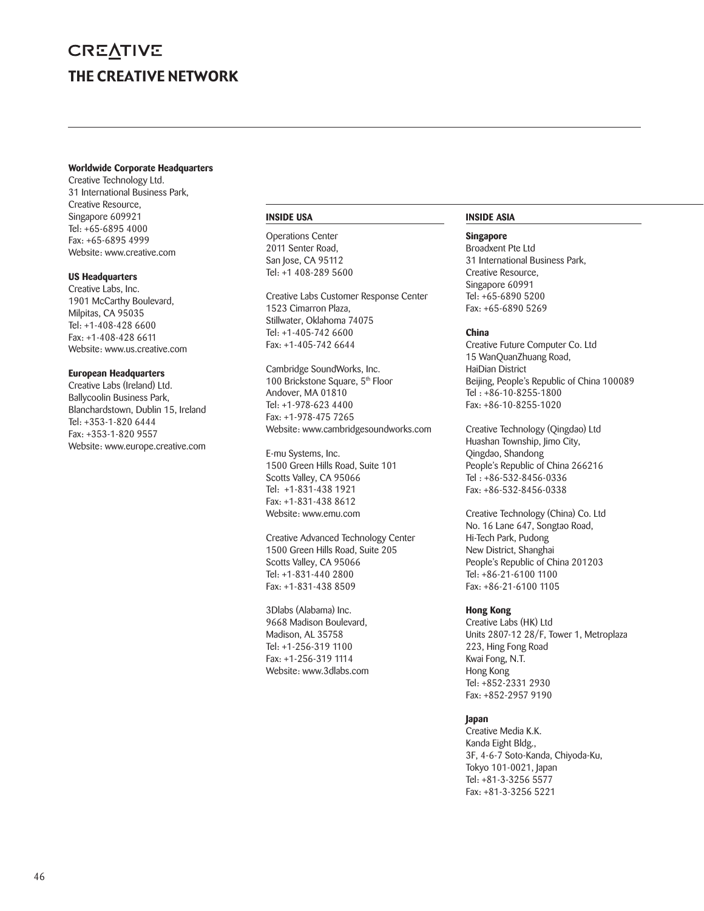CREATIVE

# THE CREATIVE NETWORK

**Worldwide Corporate Headquarters**
Creative Technology Ltd.
31 International Business Park,
Creative Resource,
Singapore 609921
Tel: +65-6895 4000
Fax: +65-6895 4999
Website: www.creative.com

**US Headquarters**
Creative Labs, Inc.
1901 McCarthy Boulevard,
Milpitas, CA 95035
Tel: +1-408-428 6600
Fax: +1-408-428 6611
Website: www.us.creative.com

**European Headquarters**
Creative Labs (Ireland) Ltd.
Ballycoolin Business Park,
Blanchardstown, Dublin 15, Ireland
Tel: +353-1-820 6444
Fax: +353-1-820 9557
Website: www.europe.creative.com

## INSIDE USA

Operations Center
2011 Senter Road,
San Jose, CA 95112
Tel: +1 408-289 5600

Creative Labs Customer Response Center
1523 Cimarron Plaza,
Stillwater, Oklahoma 74075
Tel: +1-405-742 6600
Fax: +1-405-742 6644

Cambridge SoundWorks, Inc.
100 Brickstone Square, 5th Floor
Andover, MA 01810
Tel: +1-978-623 4400
Fax: +1-978-475 7265
Website: www.cambridgesoundworks.com

E-mu Systems, Inc.
1500 Green Hills Road, Suite 101
Scotts Valley, CA 95066
Tel: +1-831-438 1921
Fax: +1-831-438 8612
Website: www.emu.com

Creative Advanced Technology Center
1500 Green Hills Road, Suite 205
Scotts Valley, CA 95066
Tel: +1-831-440 2800
Fax: +1-831-438 8509

3Dlabs (Alabama) Inc.
9668 Madison Boulevard,
Madison, AL 35758
Tel: +1-256-319 1100
Fax: +1-256-319 1114
Website: www.3dlabs.com

## INSIDE ASIA

**Singapore**
Broadxent Pte Ltd
31 International Business Park,
Creative Resource,
Singapore 60991
Tel: +65-6890 5200
Fax: +65-6890 5269

**China**
Creative Future Computer Co. Ltd
15 WanQuanZhuang Road,
HaiDian District
Beijing, People's Republic of China 100089
Tel : +86-10-8255-1800
Fax: +86-10-8255-1020

Creative Technology (Qingdao) Ltd
Huashan Township, Jimo City,
Qingdao, Shandong
People's Republic of China 266216
Tel : +86-532-8456-0336
Fax: +86-532-8456-0338

Creative Technology (China) Co. Ltd
No. 16 Lane 647, Songtao Road,
Hi-Tech Park, Pudong
New District, Shanghai
People's Republic of China 201203
Tel: +86-21-6100 1100
Fax: +86-21-6100 1105

**Hong Kong**
Creative Labs (HK) Ltd
Units 2807-12 28/F, Tower 1, Metroplaza
223, Hing Fong Road
Kwai Fong, N.T.
Hong Kong
Tel: +852-2331 2930
Fax: +852-2957 9190

**Japan**
Creative Media K.K.
Kanda Eight Bldg.,
3F, 4-6-7 Soto-Kanda, Chiyoda-Ku,
Tokyo 101-0021, Japan
Tel: +81-3-3256 5577
Fax: +81-3-3256 5221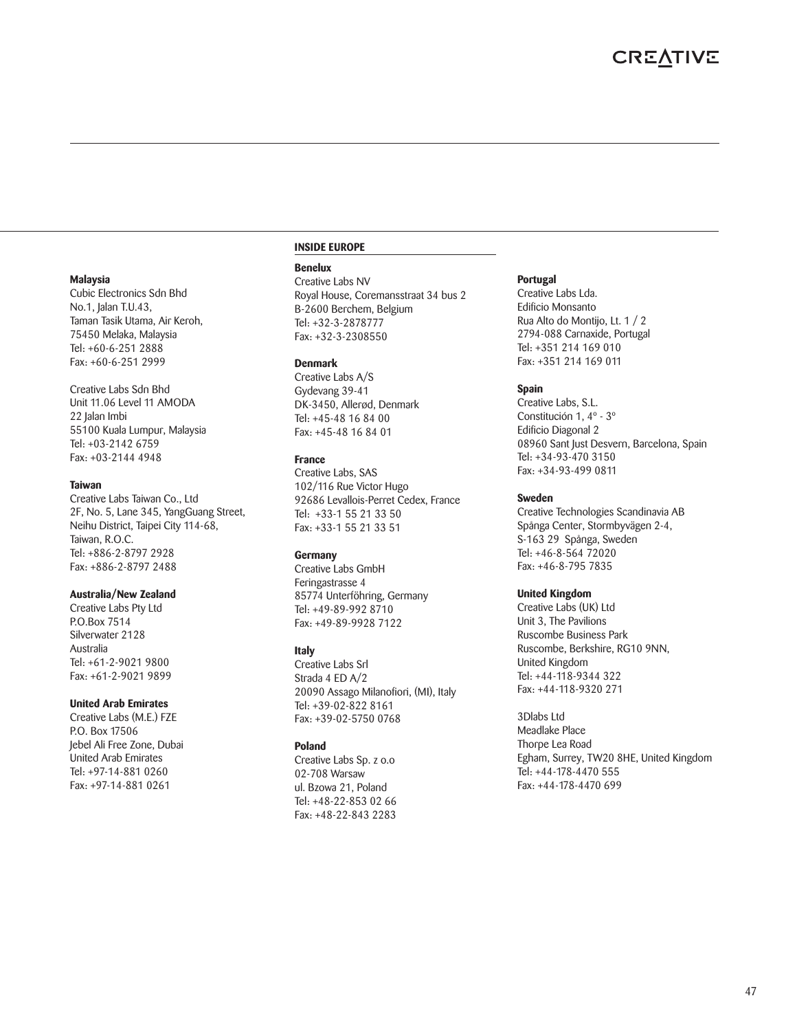**Malaysia**
Cubic Electronics Sdn Bhd
No.1, Jalan T.U.43,
Taman Tasik Utama, Air Keroh,
75450 Melaka, Malaysia
Tel: +60-6-251 2888
Fax: +60-6-251 2999

Creative Labs Sdn Bhd
Unit 11.06 Level 11 AMODA
22 Jalan Imbi
55100 Kuala Lumpur, Malaysia
Tel: +03-2142 6759
Fax: +03-2144 4948

**Taiwan**
Creative Labs Taiwan Co., Ltd
2F, No. 5, Lane 345, YangGuang Street,
Neihu District, Taipei City 114-68,
Taiwan, R.O.C.
Tel: +886-2-8797 2928
Fax: +886-2-8797 2488

**Australia/New Zealand**
Creative Labs Pty Ltd
P.O.Box 7514
Silverwater 2128
Australia
Tel: +61-2-9021 9800
Fax: +61-2-9021 9899

**United Arab Emirates**
Creative Labs (M.E.) FZE
P.O. Box 17506
Jebel Ali Free Zone, Dubai
United Arab Emirates
Tel: +97-14-881 0260
Fax: +97-14-881 0261

## INSIDE EUROPE

**Benelux**
Creative Labs NV
Royal House, Coremansstraat 34 bus 2
B-2600 Berchem, Belgium
Tel: +32-3-2878777
Fax: +32-3-2308550

**Denmark**
Creative Labs A/S
Gydevang 39-41
DK-3450, Allerød, Denmark
Tel: +45-48 16 84 00
Fax: +45-48 16 84 01

**France**
Creative Labs, SAS
102/116 Rue Victor Hugo
92686 Levallois-Perret Cedex, France
Tel: +33-1 55 21 33 50
Fax: +33-1 55 21 33 51

**Germany**
Creative Labs GmbH
Feringastrasse 4
85774 Unterföhring, Germany
Tel: +49-89-992 8710
Fax: +49-89-9928 7122

**Italy**
Creative Labs Srl
Strada 4 ED A/2
20090 Assago Milanofiori, (MI), Italy
Tel: +39-02-822 8161
Fax: +39-02-5750 0768

**Poland**
Creative Labs Sp. z o.o
02-708 Warsaw
ul. Bzowa 21, Poland
Tel: +48-22-853 02 66
Fax: +48-22-843 2283

**Portugal**
Creative Labs Lda.
Edificio Monsanto
Rua Alto do Montijo, Lt. 1 / 2
2794-088 Carnaxide, Portugal
Tel: +351 214 169 010
Fax: +351 214 169 011

**Spain**
Creative Labs, S.L.
Constitución 1, 4º - 3º
Edificio Diagonal 2
08960 Sant Just Desvern, Barcelona, Spain
Tel: +34-93-470 3150
Fax: +34-93-499 0811

**Sweden**
Creative Technologies Scandinavia AB
Spånga Center, Stormbyvägen 2-4,
S-163 29 Spånga, Sweden
Tel: +46-8-564 72020
Fax: +46-8-795 7835

**United Kingdom**
Creative Labs (UK) Ltd
Unit 3, The Pavilions
Ruscombe Business Park
Ruscombe, Berkshire, RG10 9NN,
United Kingdom
Tel: +44-118-9344 322
Fax: +44-118-9320 271

3Dlabs Ltd
Meadlake Place
Thorpe Lea Road
Egham, Surrey, TW20 8HE, United Kingdom
Tel: +44-178-4470 555
Fax: +44-178-4470 699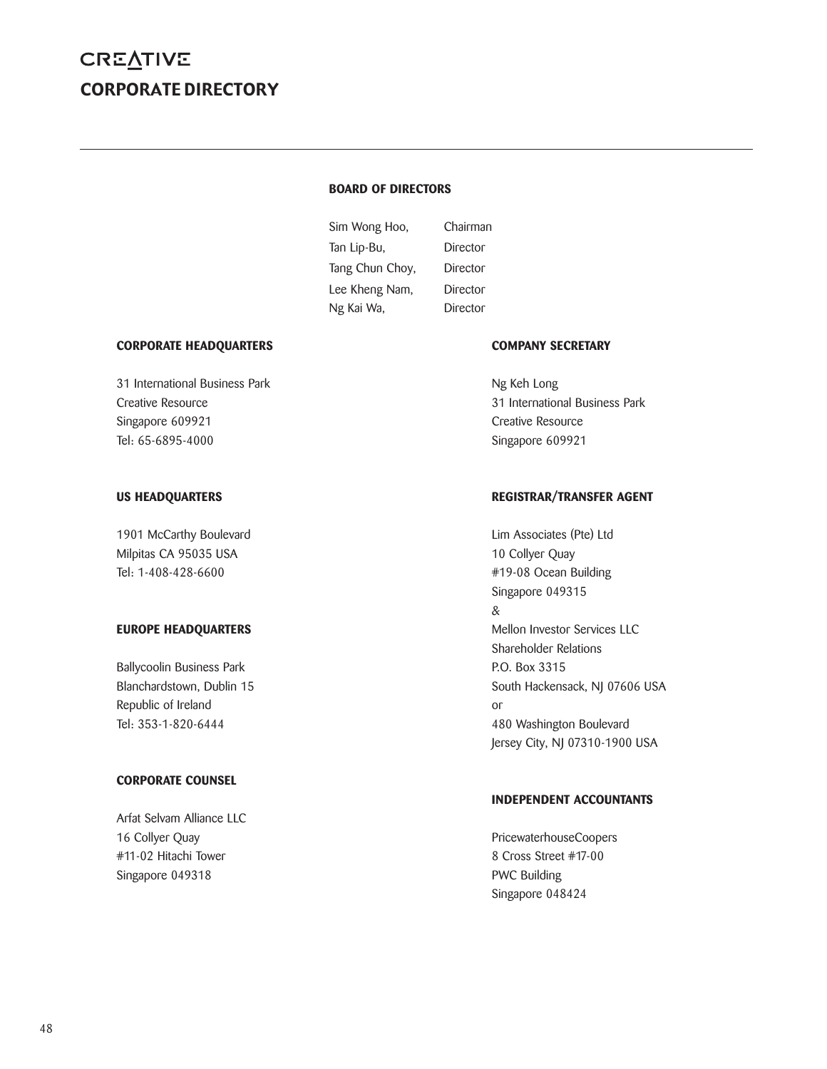# CREATIVE

## CORPORATE DIRECTORY

### BOARD OF DIRECTORS

| | |
|---|---|
| Sim Wong Hoo, | Chairman |
| Tan Lip-Bu, | Director |
| Tang Chun Choy, | Director |
| Lee Kheng Nam, | Director |
| Ng Kai Wa, | Director |

### CORPORATE HEADQUARTERS

31 International Business Park  
Creative Resource  
Singapore 609921  
Tel: 65-6895-4000

### US HEADQUARTERS

1901 McCarthy Boulevard  
Milpitas CA 95035 USA  
Tel: 1-408-428-6600

### EUROPE HEADQUARTERS

Ballycoolin Business Park  
Blanchardstown, Dublin 15  
Republic of Ireland  
Tel: 353-1-820-6444

### CORPORATE COUNSEL

Arfat Selvam Alliance LLC  
16 Collyer Quay  
#11-02 Hitachi Tower  
Singapore 049318

### COMPANY SECRETARY

Ng Keh Long  
31 International Business Park  
Creative Resource  
Singapore 609921

### REGISTRAR/TRANSFER AGENT

Lim Associates (Pte) Ltd  
10 Collyer Quay  
#19-08 Ocean Building  
Singapore 049315  
&  
Mellon Investor Services LLC  
Shareholder Relations  
P.O. Box 3315  
South Hackensack, NJ 07606 USA  
or  
480 Washington Boulevard  
Jersey City, NJ 07310-1900 USA

### INDEPENDENT ACCOUNTANTS

PricewaterhouseCoopers  
8 Cross Street #17-00  
PWC Building  
Singapore 048424